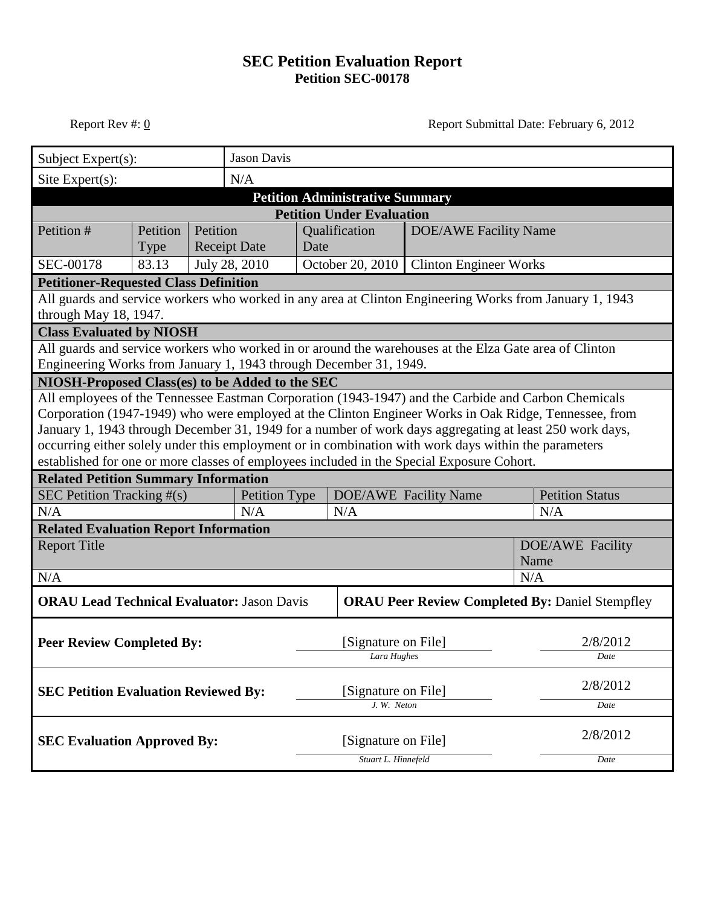# SEC Petition Evaluation Report

## Petition SEC-00178

Report Rev #: 0

Report Submittal Date: February 6, 2012

| Subject Expert(s): | Jason Davis |
|---|---|
| Site Expert(s): | N/A |

**Petition Administrative Summary**

**Petition Under Evaluation**

| Petition # | Petition Type | Petition Receipt Date | Qualification Date | DOE/AWE Facility Name |
|---|---|---|---|---|
| SEC-00178 | 83.13 | July 28, 2010 | October 20, 2010 | Clinton Engineer Works |

**Petitioner-Requested Class Definition**

All guards and service workers who worked in any area at Clinton Engineering Works from January 1, 1943 through May 18, 1947.

**Class Evaluated by NIOSH**

All guards and service workers who worked in or around the warehouses at the Elza Gate area of Clinton Engineering Works from January 1, 1943 through December 31, 1949.

**NIOSH-Proposed Class(es) to be Added to the SEC**

All employees of the Tennessee Eastman Corporation (1943-1947) and the Carbide and Carbon Chemicals Corporation (1947-1949) who were employed at the Clinton Engineer Works in Oak Ridge, Tennessee, from January 1, 1943 through December 31, 1949 for a number of work days aggregating at least 250 work days, occurring either solely under this employment or in combination with work days within the parameters established for one or more classes of employees included in the Special Exposure Cohort.

**Related Petition Summary Information**

| SEC Petition Tracking #(s) | Petition Type | DOE/AWE Facility Name | Petition Status |
|---|---|---|---|
| N/A | N/A | N/A | N/A |

**Related Evaluation Report Information**

| Report Title | DOE/AWE Facility Name |
|---|---|
| N/A | N/A |

**ORAU Lead Technical Evaluator:** Jason Davis

**ORAU Peer Review Completed By:** Daniel Stempfley

| | | |
|---|---|---|
| **Peer Review Completed By:** | [Signature on File] *Lara Hughes* | 2/8/2012 *Date* |
| **SEC Petition Evaluation Reviewed By:** | [Signature on File] *J. W. Neton* | 2/8/2012 *Date* |
| **SEC Evaluation Approved By:** | [Signature on File] *Stuart L. Hinnefeld* | 2/8/2012 *Date* |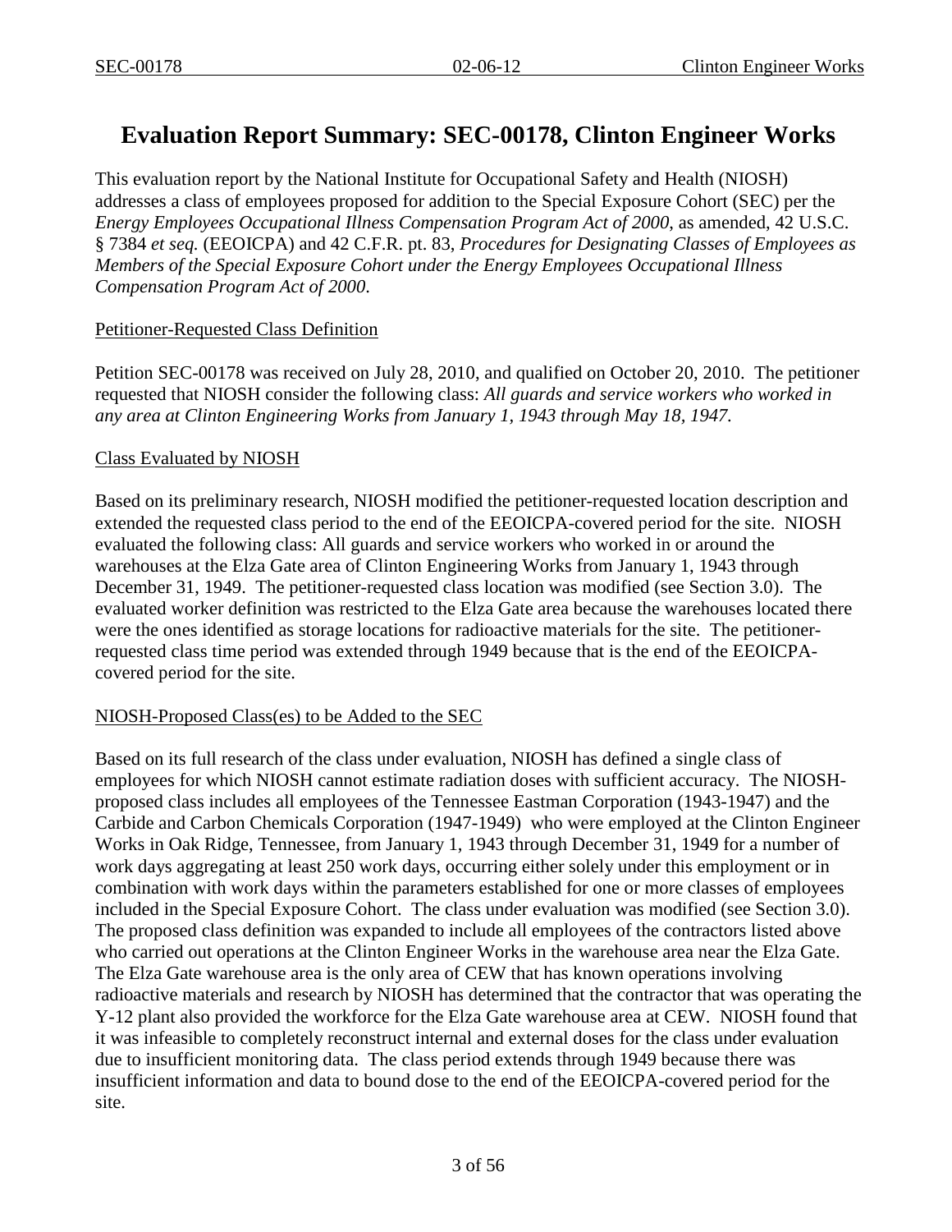# Evaluation Report Summary: SEC-00178, Clinton Engineer Works

This evaluation report by the National Institute for Occupational Safety and Health (NIOSH) addresses a class of employees proposed for addition to the Special Exposure Cohort (SEC) per the *Energy Employees Occupational Illness Compensation Program Act of 2000*, as amended, 42 U.S.C. § 7384 *et seq.* (EEOICPA) and 42 C.F.R. pt. 83, *Procedures for Designating Classes of Employees as Members of the Special Exposure Cohort under the Energy Employees Occupational Illness Compensation Program Act of 2000*.

## Petitioner-Requested Class Definition

Petition SEC-00178 was received on July 28, 2010, and qualified on October 20, 2010. The petitioner requested that NIOSH consider the following class: *All guards and service workers who worked in any area at Clinton Engineering Works from January 1, 1943 through May 18, 1947.*

## Class Evaluated by NIOSH

Based on its preliminary research, NIOSH modified the petitioner-requested location description and extended the requested class period to the end of the EEOICPA-covered period for the site. NIOSH evaluated the following class: All guards and service workers who worked in or around the warehouses at the Elza Gate area of Clinton Engineering Works from January 1, 1943 through December 31, 1949. The petitioner-requested class location was modified (see Section 3.0). The evaluated worker definition was restricted to the Elza Gate area because the warehouses located there were the ones identified as storage locations for radioactive materials for the site. The petitioner-requested class time period was extended through 1949 because that is the end of the EEOICPA-covered period for the site.

## NIOSH-Proposed Class(es) to be Added to the SEC

Based on its full research of the class under evaluation, NIOSH has defined a single class of employees for which NIOSH cannot estimate radiation doses with sufficient accuracy. The NIOSH-proposed class includes all employees of the Tennessee Eastman Corporation (1943-1947) and the Carbide and Carbon Chemicals Corporation (1947-1949) who were employed at the Clinton Engineer Works in Oak Ridge, Tennessee, from January 1, 1943 through December 31, 1949 for a number of work days aggregating at least 250 work days, occurring either solely under this employment or in combination with work days within the parameters established for one or more classes of employees included in the Special Exposure Cohort. The class under evaluation was modified (see Section 3.0). The proposed class definition was expanded to include all employees of the contractors listed above who carried out operations at the Clinton Engineer Works in the warehouse area near the Elza Gate. The Elza Gate warehouse area is the only area of CEW that has known operations involving radioactive materials and research by NIOSH has determined that the contractor that was operating the Y-12 plant also provided the workforce for the Elza Gate warehouse area at CEW. NIOSH found that it was infeasible to completely reconstruct internal and external doses for the class under evaluation due to insufficient monitoring data. The class period extends through 1949 because there was insufficient information and data to bound dose to the end of the EEOICPA-covered period for the site.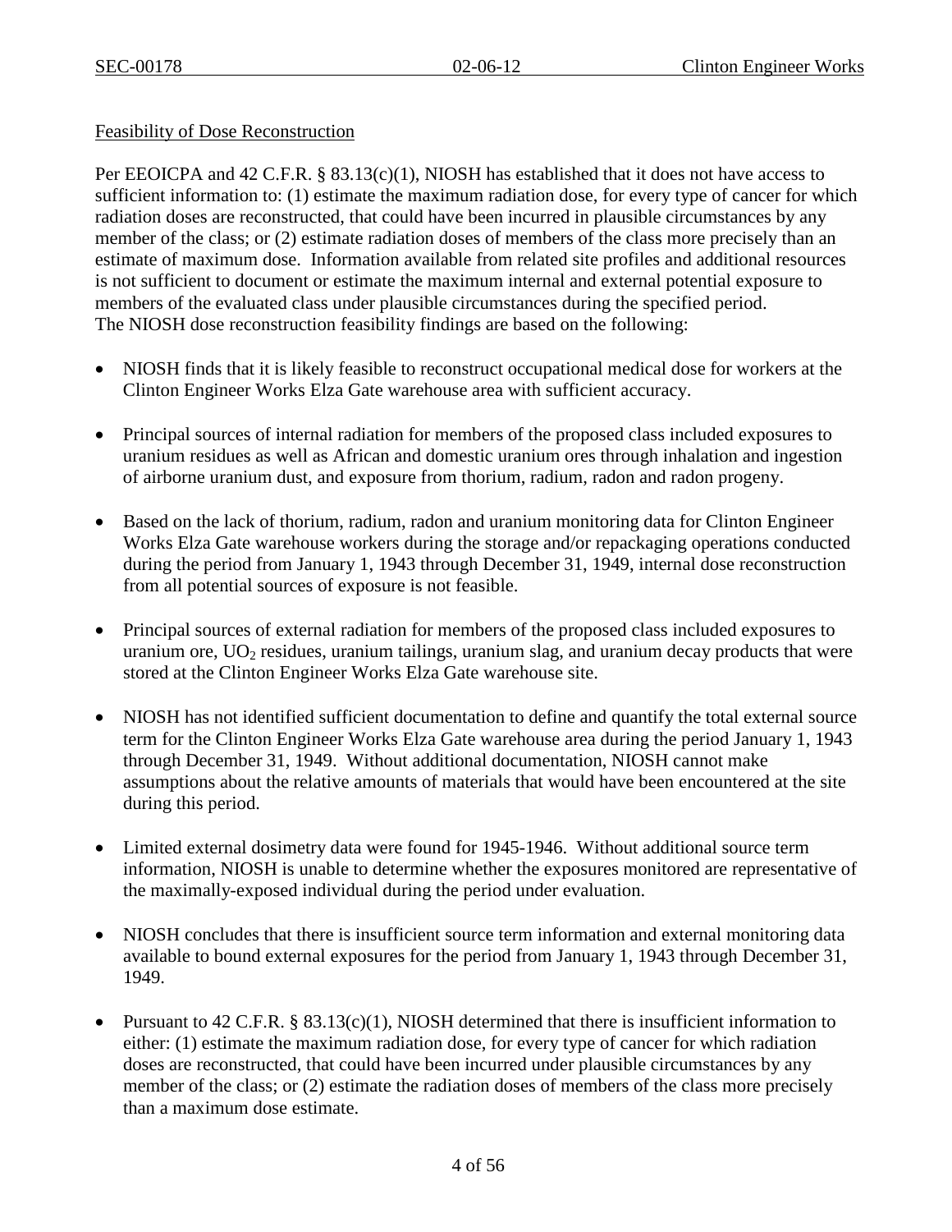## Feasibility of Dose Reconstruction

Per EEOICPA and 42 C.F.R. § 83.13(c)(1), NIOSH has established that it does not have access to sufficient information to: (1) estimate the maximum radiation dose, for every type of cancer for which radiation doses are reconstructed, that could have been incurred in plausible circumstances by any member of the class; or (2) estimate radiation doses of members of the class more precisely than an estimate of maximum dose. Information available from related site profiles and additional resources is not sufficient to document or estimate the maximum internal and external potential exposure to members of the evaluated class under plausible circumstances during the specified period. The NIOSH dose reconstruction feasibility findings are based on the following:

- NIOSH finds that it is likely feasible to reconstruct occupational medical dose for workers at the Clinton Engineer Works Elza Gate warehouse area with sufficient accuracy.
- Principal sources of internal radiation for members of the proposed class included exposures to uranium residues as well as African and domestic uranium ores through inhalation and ingestion of airborne uranium dust, and exposure from thorium, radium, radon and radon progeny.
- Based on the lack of thorium, radium, radon and uranium monitoring data for Clinton Engineer Works Elza Gate warehouse workers during the storage and/or repackaging operations conducted during the period from January 1, 1943 through December 31, 1949, internal dose reconstruction from all potential sources of exposure is not feasible.
- Principal sources of external radiation for members of the proposed class included exposures to uranium ore, $UO_2$ residues, uranium tailings, uranium slag, and uranium decay products that were stored at the Clinton Engineer Works Elza Gate warehouse site.
- NIOSH has not identified sufficient documentation to define and quantify the total external source term for the Clinton Engineer Works Elza Gate warehouse area during the period January 1, 1943 through December 31, 1949. Without additional documentation, NIOSH cannot make assumptions about the relative amounts of materials that would have been encountered at the site during this period.
- Limited external dosimetry data were found for 1945-1946. Without additional source term information, NIOSH is unable to determine whether the exposures monitored are representative of the maximally-exposed individual during the period under evaluation.
- NIOSH concludes that there is insufficient source term information and external monitoring data available to bound external exposures for the period from January 1, 1943 through December 31, 1949.
- Pursuant to 42 C.F.R. § 83.13(c)(1), NIOSH determined that there is insufficient information to either: (1) estimate the maximum radiation dose, for every type of cancer for which radiation doses are reconstructed, that could have been incurred under plausible circumstances by any member of the class; or (2) estimate the radiation doses of members of the class more precisely than a maximum dose estimate.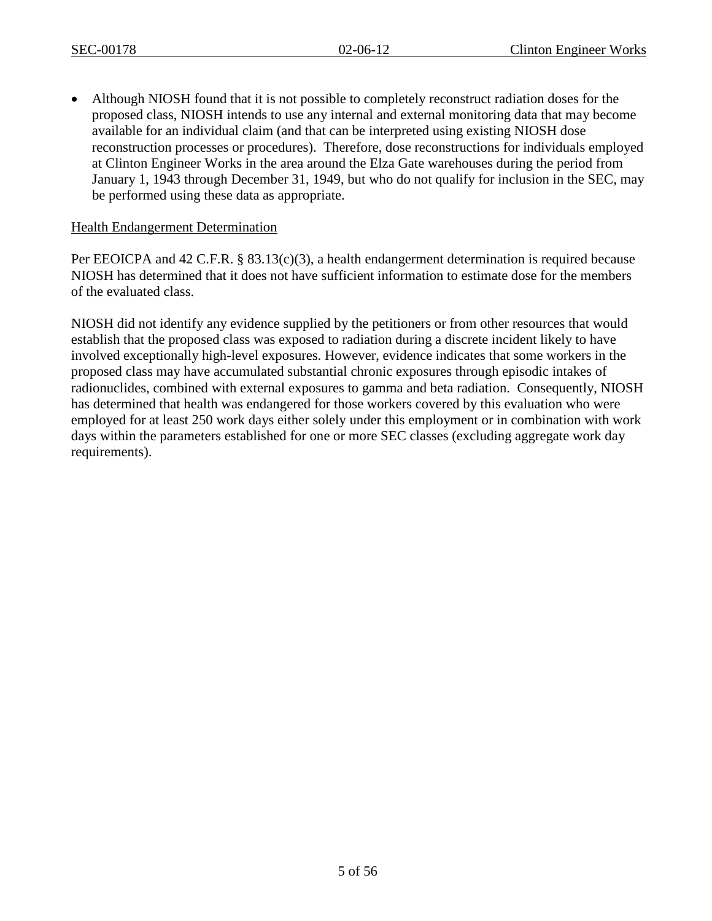- Although NIOSH found that it is not possible to completely reconstruct radiation doses for the proposed class, NIOSH intends to use any internal and external monitoring data that may become available for an individual claim (and that can be interpreted using existing NIOSH dose reconstruction processes or procedures). Therefore, dose reconstructions for individuals employed at Clinton Engineer Works in the area around the Elza Gate warehouses during the period from January 1, 1943 through December 31, 1949, but who do not qualify for inclusion in the SEC, may be performed using these data as appropriate.

Health Endangerment Determination

Per EEOICPA and 42 C.F.R. § 83.13(c)(3), a health endangerment determination is required because NIOSH has determined that it does not have sufficient information to estimate dose for the members of the evaluated class.

NIOSH did not identify any evidence supplied by the petitioners or from other resources that would establish that the proposed class was exposed to radiation during a discrete incident likely to have involved exceptionally high-level exposures. However, evidence indicates that some workers in the proposed class may have accumulated substantial chronic exposures through episodic intakes of radionuclides, combined with external exposures to gamma and beta radiation. Consequently, NIOSH has determined that health was endangered for those workers covered by this evaluation who were employed for at least 250 work days either solely under this employment or in combination with work days within the parameters established for one or more SEC classes (excluding aggregate work day requirements).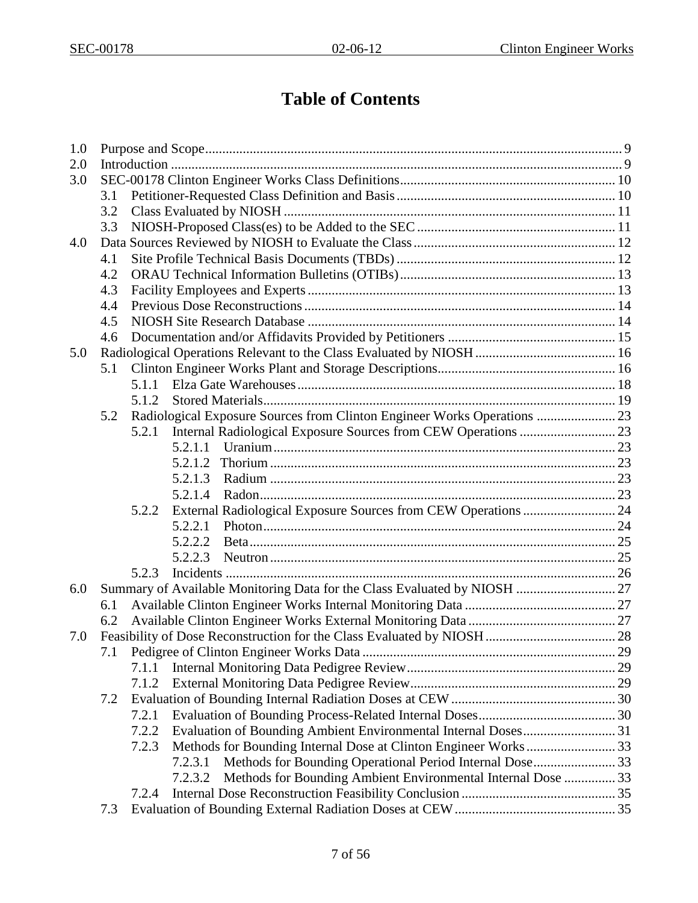# Table of Contents

| | | |
|---|---|---|
| 1.0 | Purpose and Scope | 9 |
| 2.0 | Introduction | 9 |
| 3.0 | SEC-00178 Clinton Engineer Works Class Definitions | 10 |
| | 3.1 Petitioner-Requested Class Definition and Basis | 10 |
| | 3.2 Class Evaluated by NIOSH | 11 |
| | 3.3 NIOSH-Proposed Class(es) to be Added to the SEC | 11 |
| 4.0 | Data Sources Reviewed by NIOSH to Evaluate the Class | 12 |
| | 4.1 Site Profile Technical Basis Documents (TBDs) | 12 |
| | 4.2 ORAU Technical Information Bulletins (OTIBs) | 13 |
| | 4.3 Facility Employees and Experts | 13 |
| | 4.4 Previous Dose Reconstructions | 14 |
| | 4.5 NIOSH Site Research Database | 14 |
| | 4.6 Documentation and/or Affidavits Provided by Petitioners | 15 |
| 5.0 | Radiological Operations Relevant to the Class Evaluated by NIOSH | 16 |
| | 5.1 Clinton Engineer Works Plant and Storage Descriptions | 16 |
| | 5.1.1 Elza Gate Warehouses | 18 |
| | 5.1.2 Stored Materials | 19 |
| | 5.2 Radiological Exposure Sources from Clinton Engineer Works Operations | 23 |
| | 5.2.1 Internal Radiological Exposure Sources from CEW Operations | 23 |
| | 5.2.1.1 Uranium | 23 |
| | 5.2.1.2 Thorium | 23 |
| | 5.2.1.3 Radium | 23 |
| | 5.2.1.4 Radon | 23 |
| | 5.2.2 External Radiological Exposure Sources from CEW Operations | 24 |
| | 5.2.2.1 Photon | 24 |
| | 5.2.2.2 Beta | 25 |
| | 5.2.2.3 Neutron | 25 |
| | 5.2.3 Incidents | 26 |
| 6.0 | Summary of Available Monitoring Data for the Class Evaluated by NIOSH | 27 |
| | 6.1 Available Clinton Engineer Works Internal Monitoring Data | 27 |
| | 6.2 Available Clinton Engineer Works External Monitoring Data | 27 |
| 7.0 | Feasibility of Dose Reconstruction for the Class Evaluated by NIOSH | 28 |
| | 7.1 Pedigree of Clinton Engineer Works Data | 29 |
| | 7.1.1 Internal Monitoring Data Pedigree Review | 29 |
| | 7.1.2 External Monitoring Data Pedigree Review | 29 |
| | 7.2 Evaluation of Bounding Internal Radiation Doses at CEW | 30 |
| | 7.2.1 Evaluation of Bounding Process-Related Internal Doses | 30 |
| | 7.2.2 Evaluation of Bounding Ambient Environmental Internal Doses | 31 |
| | 7.2.3 Methods for Bounding Internal Dose at Clinton Engineer Works | 33 |
| | 7.2.3.1 Methods for Bounding Operational Period Internal Dose | 33 |
| | 7.2.3.2 Methods for Bounding Ambient Environmental Internal Dose | 33 |
| | 7.2.4 Internal Dose Reconstruction Feasibility Conclusion | 35 |
| | 7.3 Evaluation of Bounding External Radiation Doses at CEW | 35 |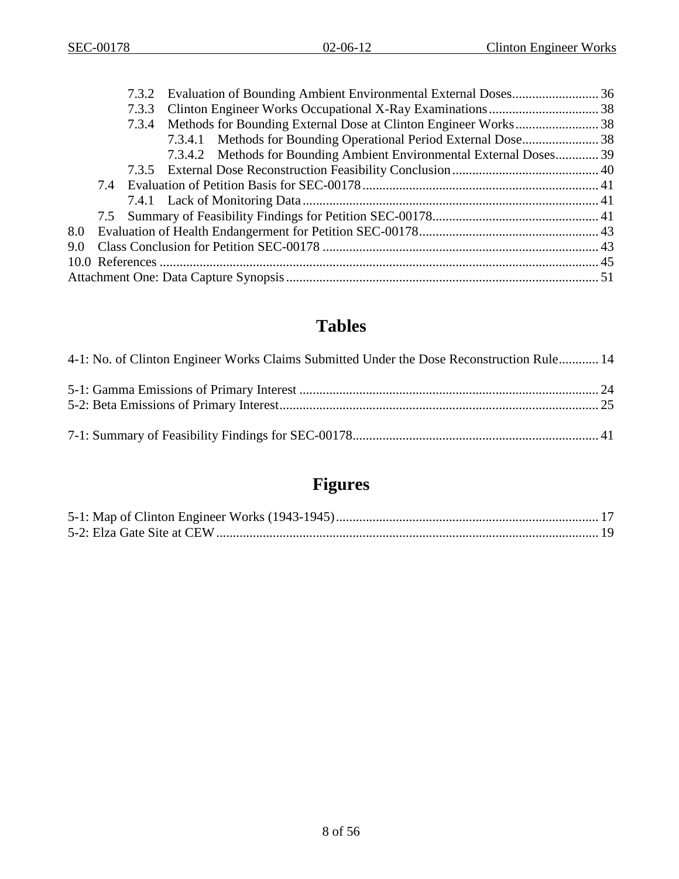7.3.2 Evaluation of Bounding Ambient Environmental External Doses .......................... 36
7.3.3 Clinton Engineer Works Occupational X-Ray Examinations ................................. 38
7.3.4 Methods for Bounding External Dose at Clinton Engineer Works ......................... 38
7.3.4.1 Methods for Bounding Operational Period External Dose ....................... 38
7.3.4.2 Methods for Bounding Ambient Environmental External Doses ............. 39
7.3.5 External Dose Reconstruction Feasibility Conclusion ............................................ 40
7.4 Evaluation of Petition Basis for SEC-00178 ....................................................................... 41
7.4.1 Lack of Monitoring Data .......................................................................................... 41
7.5 Summary of Feasibility Findings for Petition SEC-00178 .................................................. 41
8.0 Evaluation of Health Endangerment for Petition SEC-00178 ...................................................... 43
9.0 Class Conclusion for Petition SEC-00178 ................................................................................... 43
10.0 References .................................................................................................................................... 45
Attachment One: Data Capture Synopsis .............................................................................................. 51

# Tables

4-1: No. of Clinton Engineer Works Claims Submitted Under the Dose Reconstruction Rule ............ 14

5-1: Gamma Emissions of Primary Interest .......................................................................................... 24
5-2: Beta Emissions of Primary Interest ................................................................................................ 25

7-1: Summary of Feasibility Findings for SEC-00178 .......................................................................... 41

# Figures

5-1: Map of Clinton Engineer Works (1943-1945) ............................................................................... 17
5-2: Elza Gate Site at CEW ................................................................................................................... 19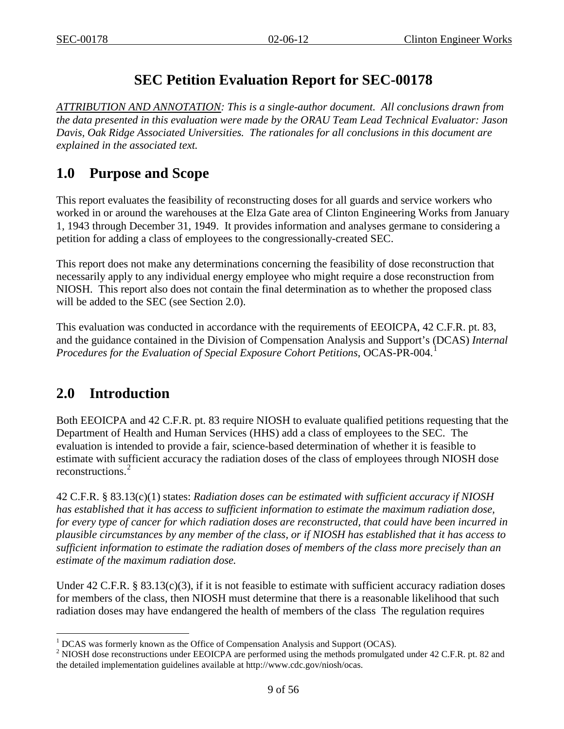# SEC Petition Evaluation Report for SEC-00178

*ATTRIBUTION AND ANNOTATION: This is a single-author document. All conclusions drawn from the data presented in this evaluation were made by the ORAU Team Lead Technical Evaluator: Jason Davis, Oak Ridge Associated Universities. The rationales for all conclusions in this document are explained in the associated text.*

## 1.0 Purpose and Scope

This report evaluates the feasibility of reconstructing doses for all guards and service workers who worked in or around the warehouses at the Elza Gate area of Clinton Engineering Works from January 1, 1943 through December 31, 1949. It provides information and analyses germane to considering a petition for adding a class of employees to the congressionally-created SEC.

This report does not make any determinations concerning the feasibility of dose reconstruction that necessarily apply to any individual energy employee who might require a dose reconstruction from NIOSH. This report also does not contain the final determination as to whether the proposed class will be added to the SEC (see Section 2.0).

This evaluation was conducted in accordance with the requirements of EEOICPA, 42 C.F.R. pt. 83, and the guidance contained in the Division of Compensation Analysis and Support's (DCAS) *Internal Procedures for the Evaluation of Special Exposure Cohort Petitions*, OCAS-PR-004.[1]

## 2.0 Introduction

Both EEOICPA and 42 C.F.R. pt. 83 require NIOSH to evaluate qualified petitions requesting that the Department of Health and Human Services (HHS) add a class of employees to the SEC. The evaluation is intended to provide a fair, science-based determination of whether it is feasible to estimate with sufficient accuracy the radiation doses of the class of employees through NIOSH dose reconstructions.[2]

42 C.F.R. § 83.13(c)(1) states: *Radiation doses can be estimated with sufficient accuracy if NIOSH has established that it has access to sufficient information to estimate the maximum radiation dose, for every type of cancer for which radiation doses are reconstructed, that could have been incurred in plausible circumstances by any member of the class, or if NIOSH has established that it has access to sufficient information to estimate the radiation doses of members of the class more precisely than an estimate of the maximum radiation dose.*

Under 42 C.F.R. § 83.13(c)(3), if it is not feasible to estimate with sufficient accuracy radiation doses for members of the class, then NIOSH must determine that there is a reasonable likelihood that such radiation doses may have endangered the health of members of the class The regulation requires

---

[1] DCAS was formerly known as the Office of Compensation Analysis and Support (OCAS).

[2] NIOSH dose reconstructions under EEOICPA are performed using the methods promulgated under 42 C.F.R. pt. 82 and the detailed implementation guidelines available at http://www.cdc.gov/niosh/ocas.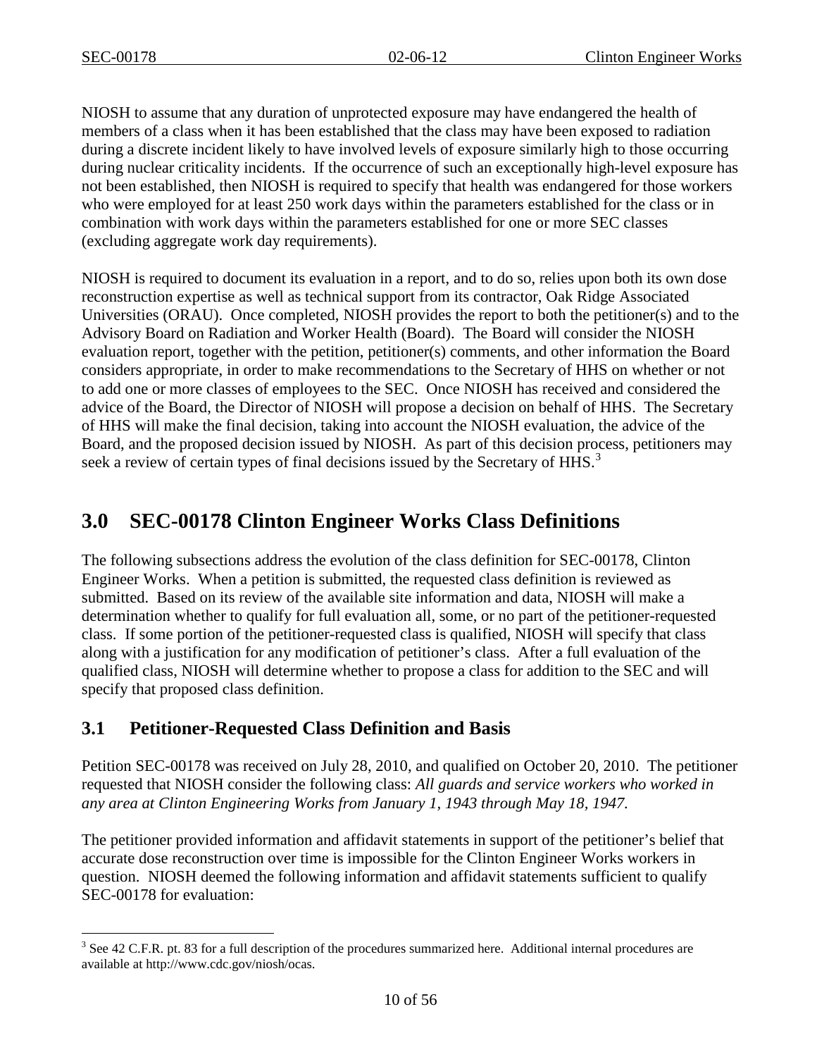NIOSH to assume that any duration of unprotected exposure may have endangered the health of members of a class when it has been established that the class may have been exposed to radiation during a discrete incident likely to have involved levels of exposure similarly high to those occurring during nuclear criticality incidents. If the occurrence of such an exceptionally high-level exposure has not been established, then NIOSH is required to specify that health was endangered for those workers who were employed for at least 250 work days within the parameters established for the class or in combination with work days within the parameters established for one or more SEC classes (excluding aggregate work day requirements).

NIOSH is required to document its evaluation in a report, and to do so, relies upon both its own dose reconstruction expertise as well as technical support from its contractor, Oak Ridge Associated Universities (ORAU). Once completed, NIOSH provides the report to both the petitioner(s) and to the Advisory Board on Radiation and Worker Health (Board). The Board will consider the NIOSH evaluation report, together with the petition, petitioner(s) comments, and other information the Board considers appropriate, in order to make recommendations to the Secretary of HHS on whether or not to add one or more classes of employees to the SEC. Once NIOSH has received and considered the advice of the Board, the Director of NIOSH will propose a decision on behalf of HHS. The Secretary of HHS will make the final decision, taking into account the NIOSH evaluation, the advice of the Board, and the proposed decision issued by NIOSH. As part of this decision process, petitioners may seek a review of certain types of final decisions issued by the Secretary of HHS.[3]

# 3.0 SEC-00178 Clinton Engineer Works Class Definitions

The following subsections address the evolution of the class definition for SEC-00178, Clinton Engineer Works. When a petition is submitted, the requested class definition is reviewed as submitted. Based on its review of the available site information and data, NIOSH will make a determination whether to qualify for full evaluation all, some, or no part of the petitioner-requested class. If some portion of the petitioner-requested class is qualified, NIOSH will specify that class along with a justification for any modification of petitioner's class. After a full evaluation of the qualified class, NIOSH will determine whether to propose a class for addition to the SEC and will specify that proposed class definition.

## 3.1 Petitioner-Requested Class Definition and Basis

Petition SEC-00178 was received on July 28, 2010, and qualified on October 20, 2010. The petitioner requested that NIOSH consider the following class: *All guards and service workers who worked in any area at Clinton Engineering Works from January 1, 1943 through May 18, 1947.*

The petitioner provided information and affidavit statements in support of the petitioner's belief that accurate dose reconstruction over time is impossible for the Clinton Engineer Works workers in question. NIOSH deemed the following information and affidavit statements sufficient to qualify SEC-00178 for evaluation:

---

[3] See 42 C.F.R. pt. 83 for a full description of the procedures summarized here. Additional internal procedures are available at http://www.cdc.gov/niosh/ocas.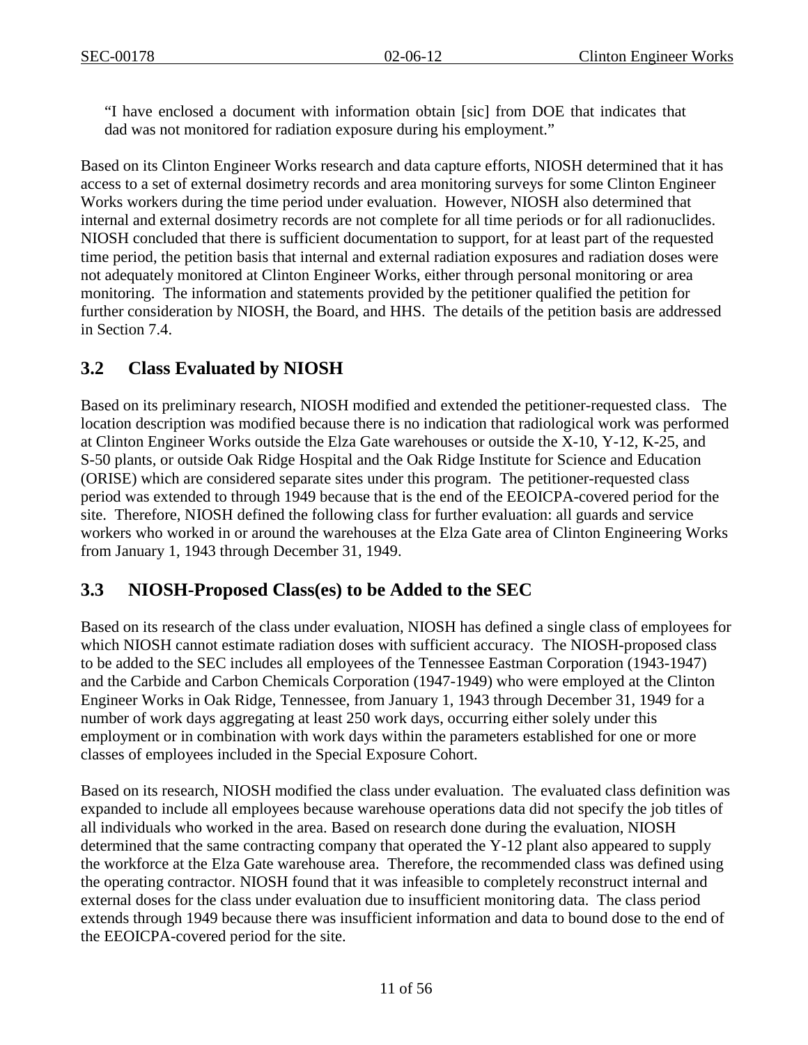> "I have enclosed a document with information obtain [sic] from DOE that indicates that dad was not monitored for radiation exposure during his employment."

Based on its Clinton Engineer Works research and data capture efforts, NIOSH determined that it has access to a set of external dosimetry records and area monitoring surveys for some Clinton Engineer Works workers during the time period under evaluation. However, NIOSH also determined that internal and external dosimetry records are not complete for all time periods or for all radionuclides. NIOSH concluded that there is sufficient documentation to support, for at least part of the requested time period, the petition basis that internal and external radiation exposures and radiation doses were not adequately monitored at Clinton Engineer Works, either through personal monitoring or area monitoring. The information and statements provided by the petitioner qualified the petition for further consideration by NIOSH, the Board, and HHS. The details of the petition basis are addressed in Section 7.4.

## 3.2 Class Evaluated by NIOSH

Based on its preliminary research, NIOSH modified and extended the petitioner-requested class. The location description was modified because there is no indication that radiological work was performed at Clinton Engineer Works outside the Elza Gate warehouses or outside the X-10, Y-12, K-25, and S-50 plants, or outside Oak Ridge Hospital and the Oak Ridge Institute for Science and Education (ORISE) which are considered separate sites under this program. The petitioner-requested class period was extended to through 1949 because that is the end of the EEOICPA-covered period for the site. Therefore, NIOSH defined the following class for further evaluation: all guards and service workers who worked in or around the warehouses at the Elza Gate area of Clinton Engineering Works from January 1, 1943 through December 31, 1949.

## 3.3 NIOSH-Proposed Class(es) to be Added to the SEC

Based on its research of the class under evaluation, NIOSH has defined a single class of employees for which NIOSH cannot estimate radiation doses with sufficient accuracy. The NIOSH-proposed class to be added to the SEC includes all employees of the Tennessee Eastman Corporation (1943-1947) and the Carbide and Carbon Chemicals Corporation (1947-1949) who were employed at the Clinton Engineer Works in Oak Ridge, Tennessee, from January 1, 1943 through December 31, 1949 for a number of work days aggregating at least 250 work days, occurring either solely under this employment or in combination with work days within the parameters established for one or more classes of employees included in the Special Exposure Cohort.

Based on its research, NIOSH modified the class under evaluation. The evaluated class definition was expanded to include all employees because warehouse operations data did not specify the job titles of all individuals who worked in the area. Based on research done during the evaluation, NIOSH determined that the same contracting company that operated the Y-12 plant also appeared to supply the workforce at the Elza Gate warehouse area. Therefore, the recommended class was defined using the operating contractor. NIOSH found that it was infeasible to completely reconstruct internal and external doses for the class under evaluation due to insufficient monitoring data. The class period extends through 1949 because there was insufficient information and data to bound dose to the end of the EEOICPA-covered period for the site.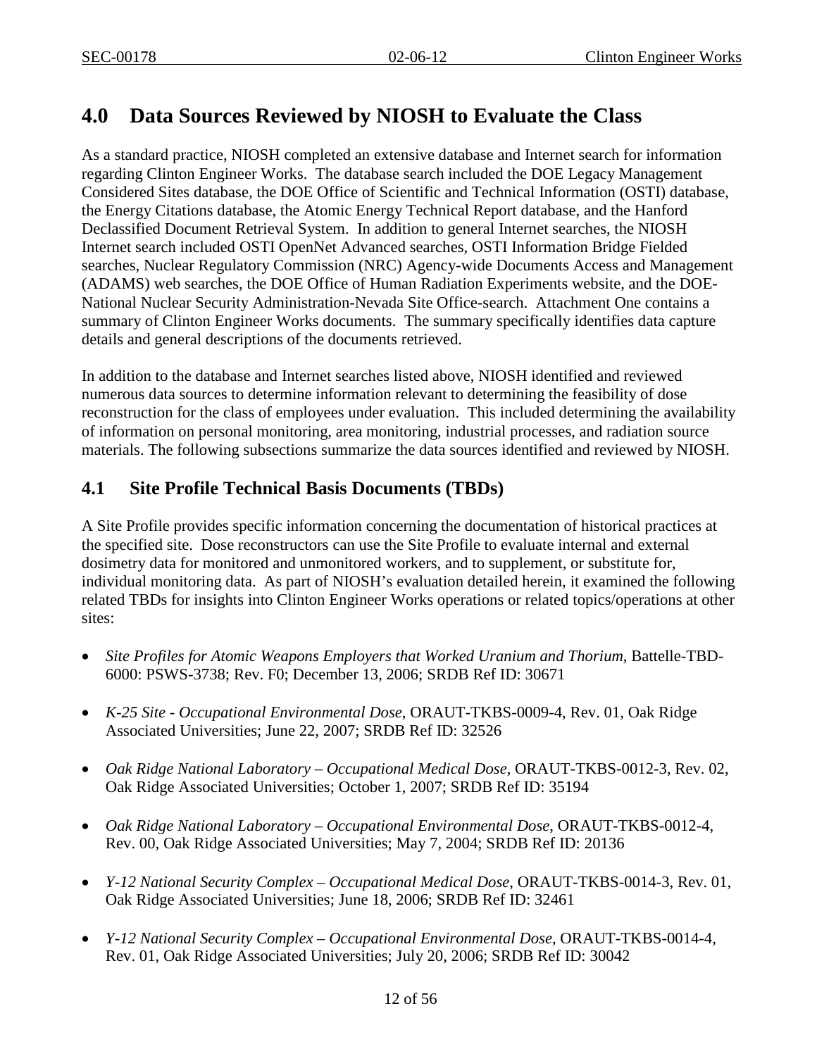## 4.0 Data Sources Reviewed by NIOSH to Evaluate the Class

As a standard practice, NIOSH completed an extensive database and Internet search for information regarding Clinton Engineer Works. The database search included the DOE Legacy Management Considered Sites database, the DOE Office of Scientific and Technical Information (OSTI) database, the Energy Citations database, the Atomic Energy Technical Report database, and the Hanford Declassified Document Retrieval System. In addition to general Internet searches, the NIOSH Internet search included OSTI OpenNet Advanced searches, OSTI Information Bridge Fielded searches, Nuclear Regulatory Commission (NRC) Agency-wide Documents Access and Management (ADAMS) web searches, the DOE Office of Human Radiation Experiments website, and the DOE-National Nuclear Security Administration-Nevada Site Office-search. Attachment One contains a summary of Clinton Engineer Works documents. The summary specifically identifies data capture details and general descriptions of the documents retrieved.

In addition to the database and Internet searches listed above, NIOSH identified and reviewed numerous data sources to determine information relevant to determining the feasibility of dose reconstruction for the class of employees under evaluation. This included determining the availability of information on personal monitoring, area monitoring, industrial processes, and radiation source materials. The following subsections summarize the data sources identified and reviewed by NIOSH.

### 4.1 Site Profile Technical Basis Documents (TBDs)

A Site Profile provides specific information concerning the documentation of historical practices at the specified site. Dose reconstructors can use the Site Profile to evaluate internal and external dosimetry data for monitored and unmonitored workers, and to supplement, or substitute for, individual monitoring data. As part of NIOSH's evaluation detailed herein, it examined the following related TBDs for insights into Clinton Engineer Works operations or related topics/operations at other sites:

- *Site Profiles for Atomic Weapons Employers that Worked Uranium and Thorium*, Battelle-TBD-6000: PSWS-3738; Rev. F0; December 13, 2006; SRDB Ref ID: 30671
- *K-25 Site - Occupational Environmental Dose*, ORAUT-TKBS-0009-4, Rev. 01, Oak Ridge Associated Universities; June 22, 2007; SRDB Ref ID: 32526
- *Oak Ridge National Laboratory – Occupational Medical Dose*, ORAUT-TKBS-0012-3, Rev. 02, Oak Ridge Associated Universities; October 1, 2007; SRDB Ref ID: 35194
- *Oak Ridge National Laboratory – Occupational Environmental Dose*, ORAUT-TKBS-0012-4, Rev. 00, Oak Ridge Associated Universities; May 7, 2004; SRDB Ref ID: 20136
- *Y-12 National Security Complex – Occupational Medical Dose*, ORAUT-TKBS-0014-3, Rev. 01, Oak Ridge Associated Universities; June 18, 2006; SRDB Ref ID: 32461
- *Y-12 National Security Complex – Occupational Environmental Dose*, ORAUT-TKBS-0014-4, Rev. 01, Oak Ridge Associated Universities; July 20, 2006; SRDB Ref ID: 30042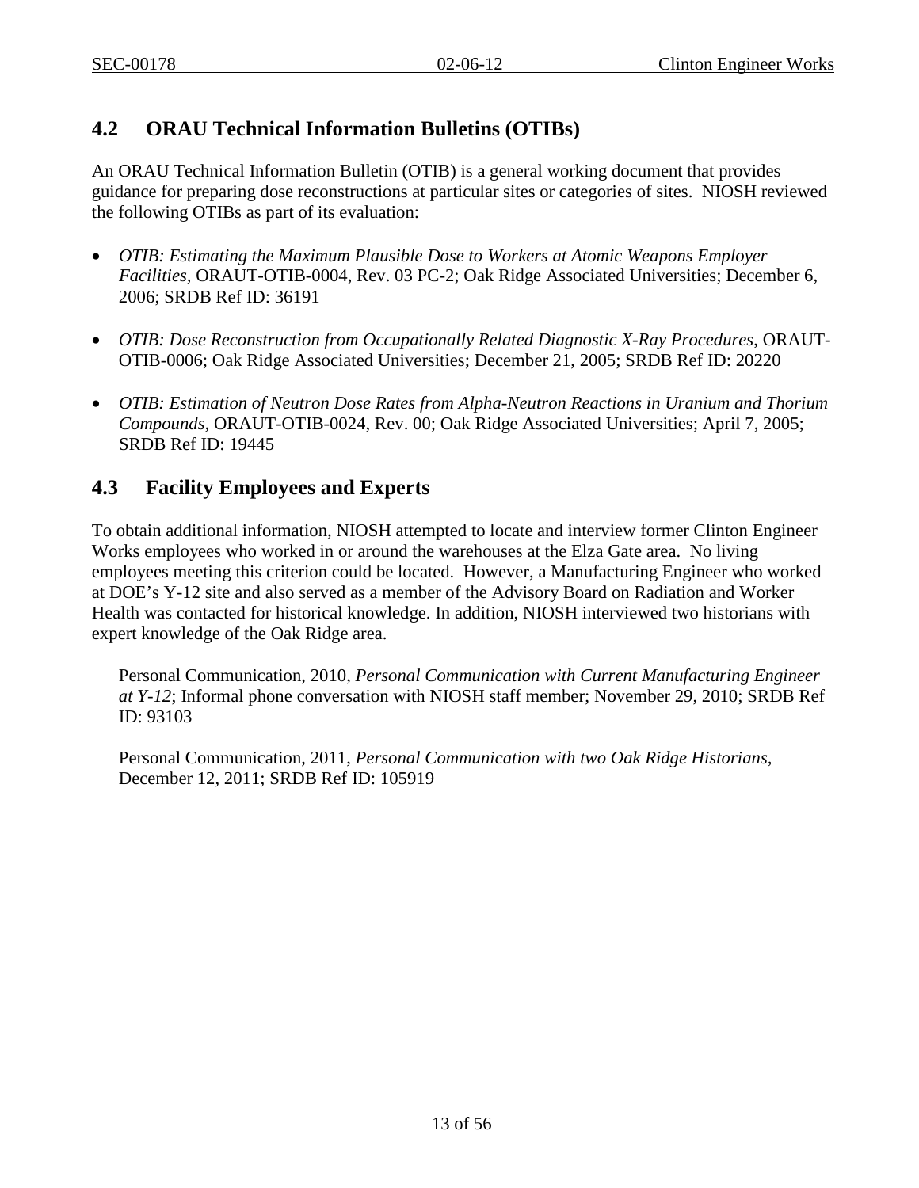## 4.2 ORAU Technical Information Bulletins (OTIBs)

An ORAU Technical Information Bulletin (OTIB) is a general working document that provides guidance for preparing dose reconstructions at particular sites or categories of sites. NIOSH reviewed the following OTIBs as part of its evaluation:

- *OTIB: Estimating the Maximum Plausible Dose to Workers at Atomic Weapons Employer Facilities,* ORAUT-OTIB-0004, Rev. 03 PC-2; Oak Ridge Associated Universities; December 6, 2006; SRDB Ref ID: 36191
- *OTIB: Dose Reconstruction from Occupationally Related Diagnostic X-Ray Procedures*, ORAUT-OTIB-0006; Oak Ridge Associated Universities; December 21, 2005; SRDB Ref ID: 20220
- *OTIB: Estimation of Neutron Dose Rates from Alpha-Neutron Reactions in Uranium and Thorium Compounds,* ORAUT-OTIB-0024, Rev. 00; Oak Ridge Associated Universities; April 7, 2005; SRDB Ref ID: 19445

## 4.3 Facility Employees and Experts

To obtain additional information, NIOSH attempted to locate and interview former Clinton Engineer Works employees who worked in or around the warehouses at the Elza Gate area. No living employees meeting this criterion could be located. However, a Manufacturing Engineer who worked at DOE's Y-12 site and also served as a member of the Advisory Board on Radiation and Worker Health was contacted for historical knowledge. In addition, NIOSH interviewed two historians with expert knowledge of the Oak Ridge area.

Personal Communication, 2010, *Personal Communication with Current Manufacturing Engineer at Y-12*; Informal phone conversation with NIOSH staff member; November 29, 2010; SRDB Ref ID: 93103

Personal Communication, 2011, *Personal Communication with two Oak Ridge Historians,* December 12, 2011; SRDB Ref ID: 105919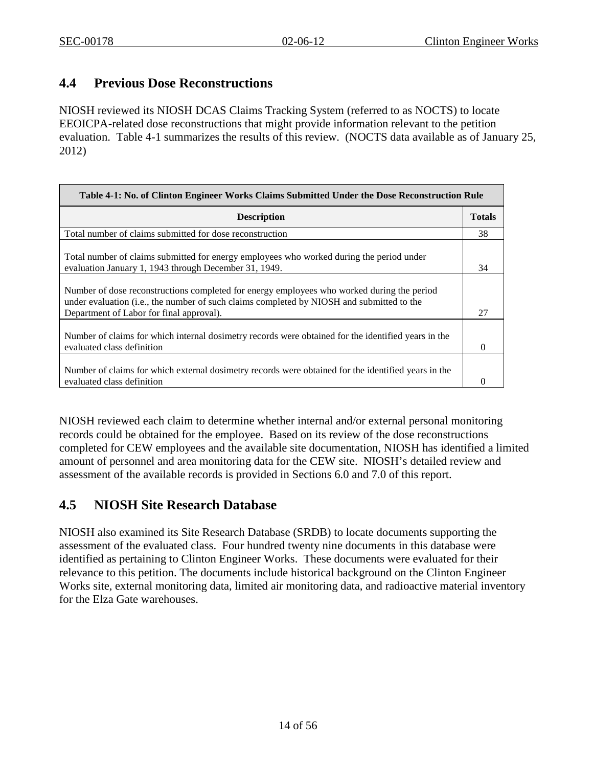## 4.4 Previous Dose Reconstructions

NIOSH reviewed its NIOSH DCAS Claims Tracking System (referred to as NOCTS) to locate EEOICPA-related dose reconstructions that might provide information relevant to the petition evaluation. Table 4-1 summarizes the results of this review. (NOCTS data available as of January 25, 2012)

| Table 4-1: No. of Clinton Engineer Works Claims Submitted Under the Dose Reconstruction Rule | |
|---|---|
| **Description** | **Totals** |
| Total number of claims submitted for dose reconstruction | 38 |
| Total number of claims submitted for energy employees who worked during the period under evaluation January 1, 1943 through December 31, 1949. | 34 |
| Number of dose reconstructions completed for energy employees who worked during the period under evaluation (i.e., the number of such claims completed by NIOSH and submitted to the Department of Labor for final approval). | 27 |
| Number of claims for which internal dosimetry records were obtained for the identified years in the evaluated class definition | 0 |
| Number of claims for which external dosimetry records were obtained for the identified years in the evaluated class definition | 0 |

NIOSH reviewed each claim to determine whether internal and/or external personal monitoring records could be obtained for the employee. Based on its review of the dose reconstructions completed for CEW employees and the available site documentation, NIOSH has identified a limited amount of personnel and area monitoring data for the CEW site. NIOSH's detailed review and assessment of the available records is provided in Sections 6.0 and 7.0 of this report.

## 4.5 NIOSH Site Research Database

NIOSH also examined its Site Research Database (SRDB) to locate documents supporting the assessment of the evaluated class. Four hundred twenty nine documents in this database were identified as pertaining to Clinton Engineer Works. These documents were evaluated for their relevance to this petition. The documents include historical background on the Clinton Engineer Works site, external monitoring data, limited air monitoring data, and radioactive material inventory for the Elza Gate warehouses.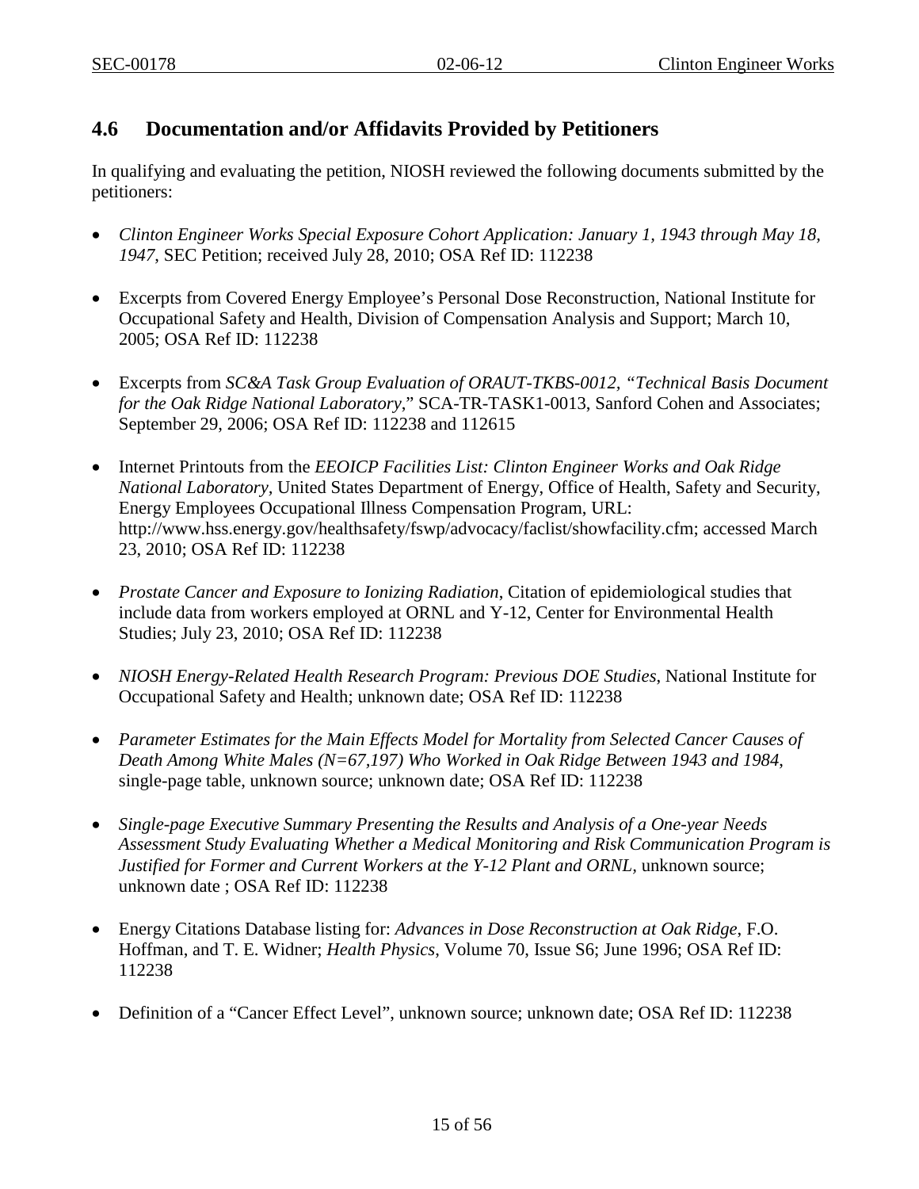## 4.6 Documentation and/or Affidavits Provided by Petitioners

In qualifying and evaluating the petition, NIOSH reviewed the following documents submitted by the petitioners:

- *Clinton Engineer Works Special Exposure Cohort Application: January 1, 1943 through May 18, 1947*, SEC Petition; received July 28, 2010; OSA Ref ID: 112238

- Excerpts from Covered Energy Employee's Personal Dose Reconstruction, National Institute for Occupational Safety and Health, Division of Compensation Analysis and Support; March 10, 2005; OSA Ref ID: 112238

- Excerpts from *SC&A Task Group Evaluation of ORAUT-TKBS-0012, "Technical Basis Document for the Oak Ridge National Laboratory*," SCA-TR-TASK1-0013, Sanford Cohen and Associates; September 29, 2006; OSA Ref ID: 112238 and 112615

- Internet Printouts from the *EEOICP Facilities List: Clinton Engineer Works and Oak Ridge National Laboratory*, United States Department of Energy, Office of Health, Safety and Security, Energy Employees Occupational Illness Compensation Program, URL: http://www.hss.energy.gov/healthsafety/fswp/advocacy/faclist/showfacility.cfm; accessed March 23, 2010; OSA Ref ID: 112238

- *Prostate Cancer and Exposure to Ionizing Radiation*, Citation of epidemiological studies that include data from workers employed at ORNL and Y-12, Center for Environmental Health Studies; July 23, 2010; OSA Ref ID: 112238

- *NIOSH Energy-Related Health Research Program: Previous DOE Studies*, National Institute for Occupational Safety and Health; unknown date; OSA Ref ID: 112238

- *Parameter Estimates for the Main Effects Model for Mortality from Selected Cancer Causes of Death Among White Males (N=67,197) Who Worked in Oak Ridge Between 1943 and 1984*, single-page table, unknown source; unknown date; OSA Ref ID: 112238

- *Single-page Executive Summary Presenting the Results and Analysis of a One-year Needs Assessment Study Evaluating Whether a Medical Monitoring and Risk Communication Program is Justified for Former and Current Workers at the Y-12 Plant and ORNL*, unknown source; unknown date ; OSA Ref ID: 112238

- Energy Citations Database listing for: *Advances in Dose Reconstruction at Oak Ridge*, F.O. Hoffman, and T. E. Widner; *Health Physics*, Volume 70, Issue S6; June 1996; OSA Ref ID: 112238

- Definition of a "Cancer Effect Level", unknown source; unknown date; OSA Ref ID: 112238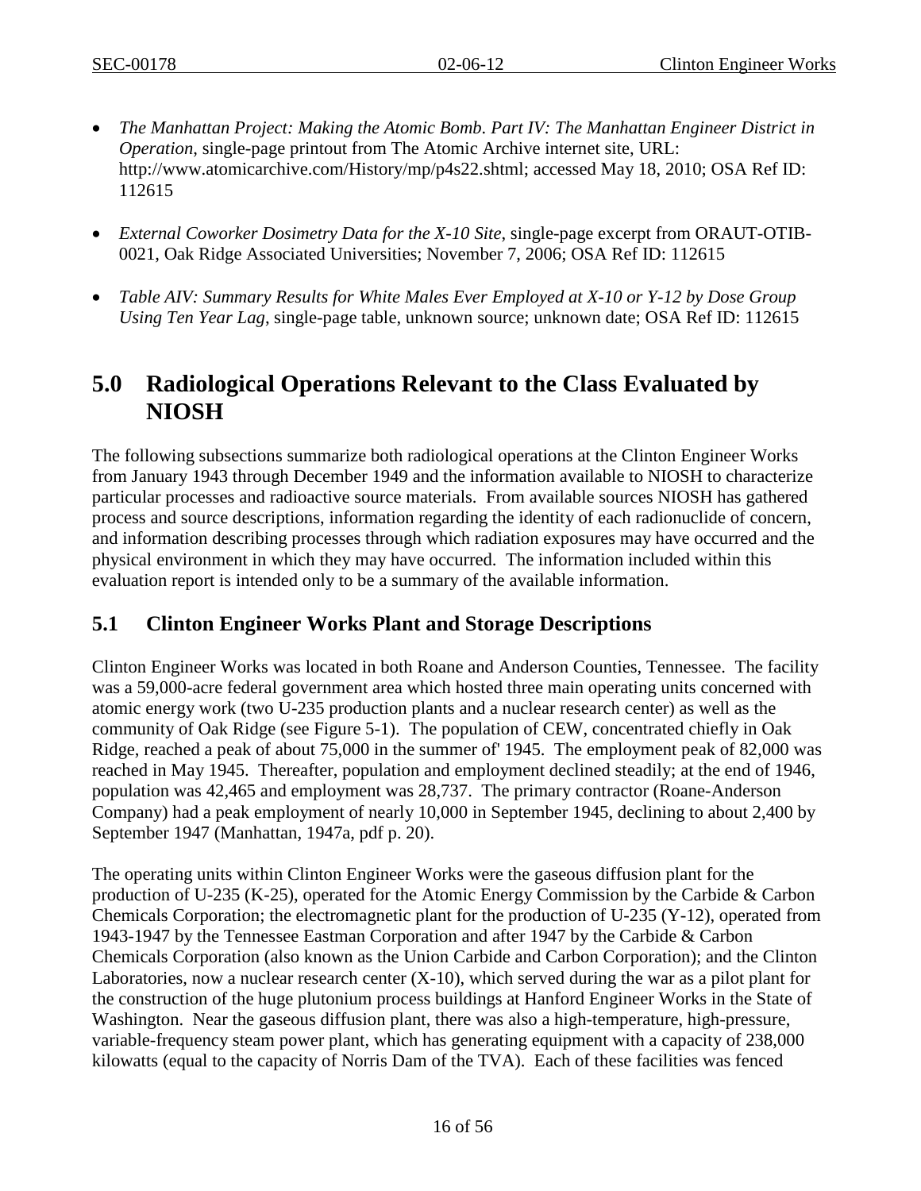- *The Manhattan Project: Making the Atomic Bomb. Part IV: The Manhattan Engineer District in Operation*, single-page printout from The Atomic Archive internet site, URL: http://www.atomicarchive.com/History/mp/p4s22.shtml; accessed May 18, 2010; OSA Ref ID: 112615

- *External Coworker Dosimetry Data for the X-10 Site*, single-page excerpt from ORAUT-OTIB-0021, Oak Ridge Associated Universities; November 7, 2006; OSA Ref ID: 112615

- *Table AIV: Summary Results for White Males Ever Employed at X-10 or Y-12 by Dose Group Using Ten Year Lag*, single-page table, unknown source; unknown date; OSA Ref ID: 112615

# 5.0 Radiological Operations Relevant to the Class Evaluated by NIOSH

The following subsections summarize both radiological operations at the Clinton Engineer Works from January 1943 through December 1949 and the information available to NIOSH to characterize particular processes and radioactive source materials. From available sources NIOSH has gathered process and source descriptions, information regarding the identity of each radionuclide of concern, and information describing processes through which radiation exposures may have occurred and the physical environment in which they may have occurred. The information included within this evaluation report is intended only to be a summary of the available information.

## 5.1 Clinton Engineer Works Plant and Storage Descriptions

Clinton Engineer Works was located in both Roane and Anderson Counties, Tennessee. The facility was a 59,000-acre federal government area which hosted three main operating units concerned with atomic energy work (two U-235 production plants and a nuclear research center) as well as the community of Oak Ridge (see Figure 5-1). The population of CEW, concentrated chiefly in Oak Ridge, reached a peak of about 75,000 in the summer of' 1945. The employment peak of 82,000 was reached in May 1945. Thereafter, population and employment declined steadily; at the end of 1946, population was 42,465 and employment was 28,737. The primary contractor (Roane-Anderson Company) had a peak employment of nearly 10,000 in September 1945, declining to about 2,400 by September 1947 (Manhattan, 1947a, pdf p. 20).

The operating units within Clinton Engineer Works were the gaseous diffusion plant for the production of U-235 (K-25), operated for the Atomic Energy Commission by the Carbide & Carbon Chemicals Corporation; the electromagnetic plant for the production of U-235 (Y-12), operated from 1943-1947 by the Tennessee Eastman Corporation and after 1947 by the Carbide & Carbon Chemicals Corporation (also known as the Union Carbide and Carbon Corporation); and the Clinton Laboratories, now a nuclear research center (X-10), which served during the war as a pilot plant for the construction of the huge plutonium process buildings at Hanford Engineer Works in the State of Washington. Near the gaseous diffusion plant, there was also a high-temperature, high-pressure, variable-frequency steam power plant, which has generating equipment with a capacity of 238,000 kilowatts (equal to the capacity of Norris Dam of the TVA). Each of these facilities was fenced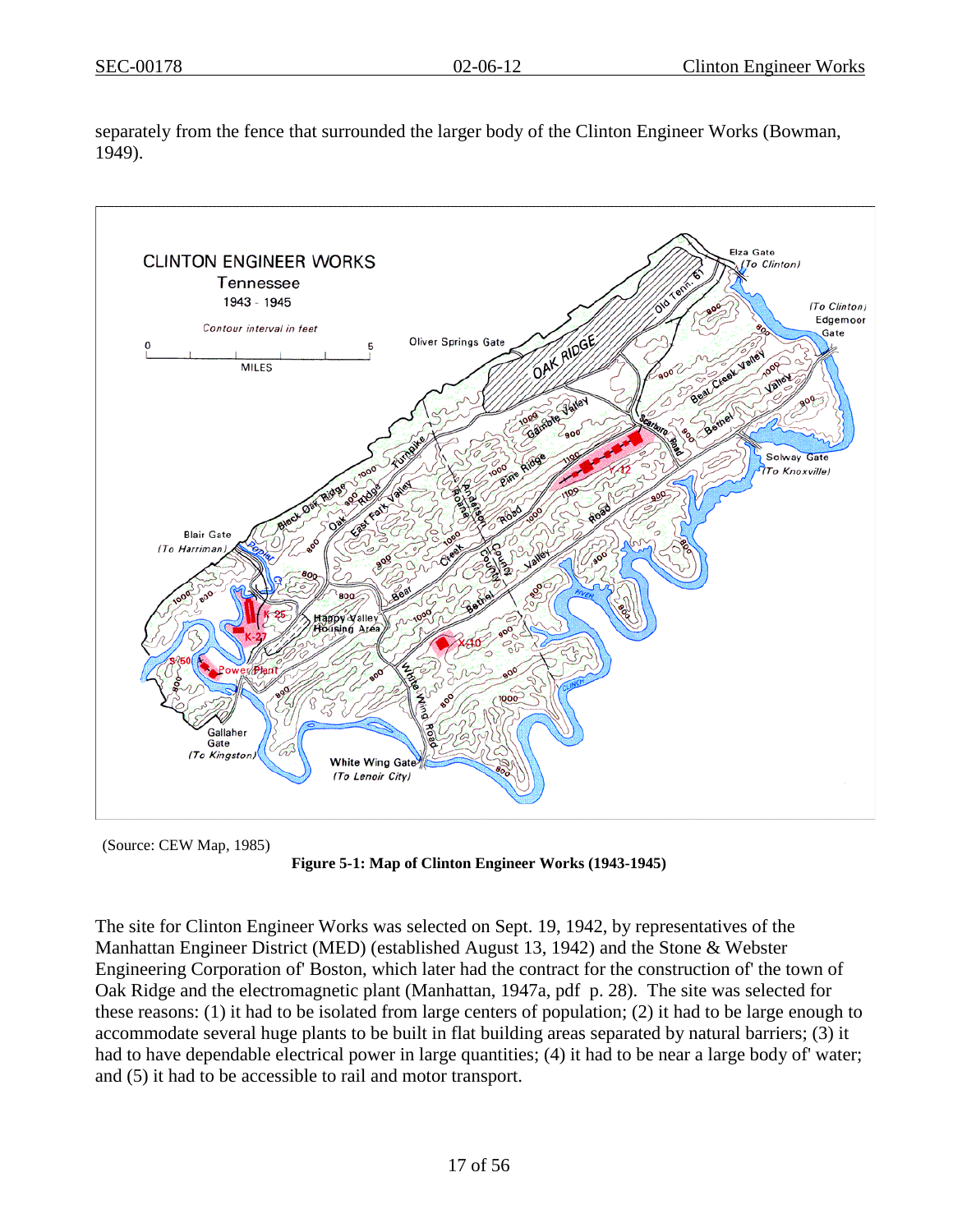separately from the fence that surrounded the larger body of the Clinton Engineer Works (Bowman, 1949).

(Source: CEW Map, 1985)

**Figure 5-1: Map of Clinton Engineer Works (1943-1945)**

The site for Clinton Engineer Works was selected on Sept. 19, 1942, by representatives of the Manhattan Engineer District (MED) (established August 13, 1942) and the Stone & Webster Engineering Corporation of' Boston, which later had the contract for the construction of' the town of Oak Ridge and the electromagnetic plant (Manhattan, 1947a, pdf p. 28). The site was selected for these reasons: (1) it had to be isolated from large centers of population; (2) it had to be large enough to accommodate several huge plants to be built in flat building areas separated by natural barriers; (3) it had to have dependable electrical power in large quantities; (4) it had to be near a large body of' water; and (5) it had to be accessible to rail and motor transport.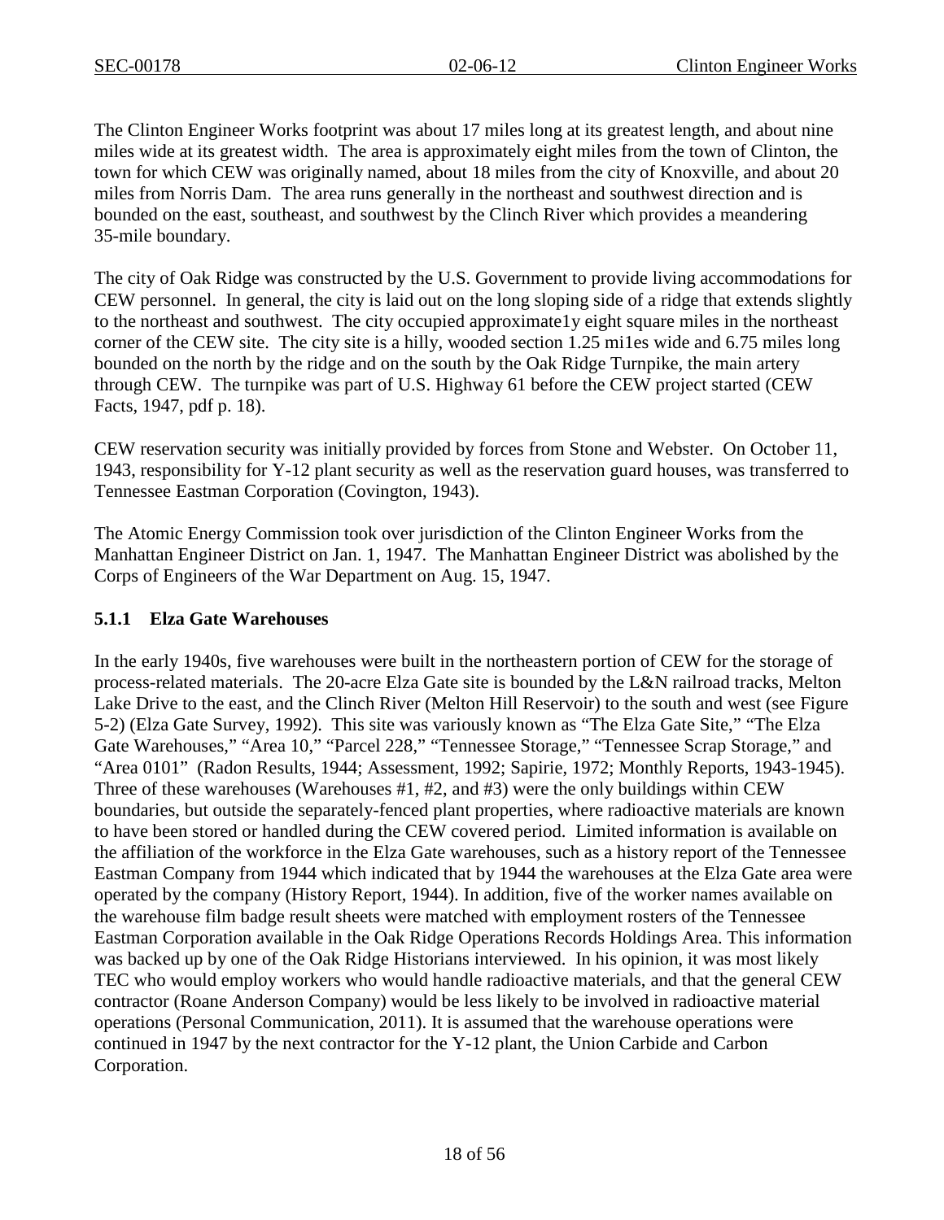The Clinton Engineer Works footprint was about 17 miles long at its greatest length, and about nine miles wide at its greatest width. The area is approximately eight miles from the town of Clinton, the town for which CEW was originally named, about 18 miles from the city of Knoxville, and about 20 miles from Norris Dam. The area runs generally in the northeast and southwest direction and is bounded on the east, southeast, and southwest by the Clinch River which provides a meandering 35-mile boundary.

The city of Oak Ridge was constructed by the U.S. Government to provide living accommodations for CEW personnel. In general, the city is laid out on the long sloping side of a ridge that extends slightly to the northeast and southwest. The city occupied approximate1y eight square miles in the northeast corner of the CEW site. The city site is a hilly, wooded section 1.25 mi1es wide and 6.75 miles long bounded on the north by the ridge and on the south by the Oak Ridge Turnpike, the main artery through CEW. The turnpike was part of U.S. Highway 61 before the CEW project started (CEW Facts, 1947, pdf p. 18).

CEW reservation security was initially provided by forces from Stone and Webster. On October 11, 1943, responsibility for Y-12 plant security as well as the reservation guard houses, was transferred to Tennessee Eastman Corporation (Covington, 1943).

The Atomic Energy Commission took over jurisdiction of the Clinton Engineer Works from the Manhattan Engineer District on Jan. 1, 1947. The Manhattan Engineer District was abolished by the Corps of Engineers of the War Department on Aug. 15, 1947.

### 5.1.1 Elza Gate Warehouses

In the early 1940s, five warehouses were built in the northeastern portion of CEW for the storage of process-related materials. The 20-acre Elza Gate site is bounded by the L&N railroad tracks, Melton Lake Drive to the east, and the Clinch River (Melton Hill Reservoir) to the south and west (see Figure 5-2) (Elza Gate Survey, 1992). This site was variously known as "The Elza Gate Site," "The Elza Gate Warehouses," "Area 10," "Parcel 228," "Tennessee Storage," "Tennessee Scrap Storage," and "Area 0101" (Radon Results, 1944; Assessment, 1992; Sapirie, 1972; Monthly Reports, 1943-1945). Three of these warehouses (Warehouses #1, #2, and #3) were the only buildings within CEW boundaries, but outside the separately-fenced plant properties, where radioactive materials are known to have been stored or handled during the CEW covered period. Limited information is available on the affiliation of the workforce in the Elza Gate warehouses, such as a history report of the Tennessee Eastman Company from 1944 which indicated that by 1944 the warehouses at the Elza Gate area were operated by the company (History Report, 1944). In addition, five of the worker names available on the warehouse film badge result sheets were matched with employment rosters of the Tennessee Eastman Corporation available in the Oak Ridge Operations Records Holdings Area. This information was backed up by one of the Oak Ridge Historians interviewed. In his opinion, it was most likely TEC who would employ workers who would handle radioactive materials, and that the general CEW contractor (Roane Anderson Company) would be less likely to be involved in radioactive material operations (Personal Communication, 2011). It is assumed that the warehouse operations were continued in 1947 by the next contractor for the Y-12 plant, the Union Carbide and Carbon Corporation.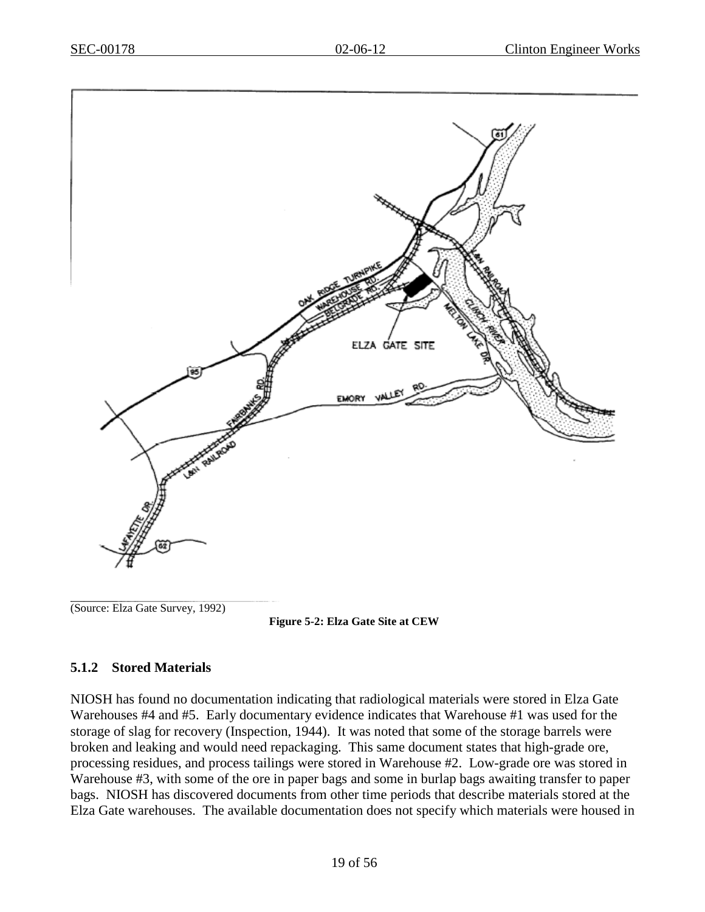(Source: Elza Gate Survey, 1992)

**Figure 5-2: Elza Gate Site at CEW**

### 5.1.2 Stored Materials

NIOSH has found no documentation indicating that radiological materials were stored in Elza Gate Warehouses #4 and #5. Early documentary evidence indicates that Warehouse #1 was used for the storage of slag for recovery (Inspection, 1944). It was noted that some of the storage barrels were broken and leaking and would need repackaging. This same document states that high-grade ore, processing residues, and process tailings were stored in Warehouse #2. Low-grade ore was stored in Warehouse #3, with some of the ore in paper bags and some in burlap bags awaiting transfer to paper bags. NIOSH has discovered documents from other time periods that describe materials stored at the Elza Gate warehouses. The available documentation does not specify which materials were housed in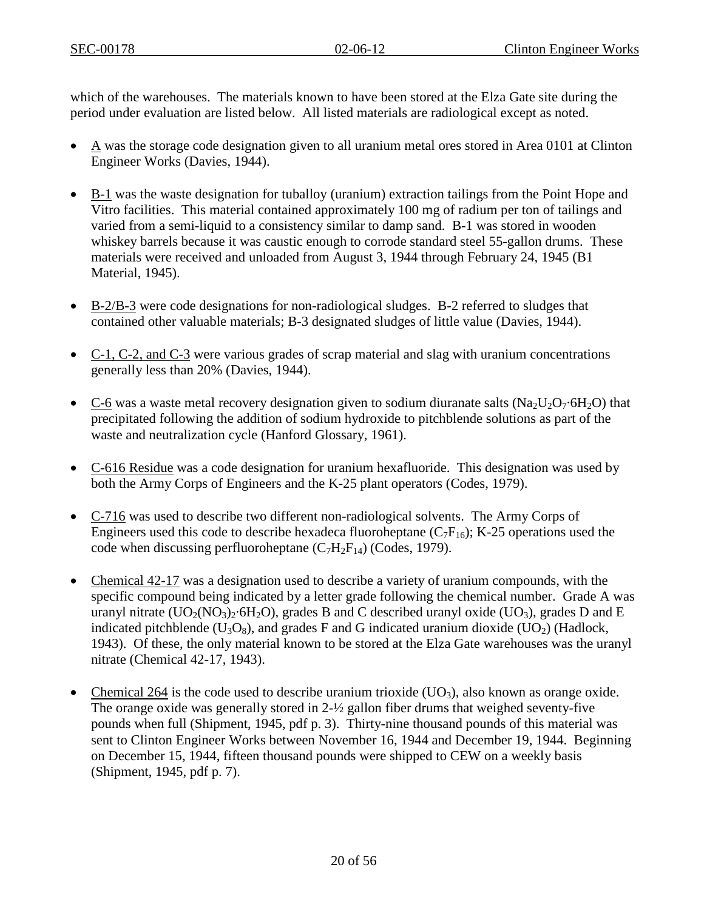which of the warehouses. The materials known to have been stored at the Elza Gate site during the period under evaluation are listed below. All listed materials are radiological except as noted.

- A was the storage code designation given to all uranium metal ores stored in Area 0101 at Clinton Engineer Works (Davies, 1944).
- B-1 was the waste designation for tuballoy (uranium) extraction tailings from the Point Hope and Vitro facilities. This material contained approximately 100 mg of radium per ton of tailings and varied from a semi-liquid to a consistency similar to damp sand. B-1 was stored in wooden whiskey barrels because it was caustic enough to corrode standard steel 55-gallon drums. These materials were received and unloaded from August 3, 1944 through February 24, 1945 (B1 Material, 1945).
- B-2/B-3 were code designations for non-radiological sludges. B-2 referred to sludges that contained other valuable materials; B-3 designated sludges of little value (Davies, 1944).
- C-1, C-2, and C-3 were various grades of scrap material and slag with uranium concentrations generally less than 20% (Davies, 1944).
- C-6 was a waste metal recovery designation given to sodium diuranate salts ($Na_2U_2O_7{\cdot}6H_2O$) that precipitated following the addition of sodium hydroxide to pitchblende solutions as part of the waste and neutralization cycle (Hanford Glossary, 1961).
- C-616 Residue was a code designation for uranium hexafluoride. This designation was used by both the Army Corps of Engineers and the K-25 plant operators (Codes, 1979).
- C-716 was used to describe two different non-radiological solvents. The Army Corps of Engineers used this code to describe hexadeca fluoroheptane ($C_7F_{16}$); K-25 operations used the code when discussing perfluoroheptane ($C_7H_2F_{14}$) (Codes, 1979).
- Chemical 42-17 was a designation used to describe a variety of uranium compounds, with the specific compound being indicated by a letter grade following the chemical number. Grade A was uranyl nitrate ($UO_2(NO_3)_2{\cdot}6H_2O$), grades B and C described uranyl oxide ($UO_3$), grades D and E indicated pitchblende ($U_3O_8$), and grades F and G indicated uranium dioxide ($UO_2$) (Hadlock, 1943). Of these, the only material known to be stored at the Elza Gate warehouses was the uranyl nitrate (Chemical 42-17, 1943).
- Chemical 264 is the code used to describe uranium trioxide ($UO_3$), also known as orange oxide. The orange oxide was generally stored in 2-½ gallon fiber drums that weighed seventy-five pounds when full (Shipment, 1945, pdf p. 3). Thirty-nine thousand pounds of this material was sent to Clinton Engineer Works between November 16, 1944 and December 19, 1944. Beginning on December 15, 1944, fifteen thousand pounds were shipped to CEW on a weekly basis (Shipment, 1945, pdf p. 7).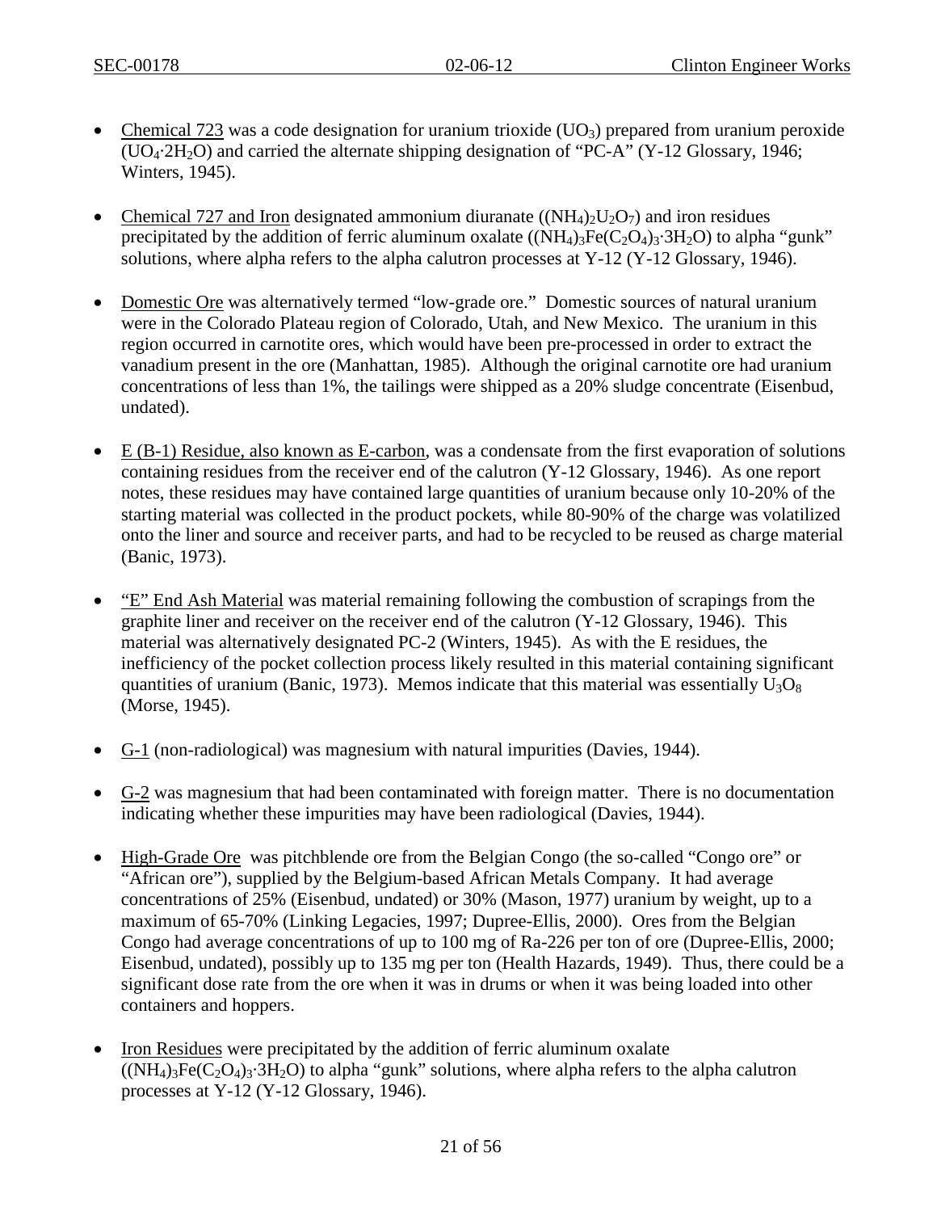- <u>Chemical 723</u> was a code designation for uranium trioxide ($UO_3$) prepared from uranium peroxide ($UO_4{\cdot}2H_2O$) and carried the alternate shipping designation of "PC-A" (Y-12 Glossary, 1946; Winters, 1945).

- <u>Chemical 727 and Iron</u> designated ammonium diuranate ($(NH_4)_2U_2O_7$) and iron residues precipitated by the addition of ferric aluminum oxalate ($(NH_4)_3Fe(C_2O_4)_3{\cdot}3H_2O$) to alpha "gunk" solutions, where alpha refers to the alpha calutron processes at Y-12 (Y-12 Glossary, 1946).

- <u>Domestic Ore</u> was alternatively termed "low-grade ore." Domestic sources of natural uranium were in the Colorado Plateau region of Colorado, Utah, and New Mexico. The uranium in this region occurred in carnotite ores, which would have been pre-processed in order to extract the vanadium present in the ore (Manhattan, 1985). Although the original carnotite ore had uranium concentrations of less than 1%, the tailings were shipped as a 20% sludge concentrate (Eisenbud, undated).

- <u>E (B-1) Residue, also known as E-carbon</u>, was a condensate from the first evaporation of solutions containing residues from the receiver end of the calutron (Y-12 Glossary, 1946). As one report notes, these residues may have contained large quantities of uranium because only 10-20% of the starting material was collected in the product pockets, while 80-90% of the charge was volatilized onto the liner and source and receiver parts, and had to be recycled to be reused as charge material (Banic, 1973).

- <u>"E" End Ash Material</u> was material remaining following the combustion of scrapings from the graphite liner and receiver on the receiver end of the calutron (Y-12 Glossary, 1946). This material was alternatively designated PC-2 (Winters, 1945). As with the E residues, the inefficiency of the pocket collection process likely resulted in this material containing significant quantities of uranium (Banic, 1973). Memos indicate that this material was essentially $U_3O_8$ (Morse, 1945).

- <u>G-1</u> (non-radiological) was magnesium with natural impurities (Davies, 1944).

- <u>G-2</u> was magnesium that had been contaminated with foreign matter. There is no documentation indicating whether these impurities may have been radiological (Davies, 1944).

- <u>High-Grade Ore</u> was pitchblende ore from the Belgian Congo (the so-called "Congo ore" or "African ore"), supplied by the Belgium-based African Metals Company. It had average concentrations of 25% (Eisenbud, undated) or 30% (Mason, 1977) uranium by weight, up to a maximum of 65-70% (Linking Legacies, 1997; Dupree-Ellis, 2000). Ores from the Belgian Congo had average concentrations of up to 100 mg of Ra-226 per ton of ore (Dupree-Ellis, 2000; Eisenbud, undated), possibly up to 135 mg per ton (Health Hazards, 1949). Thus, there could be a significant dose rate from the ore when it was in drums or when it was being loaded into other containers and hoppers.

- <u>Iron Residues</u> were precipitated by the addition of ferric aluminum oxalate ($(NH_4)_3Fe(C_2O_4)_3{\cdot}3H_2O$) to alpha "gunk" solutions, where alpha refers to the alpha calutron processes at Y-12 (Y-12 Glossary, 1946).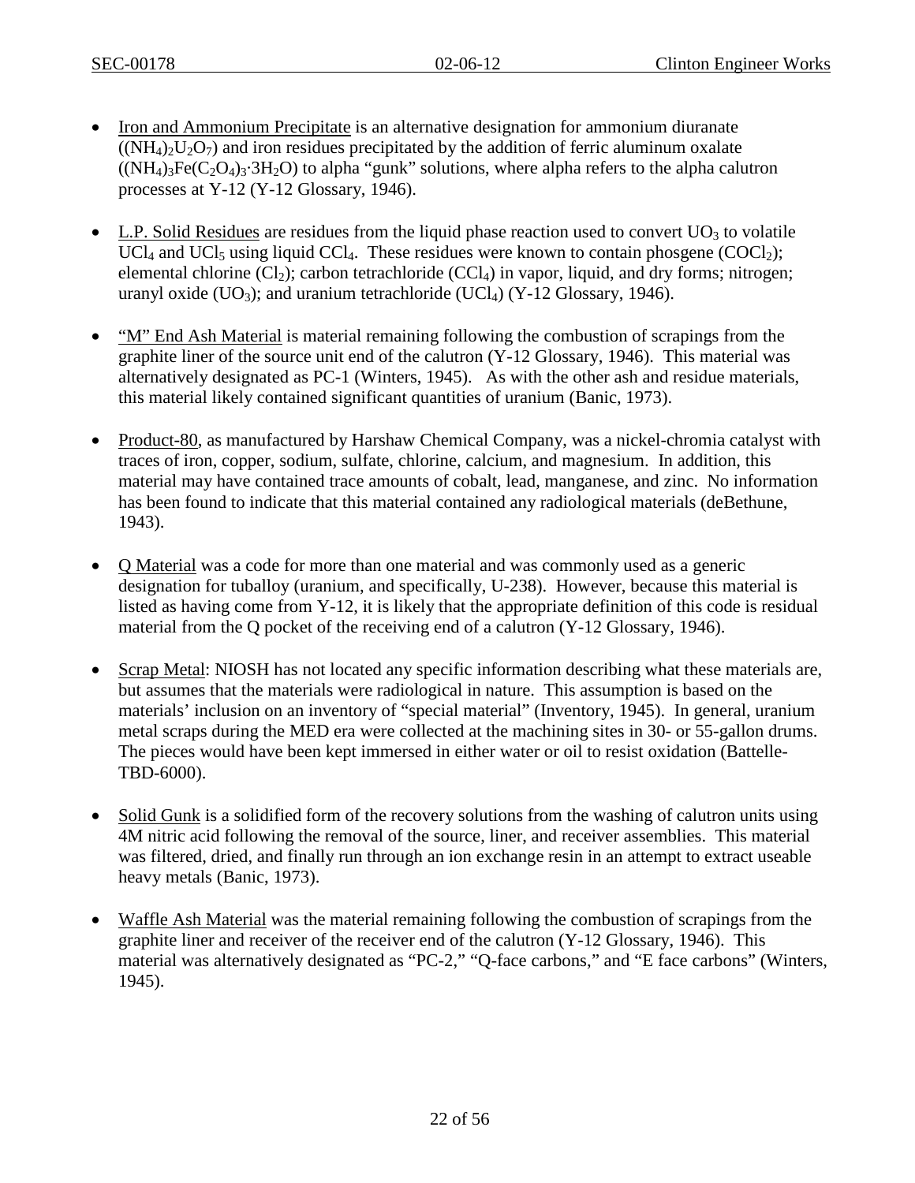- Iron and Ammonium Precipitate is an alternative designation for ammonium diuranate ($(NH_4)_2U_2O_7$) and iron residues precipitated by the addition of ferric aluminum oxalate ($(NH_4)_3Fe(C_2O_4)_3{\cdot}3H_2O$) to alpha "gunk" solutions, where alpha refers to the alpha calutron processes at Y-12 (Y-12 Glossary, 1946).

- L.P. Solid Residues are residues from the liquid phase reaction used to convert $UO_3$ to volatile $UCl_4$ and $UCl_5$ using liquid $CCl_4$. These residues were known to contain phosgene ($COCl_2$); elemental chlorine ($Cl_2$); carbon tetrachloride ($CCl_4$) in vapor, liquid, and dry forms; nitrogen; uranyl oxide ($UO_3$); and uranium tetrachloride ($UCl_4$) (Y-12 Glossary, 1946).

- "M" End Ash Material is material remaining following the combustion of scrapings from the graphite liner of the source unit end of the calutron (Y-12 Glossary, 1946). This material was alternatively designated as PC-1 (Winters, 1945). As with the other ash and residue materials, this material likely contained significant quantities of uranium (Banic, 1973).

- Product-80, as manufactured by Harshaw Chemical Company, was a nickel-chromia catalyst with traces of iron, copper, sodium, sulfate, chlorine, calcium, and magnesium. In addition, this material may have contained trace amounts of cobalt, lead, manganese, and zinc. No information has been found to indicate that this material contained any radiological materials (deBethune, 1943).

- Q Material was a code for more than one material and was commonly used as a generic designation for tuballoy (uranium, and specifically, U-238). However, because this material is listed as having come from Y-12, it is likely that the appropriate definition of this code is residual material from the Q pocket of the receiving end of a calutron (Y-12 Glossary, 1946).

- Scrap Metal: NIOSH has not located any specific information describing what these materials are, but assumes that the materials were radiological in nature. This assumption is based on the materials' inclusion on an inventory of "special material" (Inventory, 1945). In general, uranium metal scraps during the MED era were collected at the machining sites in 30- or 55-gallon drums. The pieces would have been kept immersed in either water or oil to resist oxidation (Battelle-TBD-6000).

- Solid Gunk is a solidified form of the recovery solutions from the washing of calutron units using 4M nitric acid following the removal of the source, liner, and receiver assemblies. This material was filtered, dried, and finally run through an ion exchange resin in an attempt to extract useable heavy metals (Banic, 1973).

- Waffle Ash Material was the material remaining following the combustion of scrapings from the graphite liner and receiver of the receiver end of the calutron (Y-12 Glossary, 1946). This material was alternatively designated as "PC-2," "Q-face carbons," and "E face carbons" (Winters, 1945).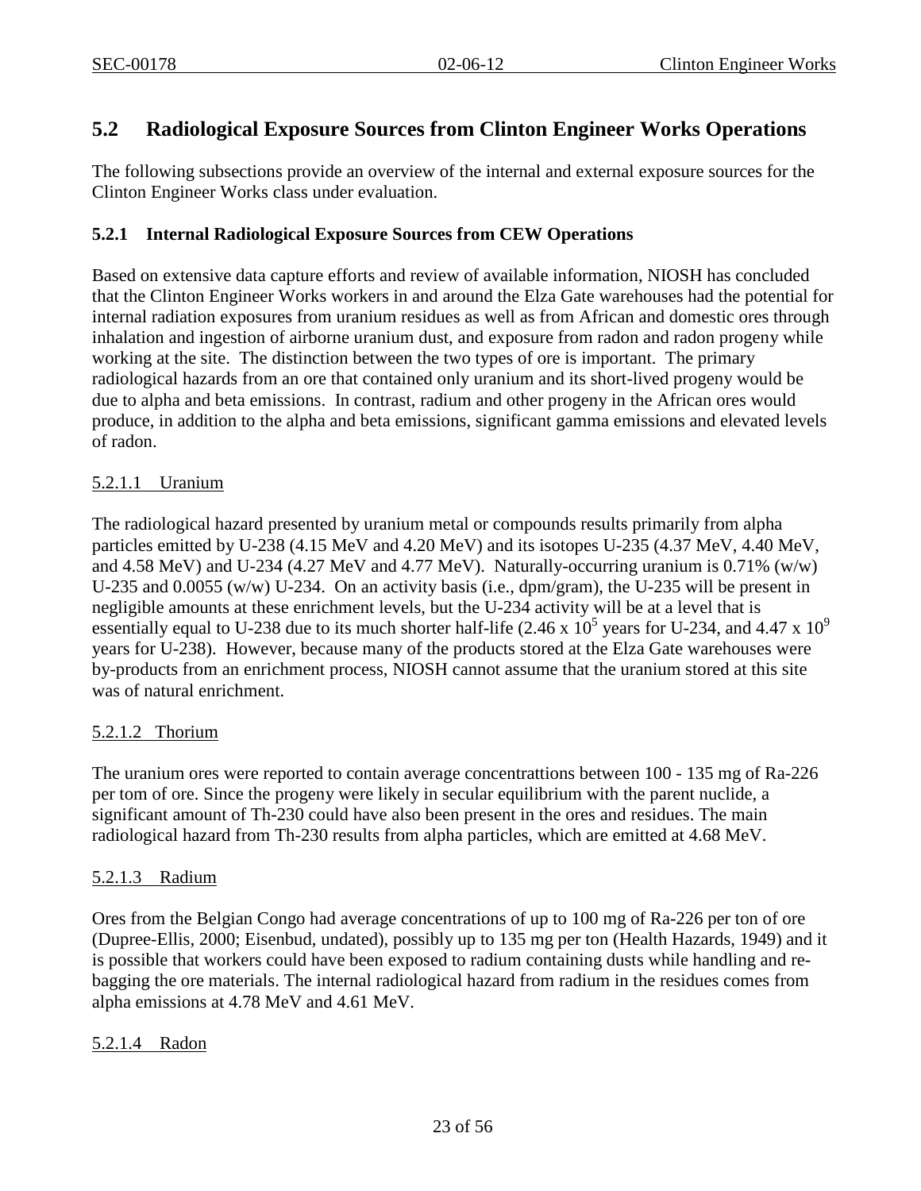## 5.2 Radiological Exposure Sources from Clinton Engineer Works Operations

The following subsections provide an overview of the internal and external exposure sources for the Clinton Engineer Works class under evaluation.

### 5.2.1 Internal Radiological Exposure Sources from CEW Operations

Based on extensive data capture efforts and review of available information, NIOSH has concluded that the Clinton Engineer Works workers in and around the Elza Gate warehouses had the potential for internal radiation exposures from uranium residues as well as from African and domestic ores through inhalation and ingestion of airborne uranium dust, and exposure from radon and radon progeny while working at the site. The distinction between the two types of ore is important. The primary radiological hazards from an ore that contained only uranium and its short-lived progeny would be due to alpha and beta emissions. In contrast, radium and other progeny in the African ores would produce, in addition to the alpha and beta emissions, significant gamma emissions and elevated levels of radon.

#### 5.2.1.1 Uranium

The radiological hazard presented by uranium metal or compounds results primarily from alpha particles emitted by U-238 (4.15 MeV and 4.20 MeV) and its isotopes U-235 (4.37 MeV, 4.40 MeV, and 4.58 MeV) and U-234 (4.27 MeV and 4.77 MeV). Naturally-occurring uranium is 0.71% (w/w) U-235 and 0.0055 (w/w) U-234. On an activity basis (i.e., dpm/gram), the U-235 will be present in negligible amounts at these enrichment levels, but the U-234 activity will be at a level that is essentially equal to U-238 due to its much shorter half-life ($2.46 \times 10^5$ years for U-234, and $4.47 \times 10^9$ years for U-238). However, because many of the products stored at the Elza Gate warehouses were by-products from an enrichment process, NIOSH cannot assume that the uranium stored at this site was of natural enrichment.

#### 5.2.1.2 Thorium

The uranium ores were reported to contain average concentrattions between 100 - 135 mg of Ra-226 per tom of ore. Since the progeny were likely in secular equilibrium with the parent nuclide, a significant amount of Th-230 could have also been present in the ores and residues. The main radiological hazard from Th-230 results from alpha particles, which are emitted at 4.68 MeV.

#### 5.2.1.3 Radium

Ores from the Belgian Congo had average concentrations of up to 100 mg of Ra-226 per ton of ore (Dupree-Ellis, 2000; Eisenbud, undated), possibly up to 135 mg per ton (Health Hazards, 1949) and it is possible that workers could have been exposed to radium containing dusts while handling and re-bagging the ore materials. The internal radiological hazard from radium in the residues comes from alpha emissions at 4.78 MeV and 4.61 MeV.

#### 5.2.1.4 Radon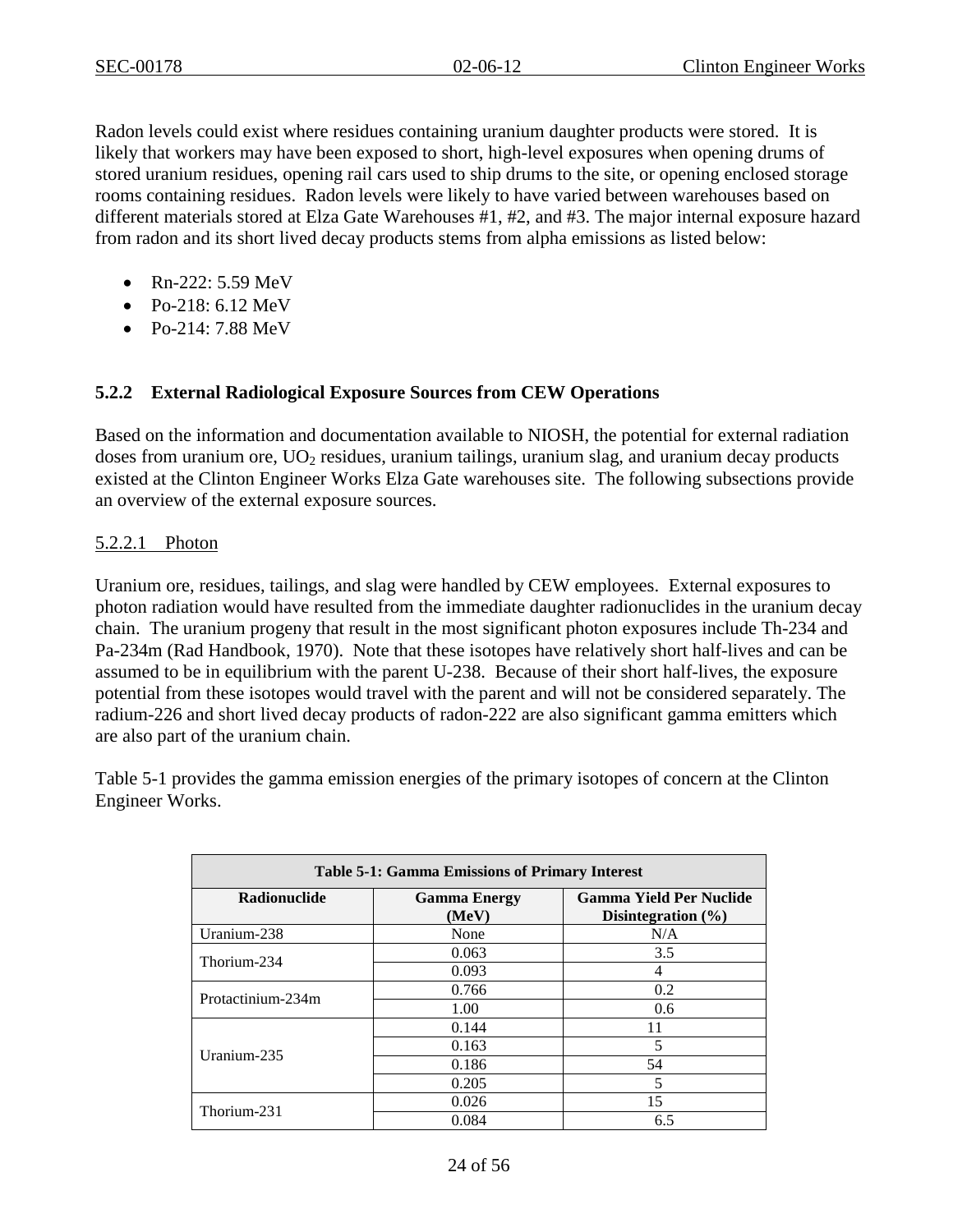Radon levels could exist where residues containing uranium daughter products were stored. It is likely that workers may have been exposed to short, high-level exposures when opening drums of stored uranium residues, opening rail cars used to ship drums to the site, or opening enclosed storage rooms containing residues. Radon levels were likely to have varied between warehouses based on different materials stored at Elza Gate Warehouses #1, #2, and #3. The major internal exposure hazard from radon and its short lived decay products stems from alpha emissions as listed below:

- Rn-222: 5.59 MeV
- Po-218: 6.12 MeV
- Po-214: 7.88 MeV

### 5.2.2 External Radiological Exposure Sources from CEW Operations

Based on the information and documentation available to NIOSH, the potential for external radiation doses from uranium ore, $UO_2$ residues, uranium tailings, uranium slag, and uranium decay products existed at the Clinton Engineer Works Elza Gate warehouses site. The following subsections provide an overview of the external exposure sources.

#### 5.2.2.1 Photon

Uranium ore, residues, tailings, and slag were handled by CEW employees. External exposures to photon radiation would have resulted from the immediate daughter radionuclides in the uranium decay chain. The uranium progeny that result in the most significant photon exposures include Th-234 and Pa-234m (Rad Handbook, 1970). Note that these isotopes have relatively short half-lives and can be assumed to be in equilibrium with the parent U-238. Because of their short half-lives, the exposure potential from these isotopes would travel with the parent and will not be considered separately. The radium-226 and short lived decay products of radon-222 are also significant gamma emitters which are also part of the uranium chain.

Table 5-1 provides the gamma emission energies of the primary isotopes of concern at the Clinton Engineer Works.

**Table 5-1: Gamma Emissions of Primary Interest**

| Radionuclide | Gamma Energy (MeV) | Gamma Yield Per Nuclide Disintegration (%) |
|---|---|---|
| Uranium-238 | None | N/A |
| Thorium-234 | 0.063 | 3.5 |
| | 0.093 | 4 |
| Protactinium-234m | 0.766 | 0.2 |
| | 1.00 | 0.6 |
| Uranium-235 | 0.144 | 11 |
| | 0.163 | 5 |
| | 0.186 | 54 |
| | 0.205 | 5 |
| Thorium-231 | 0.026 | 15 |
| | 0.084 | 6.5 |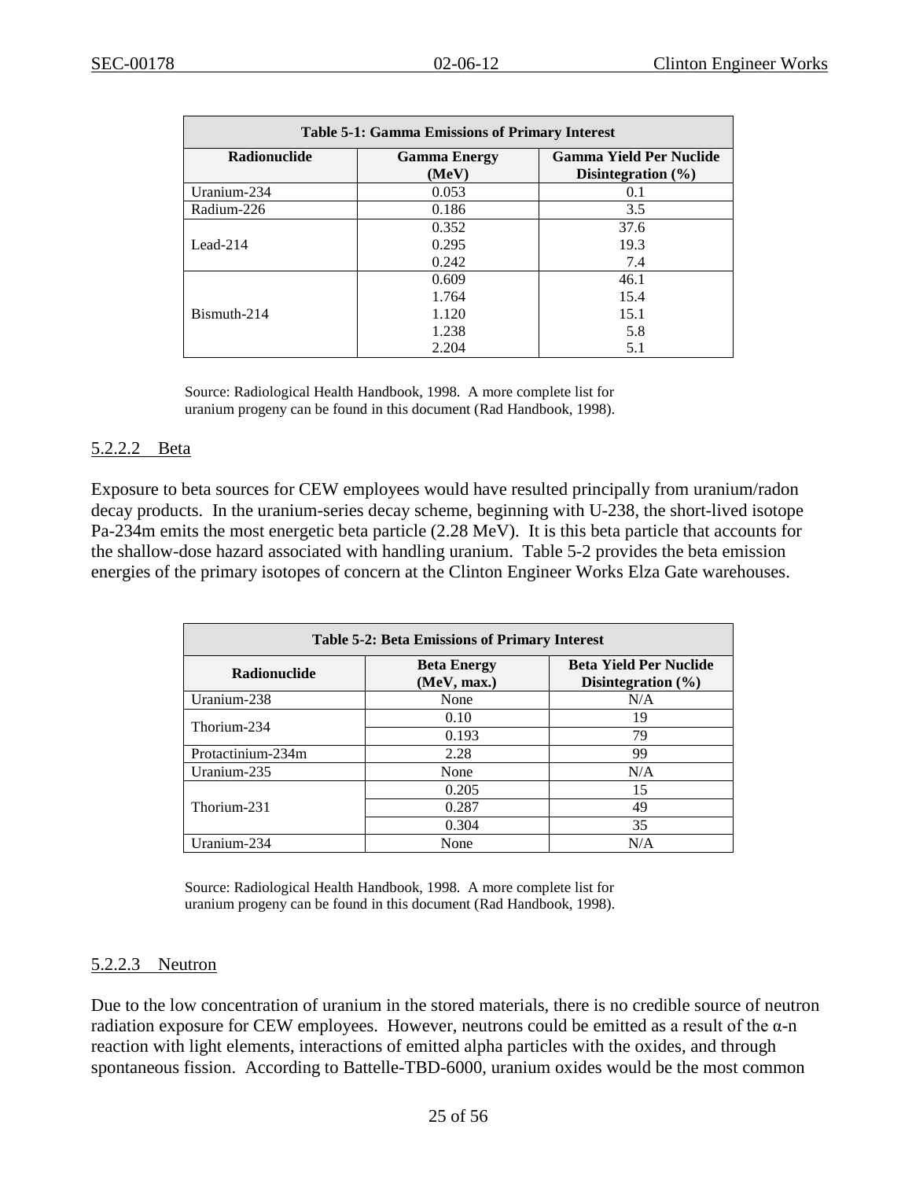| Table 5-1: Gamma Emissions of Primary Interest | | |
|---|---|---|
| **Radionuclide** | **Gamma Energy (MeV)** | **Gamma Yield Per Nuclide Disintegration (%)** |
| Uranium-234 | 0.053 | 0.1 |
| Radium-226 | 0.186 | 3.5 |
| Lead-214 | 0.352 | 37.6 |
| | 0.295 | 19.3 |
| | 0.242 | 7.4 |
| Bismuth-214 | 0.609 | 46.1 |
| | 1.764 | 15.4 |
| | 1.120 | 15.1 |
| | 1.238 | 5.8 |
| | 2.204 | 5.1 |

Source: Radiological Health Handbook, 1998. A more complete list for uranium progeny can be found in this document (Rad Handbook, 1998).

### 5.2.2.2 Beta

Exposure to beta sources for CEW employees would have resulted principally from uranium/radon decay products. In the uranium-series decay scheme, beginning with U-238, the short-lived isotope Pa-234m emits the most energetic beta particle (2.28 MeV). It is this beta particle that accounts for the shallow-dose hazard associated with handling uranium. Table 5-2 provides the beta emission energies of the primary isotopes of concern at the Clinton Engineer Works Elza Gate warehouses.

| Table 5-2: Beta Emissions of Primary Interest | | |
|---|---|---|
| **Radionuclide** | **Beta Energy (MeV, max.)** | **Beta Yield Per Nuclide Disintegration (%)** |
| Uranium-238 | None | N/A |
| Thorium-234 | 0.10 | 19 |
| | 0.193 | 79 |
| Protactinium-234m | 2.28 | 99 |
| Uranium-235 | None | N/A |
| Thorium-231 | 0.205 | 15 |
| | 0.287 | 49 |
| | 0.304 | 35 |
| Uranium-234 | None | N/A |

Source: Radiological Health Handbook, 1998. A more complete list for uranium progeny can be found in this document (Rad Handbook, 1998).

### 5.2.2.3 Neutron

Due to the low concentration of uranium in the stored materials, there is no credible source of neutron radiation exposure for CEW employees. However, neutrons could be emitted as a result of the α-n reaction with light elements, interactions of emitted alpha particles with the oxides, and through spontaneous fission. According to Battelle-TBD-6000, uranium oxides would be the most common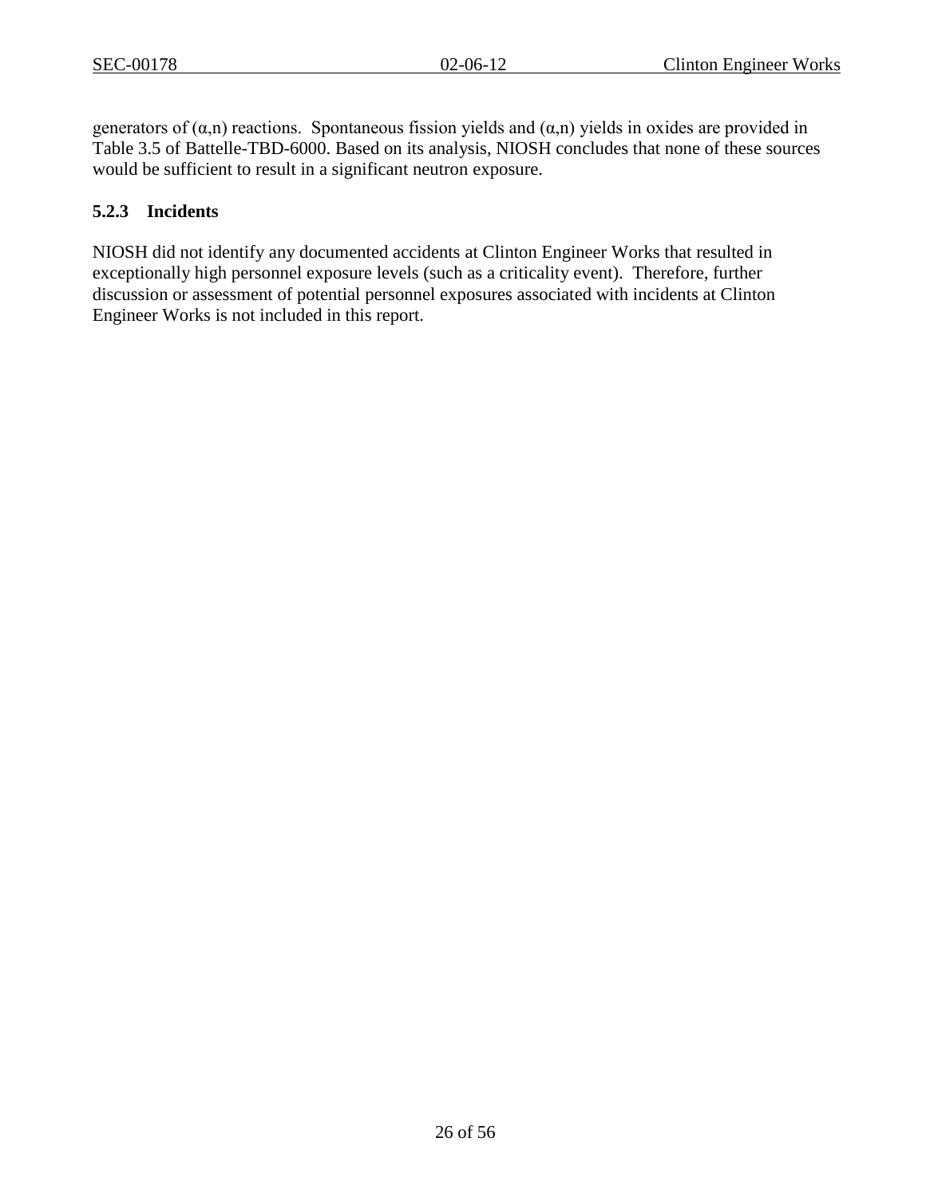generators of $(\alpha,n)$ reactions. Spontaneous fission yields and $(\alpha,n)$ yields in oxides are provided in Table 3.5 of Battelle-TBD-6000. Based on its analysis, NIOSH concludes that none of these sources would be sufficient to result in a significant neutron exposure.

### 5.2.3 Incidents

NIOSH did not identify any documented accidents at Clinton Engineer Works that resulted in exceptionally high personnel exposure levels (such as a criticality event). Therefore, further discussion or assessment of potential personnel exposures associated with incidents at Clinton Engineer Works is not included in this report.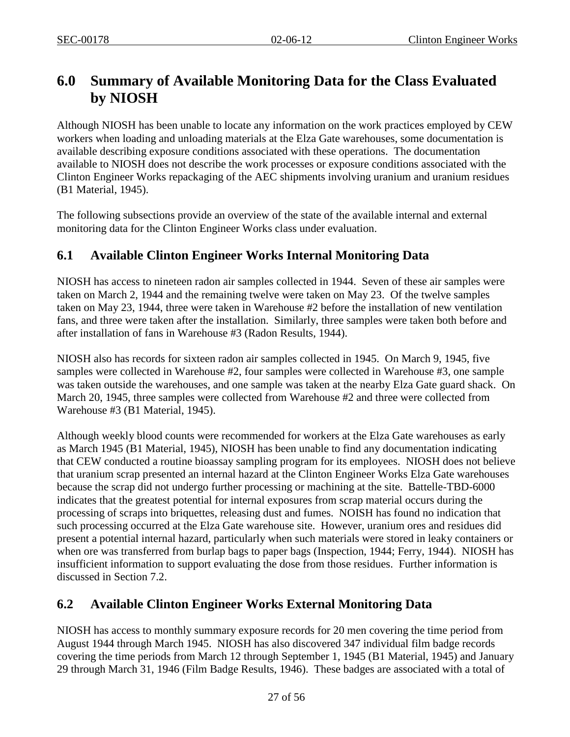# 6.0 Summary of Available Monitoring Data for the Class Evaluated by NIOSH

Although NIOSH has been unable to locate any information on the work practices employed by CEW workers when loading and unloading materials at the Elza Gate warehouses, some documentation is available describing exposure conditions associated with these operations. The documentation available to NIOSH does not describe the work processes or exposure conditions associated with the Clinton Engineer Works repackaging of the AEC shipments involving uranium and uranium residues (B1 Material, 1945).

The following subsections provide an overview of the state of the available internal and external monitoring data for the Clinton Engineer Works class under evaluation.

## 6.1 Available Clinton Engineer Works Internal Monitoring Data

NIOSH has access to nineteen radon air samples collected in 1944. Seven of these air samples were taken on March 2, 1944 and the remaining twelve were taken on May 23. Of the twelve samples taken on May 23, 1944, three were taken in Warehouse #2 before the installation of new ventilation fans, and three were taken after the installation. Similarly, three samples were taken both before and after installation of fans in Warehouse #3 (Radon Results, 1944).

NIOSH also has records for sixteen radon air samples collected in 1945. On March 9, 1945, five samples were collected in Warehouse #2, four samples were collected in Warehouse #3, one sample was taken outside the warehouses, and one sample was taken at the nearby Elza Gate guard shack. On March 20, 1945, three samples were collected from Warehouse #2 and three were collected from Warehouse #3 (B1 Material, 1945).

Although weekly blood counts were recommended for workers at the Elza Gate warehouses as early as March 1945 (B1 Material, 1945), NIOSH has been unable to find any documentation indicating that CEW conducted a routine bioassay sampling program for its employees. NIOSH does not believe that uranium scrap presented an internal hazard at the Clinton Engineer Works Elza Gate warehouses because the scrap did not undergo further processing or machining at the site. Battelle-TBD-6000 indicates that the greatest potential for internal exposures from scrap material occurs during the processing of scraps into briquettes, releasing dust and fumes. NOISH has found no indication that such processing occurred at the Elza Gate warehouse site. However, uranium ores and residues did present a potential internal hazard, particularly when such materials were stored in leaky containers or when ore was transferred from burlap bags to paper bags (Inspection, 1944; Ferry, 1944). NIOSH has insufficient information to support evaluating the dose from those residues. Further information is discussed in Section 7.2.

## 6.2 Available Clinton Engineer Works External Monitoring Data

NIOSH has access to monthly summary exposure records for 20 men covering the time period from August 1944 through March 1945. NIOSH has also discovered 347 individual film badge records covering the time periods from March 12 through September 1, 1945 (B1 Material, 1945) and January 29 through March 31, 1946 (Film Badge Results, 1946). These badges are associated with a total of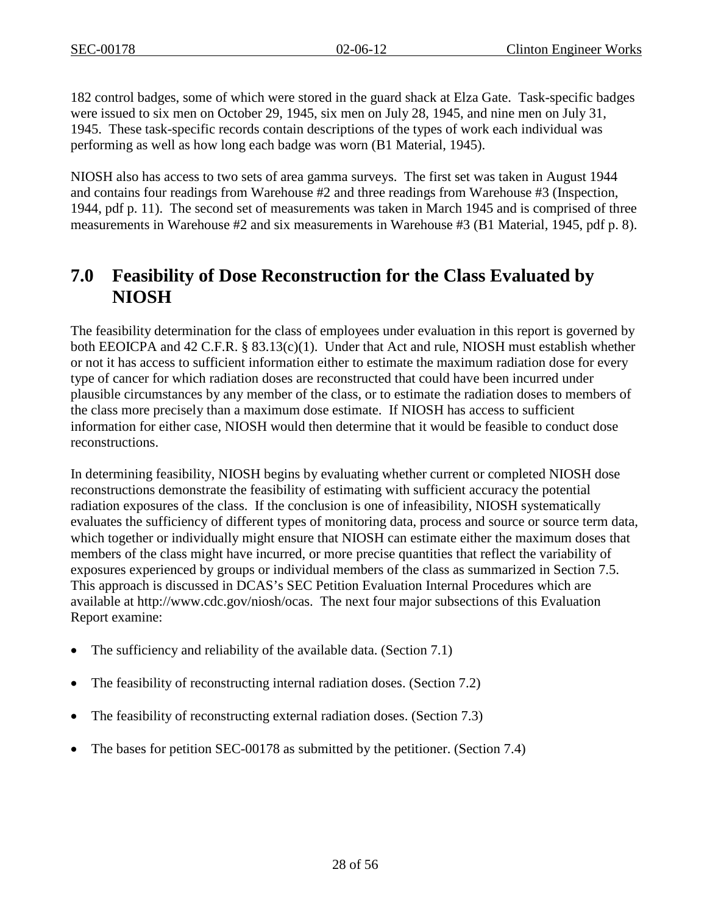182 control badges, some of which were stored in the guard shack at Elza Gate. Task-specific badges were issued to six men on October 29, 1945, six men on July 28, 1945, and nine men on July 31, 1945. These task-specific records contain descriptions of the types of work each individual was performing as well as how long each badge was worn (B1 Material, 1945).

NIOSH also has access to two sets of area gamma surveys. The first set was taken in August 1944 and contains four readings from Warehouse #2 and three readings from Warehouse #3 (Inspection, 1944, pdf p. 11). The second set of measurements was taken in March 1945 and is comprised of three measurements in Warehouse #2 and six measurements in Warehouse #3 (B1 Material, 1945, pdf p. 8).

# 7.0 Feasibility of Dose Reconstruction for the Class Evaluated by NIOSH

The feasibility determination for the class of employees under evaluation in this report is governed by both EEOICPA and 42 C.F.R. § 83.13(c)(1). Under that Act and rule, NIOSH must establish whether or not it has access to sufficient information either to estimate the maximum radiation dose for every type of cancer for which radiation doses are reconstructed that could have been incurred under plausible circumstances by any member of the class, or to estimate the radiation doses to members of the class more precisely than a maximum dose estimate. If NIOSH has access to sufficient information for either case, NIOSH would then determine that it would be feasible to conduct dose reconstructions.

In determining feasibility, NIOSH begins by evaluating whether current or completed NIOSH dose reconstructions demonstrate the feasibility of estimating with sufficient accuracy the potential radiation exposures of the class. If the conclusion is one of infeasibility, NIOSH systematically evaluates the sufficiency of different types of monitoring data, process and source or source term data, which together or individually might ensure that NIOSH can estimate either the maximum doses that members of the class might have incurred, or more precise quantities that reflect the variability of exposures experienced by groups or individual members of the class as summarized in Section 7.5. This approach is discussed in DCAS's SEC Petition Evaluation Internal Procedures which are available at http://www.cdc.gov/niosh/ocas. The next four major subsections of this Evaluation Report examine:

- The sufficiency and reliability of the available data. (Section 7.1)
- The feasibility of reconstructing internal radiation doses. (Section 7.2)
- The feasibility of reconstructing external radiation doses. (Section 7.3)
- The bases for petition SEC-00178 as submitted by the petitioner. (Section 7.4)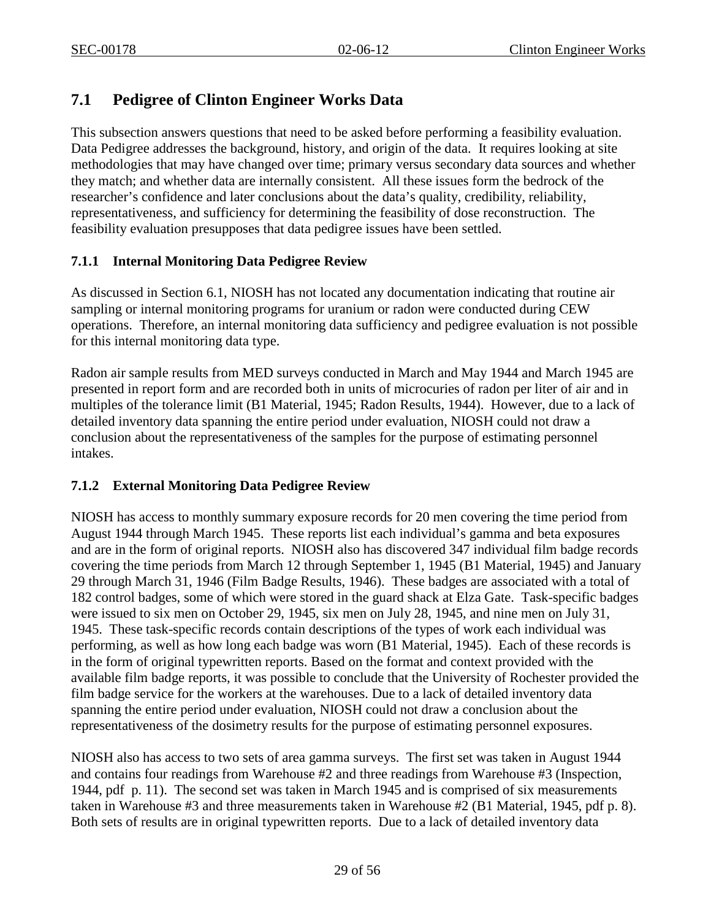## 7.1 Pedigree of Clinton Engineer Works Data

This subsection answers questions that need to be asked before performing a feasibility evaluation. Data Pedigree addresses the background, history, and origin of the data. It requires looking at site methodologies that may have changed over time; primary versus secondary data sources and whether they match; and whether data are internally consistent. All these issues form the bedrock of the researcher's confidence and later conclusions about the data's quality, credibility, reliability, representativeness, and sufficiency for determining the feasibility of dose reconstruction. The feasibility evaluation presupposes that data pedigree issues have been settled.

### 7.1.1 Internal Monitoring Data Pedigree Review

As discussed in Section 6.1, NIOSH has not located any documentation indicating that routine air sampling or internal monitoring programs for uranium or radon were conducted during CEW operations. Therefore, an internal monitoring data sufficiency and pedigree evaluation is not possible for this internal monitoring data type.

Radon air sample results from MED surveys conducted in March and May 1944 and March 1945 are presented in report form and are recorded both in units of microcuries of radon per liter of air and in multiples of the tolerance limit (B1 Material, 1945; Radon Results, 1944). However, due to a lack of detailed inventory data spanning the entire period under evaluation, NIOSH could not draw a conclusion about the representativeness of the samples for the purpose of estimating personnel intakes.

### 7.1.2 External Monitoring Data Pedigree Review

NIOSH has access to monthly summary exposure records for 20 men covering the time period from August 1944 through March 1945. These reports list each individual's gamma and beta exposures and are in the form of original reports. NIOSH also has discovered 347 individual film badge records covering the time periods from March 12 through September 1, 1945 (B1 Material, 1945) and January 29 through March 31, 1946 (Film Badge Results, 1946). These badges are associated with a total of 182 control badges, some of which were stored in the guard shack at Elza Gate. Task-specific badges were issued to six men on October 29, 1945, six men on July 28, 1945, and nine men on July 31, 1945. These task-specific records contain descriptions of the types of work each individual was performing, as well as how long each badge was worn (B1 Material, 1945). Each of these records is in the form of original typewritten reports. Based on the format and context provided with the available film badge reports, it was possible to conclude that the University of Rochester provided the film badge service for the workers at the warehouses. Due to a lack of detailed inventory data spanning the entire period under evaluation, NIOSH could not draw a conclusion about the representativeness of the dosimetry results for the purpose of estimating personnel exposures.

NIOSH also has access to two sets of area gamma surveys. The first set was taken in August 1944 and contains four readings from Warehouse #2 and three readings from Warehouse #3 (Inspection, 1944, pdf p. 11). The second set was taken in March 1945 and is comprised of six measurements taken in Warehouse #3 and three measurements taken in Warehouse #2 (B1 Material, 1945, pdf p. 8). Both sets of results are in original typewritten reports. Due to a lack of detailed inventory data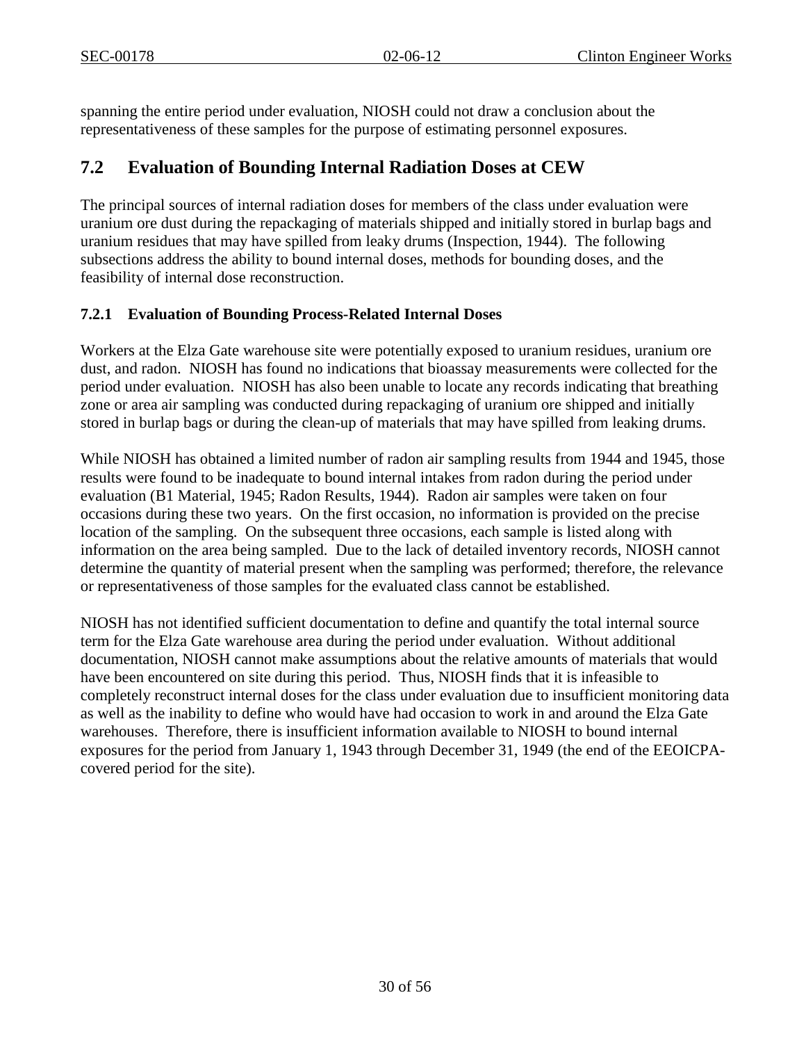spanning the entire period under evaluation, NIOSH could not draw a conclusion about the representativeness of these samples for the purpose of estimating personnel exposures.

## 7.2 Evaluation of Bounding Internal Radiation Doses at CEW

The principal sources of internal radiation doses for members of the class under evaluation were uranium ore dust during the repackaging of materials shipped and initially stored in burlap bags and uranium residues that may have spilled from leaky drums (Inspection, 1944). The following subsections address the ability to bound internal doses, methods for bounding doses, and the feasibility of internal dose reconstruction.

### 7.2.1 Evaluation of Bounding Process-Related Internal Doses

Workers at the Elza Gate warehouse site were potentially exposed to uranium residues, uranium ore dust, and radon. NIOSH has found no indications that bioassay measurements were collected for the period under evaluation. NIOSH has also been unable to locate any records indicating that breathing zone or area air sampling was conducted during repackaging of uranium ore shipped and initially stored in burlap bags or during the clean-up of materials that may have spilled from leaking drums.

While NIOSH has obtained a limited number of radon air sampling results from 1944 and 1945, those results were found to be inadequate to bound internal intakes from radon during the period under evaluation (B1 Material, 1945; Radon Results, 1944). Radon air samples were taken on four occasions during these two years. On the first occasion, no information is provided on the precise location of the sampling. On the subsequent three occasions, each sample is listed along with information on the area being sampled. Due to the lack of detailed inventory records, NIOSH cannot determine the quantity of material present when the sampling was performed; therefore, the relevance or representativeness of those samples for the evaluated class cannot be established.

NIOSH has not identified sufficient documentation to define and quantify the total internal source term for the Elza Gate warehouse area during the period under evaluation. Without additional documentation, NIOSH cannot make assumptions about the relative amounts of materials that would have been encountered on site during this period. Thus, NIOSH finds that it is infeasible to completely reconstruct internal doses for the class under evaluation due to insufficient monitoring data as well as the inability to define who would have had occasion to work in and around the Elza Gate warehouses. Therefore, there is insufficient information available to NIOSH to bound internal exposures for the period from January 1, 1943 through December 31, 1949 (the end of the EEOICPA-covered period for the site).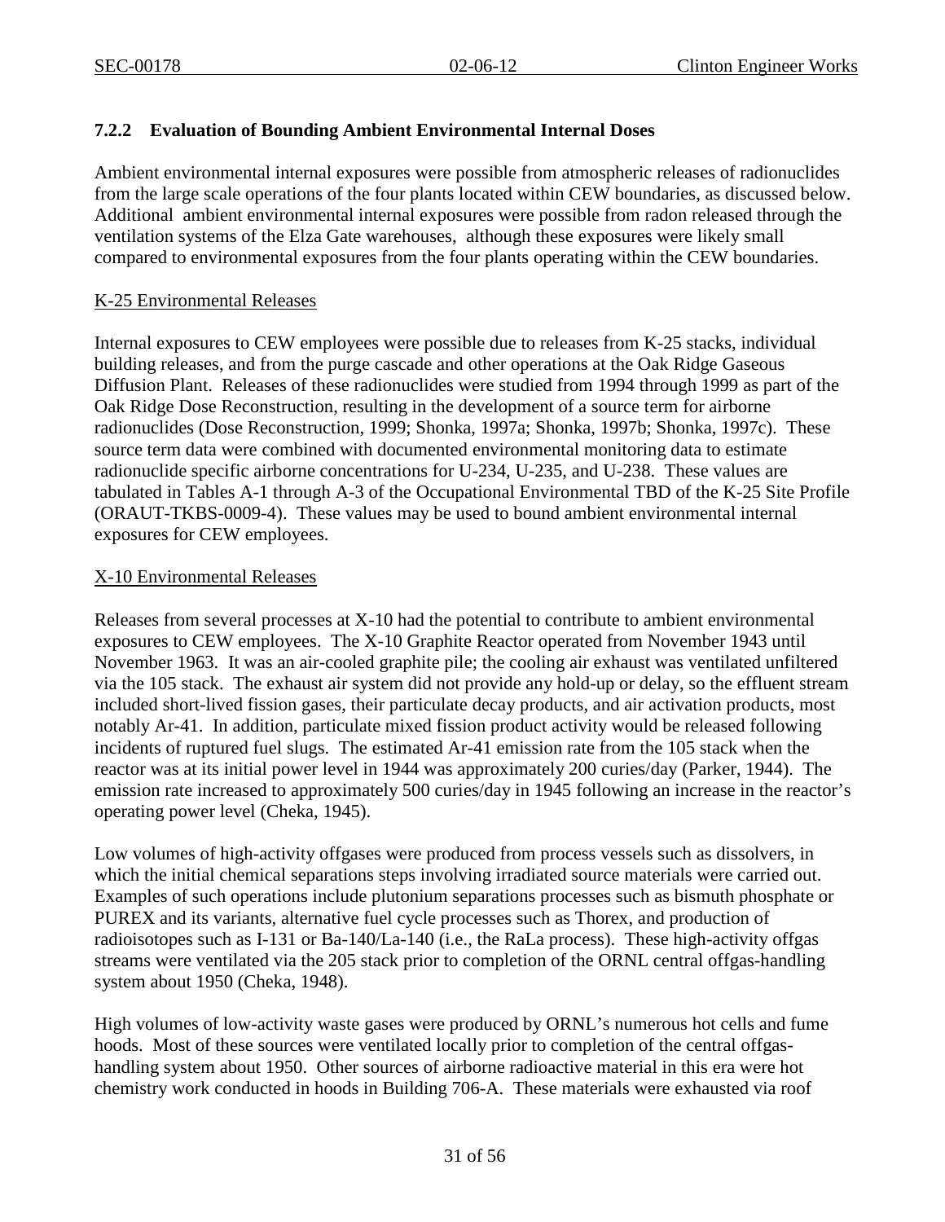### 7.2.2 Evaluation of Bounding Ambient Environmental Internal Doses

Ambient environmental internal exposures were possible from atmospheric releases of radionuclides from the large scale operations of the four plants located within CEW boundaries, as discussed below. Additional ambient environmental internal exposures were possible from radon released through the ventilation systems of the Elza Gate warehouses, although these exposures were likely small compared to environmental exposures from the four plants operating within the CEW boundaries.

K-25 Environmental Releases

Internal exposures to CEW employees were possible due to releases from K-25 stacks, individual building releases, and from the purge cascade and other operations at the Oak Ridge Gaseous Diffusion Plant. Releases of these radionuclides were studied from 1994 through 1999 as part of the Oak Ridge Dose Reconstruction, resulting in the development of a source term for airborne radionuclides (Dose Reconstruction, 1999; Shonka, 1997a; Shonka, 1997b; Shonka, 1997c). These source term data were combined with documented environmental monitoring data to estimate radionuclide specific airborne concentrations for U-234, U-235, and U-238. These values are tabulated in Tables A-1 through A-3 of the Occupational Environmental TBD of the K-25 Site Profile (ORAUT-TKBS-0009-4). These values may be used to bound ambient environmental internal exposures for CEW employees.

X-10 Environmental Releases

Releases from several processes at X-10 had the potential to contribute to ambient environmental exposures to CEW employees. The X-10 Graphite Reactor operated from November 1943 until November 1963. It was an air-cooled graphite pile; the cooling air exhaust was ventilated unfiltered via the 105 stack. The exhaust air system did not provide any hold-up or delay, so the effluent stream included short-lived fission gases, their particulate decay products, and air activation products, most notably Ar-41. In addition, particulate mixed fission product activity would be released following incidents of ruptured fuel slugs. The estimated Ar-41 emission rate from the 105 stack when the reactor was at its initial power level in 1944 was approximately 200 curies/day (Parker, 1944). The emission rate increased to approximately 500 curies/day in 1945 following an increase in the reactor's operating power level (Cheka, 1945).

Low volumes of high-activity offgases were produced from process vessels such as dissolvers, in which the initial chemical separations steps involving irradiated source materials were carried out. Examples of such operations include plutonium separations processes such as bismuth phosphate or PUREX and its variants, alternative fuel cycle processes such as Thorex, and production of radioisotopes such as I-131 or Ba-140/La-140 (i.e., the RaLa process). These high-activity offgas streams were ventilated via the 205 stack prior to completion of the ORNL central offgas-handling system about 1950 (Cheka, 1948).

High volumes of low-activity waste gases were produced by ORNL's numerous hot cells and fume hoods. Most of these sources were ventilated locally prior to completion of the central offgas-handling system about 1950. Other sources of airborne radioactive material in this era were hot chemistry work conducted in hoods in Building 706-A. These materials were exhausted via roof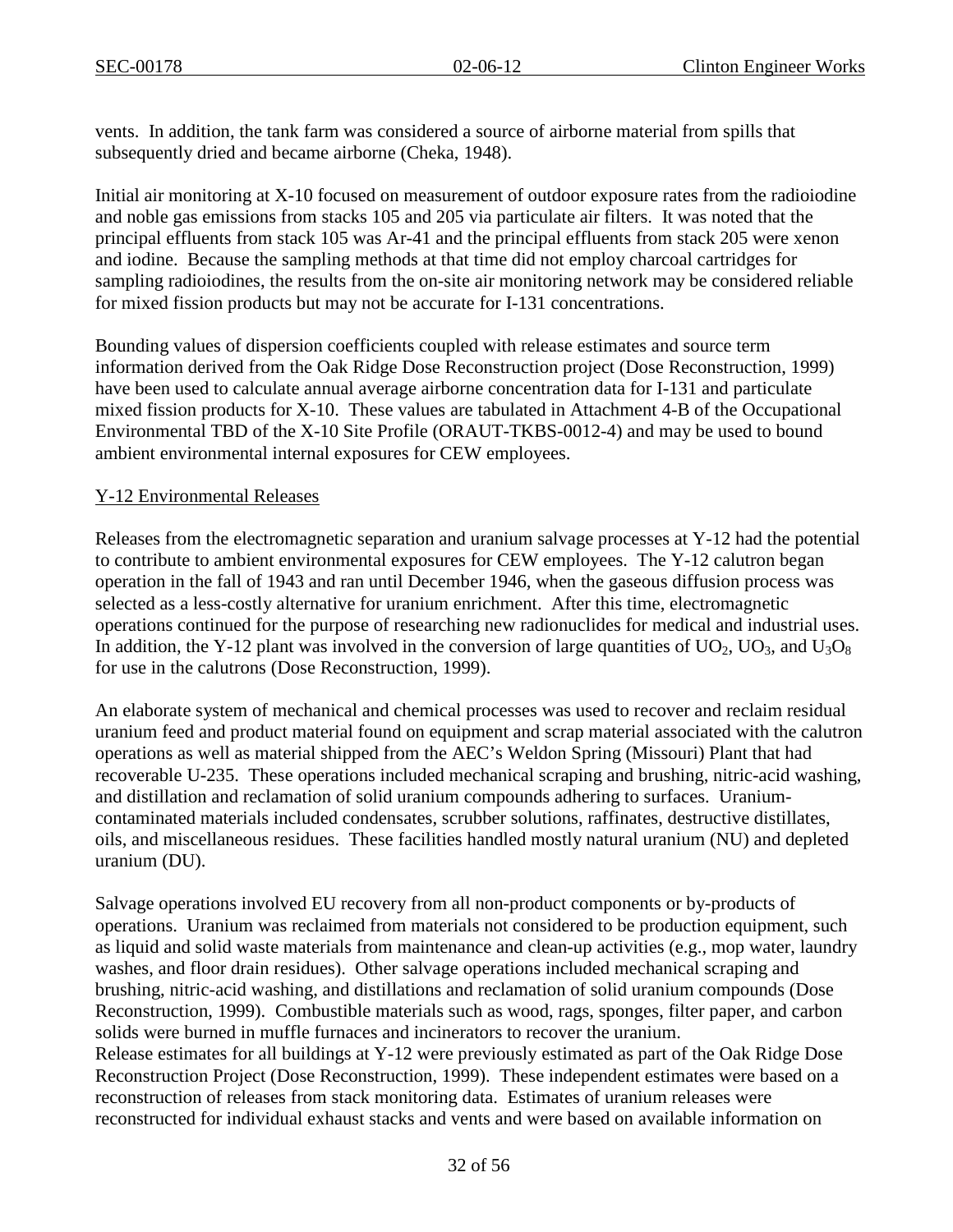vents. In addition, the tank farm was considered a source of airborne material from spills that subsequently dried and became airborne (Cheka, 1948).

Initial air monitoring at X-10 focused on measurement of outdoor exposure rates from the radioiodine and noble gas emissions from stacks 105 and 205 via particulate air filters. It was noted that the principal effluents from stack 105 was Ar-41 and the principal effluents from stack 205 were xenon and iodine. Because the sampling methods at that time did not employ charcoal cartridges for sampling radioiodines, the results from the on-site air monitoring network may be considered reliable for mixed fission products but may not be accurate for I-131 concentrations.

Bounding values of dispersion coefficients coupled with release estimates and source term information derived from the Oak Ridge Dose Reconstruction project (Dose Reconstruction, 1999) have been used to calculate annual average airborne concentration data for I-131 and particulate mixed fission products for X-10. These values are tabulated in Attachment 4-B of the Occupational Environmental TBD of the X-10 Site Profile (ORAUT-TKBS-0012-4) and may be used to bound ambient environmental internal exposures for CEW employees.

Y-12 Environmental Releases

Releases from the electromagnetic separation and uranium salvage processes at Y-12 had the potential to contribute to ambient environmental exposures for CEW employees. The Y-12 calutron began operation in the fall of 1943 and ran until December 1946, when the gaseous diffusion process was selected as a less-costly alternative for uranium enrichment. After this time, electromagnetic operations continued for the purpose of researching new radionuclides for medical and industrial uses. In addition, the Y-12 plant was involved in the conversion of large quantities of $UO_2$, $UO_3$, and $U_3O_8$ for use in the calutrons (Dose Reconstruction, 1999).

An elaborate system of mechanical and chemical processes was used to recover and reclaim residual uranium feed and product material found on equipment and scrap material associated with the calutron operations as well as material shipped from the AEC's Weldon Spring (Missouri) Plant that had recoverable U-235. These operations included mechanical scraping and brushing, nitric-acid washing, and distillation and reclamation of solid uranium compounds adhering to surfaces. Uranium-contaminated materials included condensates, scrubber solutions, raffinates, destructive distillates, oils, and miscellaneous residues. These facilities handled mostly natural uranium (NU) and depleted uranium (DU).

Salvage operations involved EU recovery from all non-product components or by-products of operations. Uranium was reclaimed from materials not considered to be production equipment, such as liquid and solid waste materials from maintenance and clean-up activities (e.g., mop water, laundry washes, and floor drain residues). Other salvage operations included mechanical scraping and brushing, nitric-acid washing, and distillations and reclamation of solid uranium compounds (Dose Reconstruction, 1999). Combustible materials such as wood, rags, sponges, filter paper, and carbon solids were burned in muffle furnaces and incinerators to recover the uranium.

Release estimates for all buildings at Y-12 were previously estimated as part of the Oak Ridge Dose Reconstruction Project (Dose Reconstruction, 1999). These independent estimates were based on a reconstruction of releases from stack monitoring data. Estimates of uranium releases were reconstructed for individual exhaust stacks and vents and were based on available information on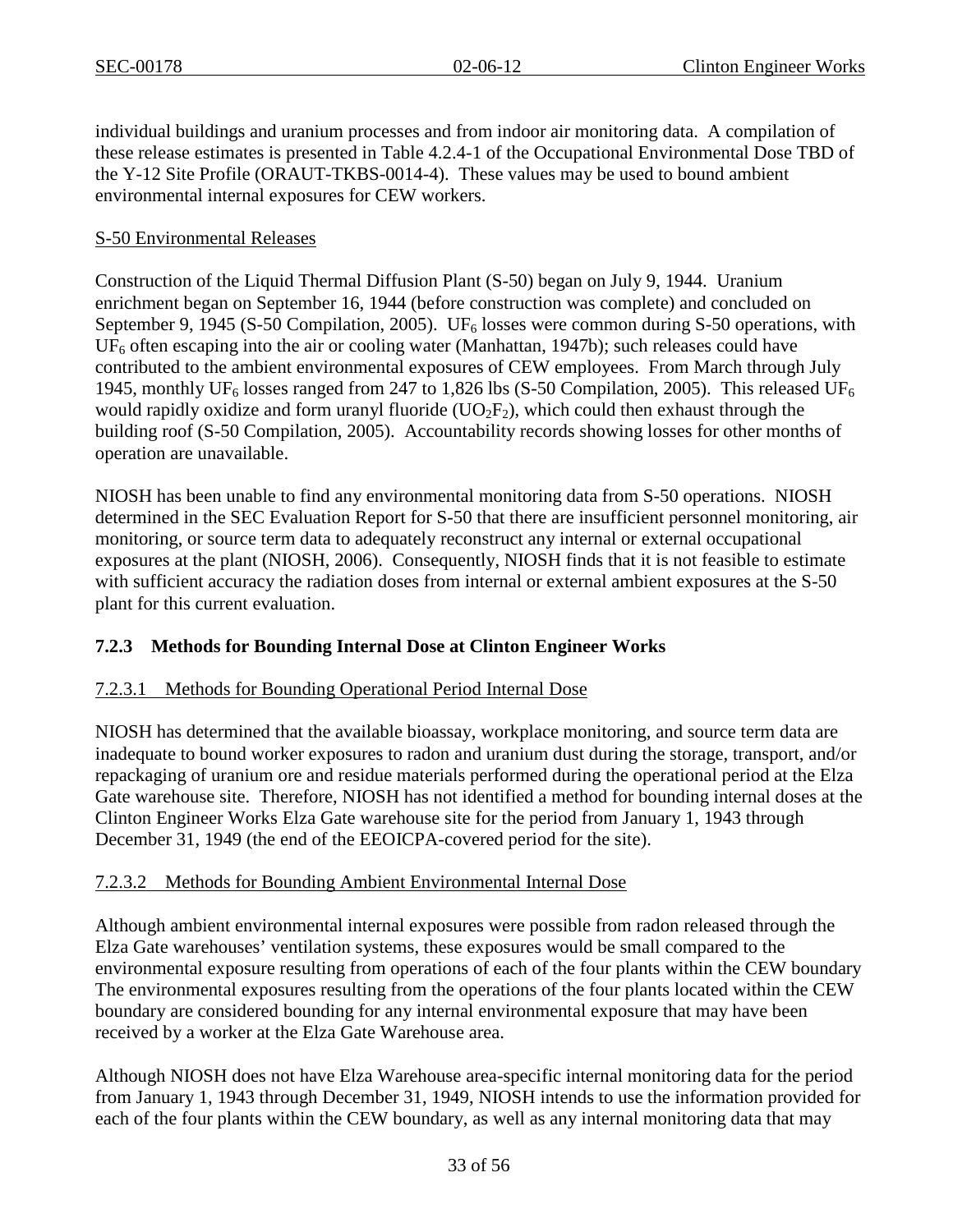individual buildings and uranium processes and from indoor air monitoring data. A compilation of these release estimates is presented in Table 4.2.4-1 of the Occupational Environmental Dose TBD of the Y-12 Site Profile (ORAUT-TKBS-0014-4). These values may be used to bound ambient environmental internal exposures for CEW workers.

S-50 Environmental Releases

Construction of the Liquid Thermal Diffusion Plant (S-50) began on July 9, 1944. Uranium enrichment began on September 16, 1944 (before construction was complete) and concluded on September 9, 1945 (S-50 Compilation, 2005). $UF_6$ losses were common during S-50 operations, with $UF_6$ often escaping into the air or cooling water (Manhattan, 1947b); such releases could have contributed to the ambient environmental exposures of CEW employees. From March through July 1945, monthly $UF_6$ losses ranged from 247 to 1,826 lbs (S-50 Compilation, 2005). This released $UF_6$ would rapidly oxidize and form uranyl fluoride ($UO_2F_2$), which could then exhaust through the building roof (S-50 Compilation, 2005). Accountability records showing losses for other months of operation are unavailable.

NIOSH has been unable to find any environmental monitoring data from S-50 operations. NIOSH determined in the SEC Evaluation Report for S-50 that there are insufficient personnel monitoring, air monitoring, or source term data to adequately reconstruct any internal or external occupational exposures at the plant (NIOSH, 2006). Consequently, NIOSH finds that it is not feasible to estimate with sufficient accuracy the radiation doses from internal or external ambient exposures at the S-50 plant for this current evaluation.

### 7.2.3 Methods for Bounding Internal Dose at Clinton Engineer Works

#### 7.2.3.1 Methods for Bounding Operational Period Internal Dose

NIOSH has determined that the available bioassay, workplace monitoring, and source term data are inadequate to bound worker exposures to radon and uranium dust during the storage, transport, and/or repackaging of uranium ore and residue materials performed during the operational period at the Elza Gate warehouse site. Therefore, NIOSH has not identified a method for bounding internal doses at the Clinton Engineer Works Elza Gate warehouse site for the period from January 1, 1943 through December 31, 1949 (the end of the EEOICPA-covered period for the site).

#### 7.2.3.2 Methods for Bounding Ambient Environmental Internal Dose

Although ambient environmental internal exposures were possible from radon released through the Elza Gate warehouses' ventilation systems, these exposures would be small compared to the environmental exposure resulting from operations of each of the four plants within the CEW boundary The environmental exposures resulting from the operations of the four plants located within the CEW boundary are considered bounding for any internal environmental exposure that may have been received by a worker at the Elza Gate Warehouse area.

Although NIOSH does not have Elza Warehouse area-specific internal monitoring data for the period from January 1, 1943 through December 31, 1949, NIOSH intends to use the information provided for each of the four plants within the CEW boundary, as well as any internal monitoring data that may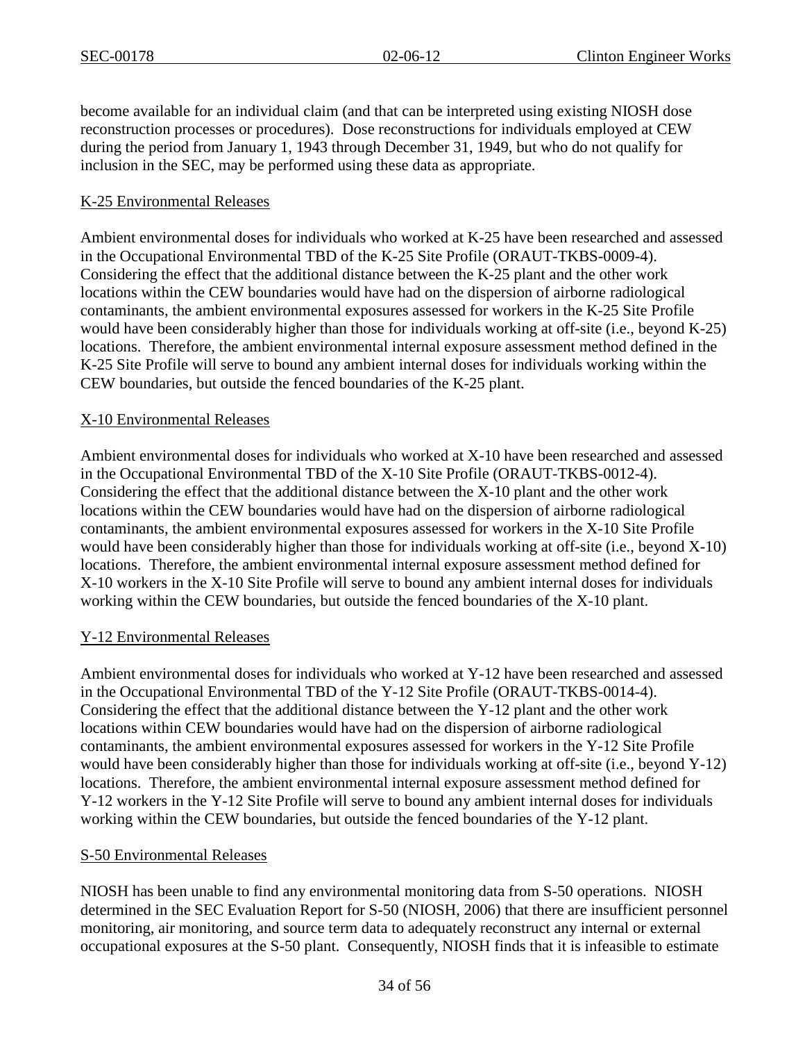become available for an individual claim (and that can be interpreted using existing NIOSH dose reconstruction processes or procedures). Dose reconstructions for individuals employed at CEW during the period from January 1, 1943 through December 31, 1949, but who do not qualify for inclusion in the SEC, may be performed using these data as appropriate.

K-25 Environmental Releases

Ambient environmental doses for individuals who worked at K-25 have been researched and assessed in the Occupational Environmental TBD of the K-25 Site Profile (ORAUT-TKBS-0009-4). Considering the effect that the additional distance between the K-25 plant and the other work locations within the CEW boundaries would have had on the dispersion of airborne radiological contaminants, the ambient environmental exposures assessed for workers in the K-25 Site Profile would have been considerably higher than those for individuals working at off-site (i.e., beyond K-25) locations. Therefore, the ambient environmental internal exposure assessment method defined in the K-25 Site Profile will serve to bound any ambient internal doses for individuals working within the CEW boundaries, but outside the fenced boundaries of the K-25 plant.

X-10 Environmental Releases

Ambient environmental doses for individuals who worked at X-10 have been researched and assessed in the Occupational Environmental TBD of the X-10 Site Profile (ORAUT-TKBS-0012-4). Considering the effect that the additional distance between the X-10 plant and the other work locations within the CEW boundaries would have had on the dispersion of airborne radiological contaminants, the ambient environmental exposures assessed for workers in the X-10 Site Profile would have been considerably higher than those for individuals working at off-site (i.e., beyond X-10) locations. Therefore, the ambient environmental internal exposure assessment method defined for X-10 workers in the X-10 Site Profile will serve to bound any ambient internal doses for individuals working within the CEW boundaries, but outside the fenced boundaries of the X-10 plant.

Y-12 Environmental Releases

Ambient environmental doses for individuals who worked at Y-12 have been researched and assessed in the Occupational Environmental TBD of the Y-12 Site Profile (ORAUT-TKBS-0014-4). Considering the effect that the additional distance between the Y-12 plant and the other work locations within CEW boundaries would have had on the dispersion of airborne radiological contaminants, the ambient environmental exposures assessed for workers in the Y-12 Site Profile would have been considerably higher than those for individuals working at off-site (i.e., beyond Y-12) locations. Therefore, the ambient environmental internal exposure assessment method defined for Y-12 workers in the Y-12 Site Profile will serve to bound any ambient internal doses for individuals working within the CEW boundaries, but outside the fenced boundaries of the Y-12 plant.

S-50 Environmental Releases

NIOSH has been unable to find any environmental monitoring data from S-50 operations. NIOSH determined in the SEC Evaluation Report for S-50 (NIOSH, 2006) that there are insufficient personnel monitoring, air monitoring, and source term data to adequately reconstruct any internal or external occupational exposures at the S-50 plant. Consequently, NIOSH finds that it is infeasible to estimate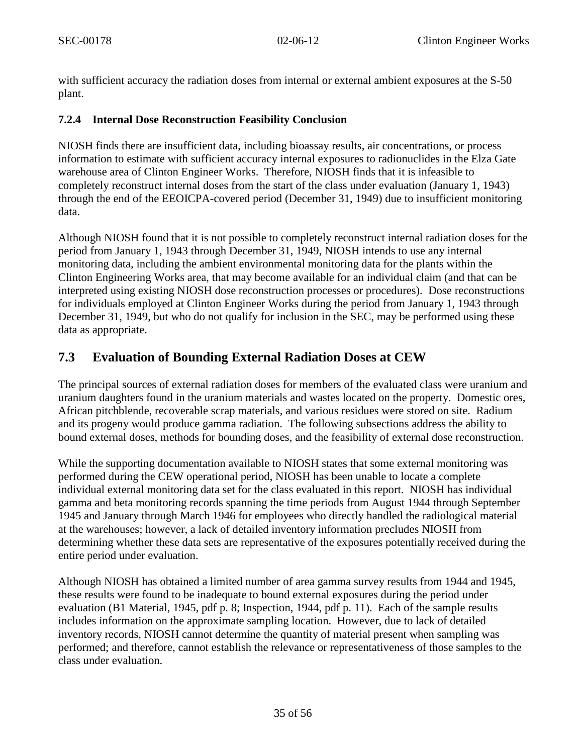with sufficient accuracy the radiation doses from internal or external ambient exposures at the S-50 plant.

### 7.2.4 Internal Dose Reconstruction Feasibility Conclusion

NIOSH finds there are insufficient data, including bioassay results, air concentrations, or process information to estimate with sufficient accuracy internal exposures to radionuclides in the Elza Gate warehouse area of Clinton Engineer Works. Therefore, NIOSH finds that it is infeasible to completely reconstruct internal doses from the start of the class under evaluation (January 1, 1943) through the end of the EEOICPA-covered period (December 31, 1949) due to insufficient monitoring data.

Although NIOSH found that it is not possible to completely reconstruct internal radiation doses for the period from January 1, 1943 through December 31, 1949, NIOSH intends to use any internal monitoring data, including the ambient environmental monitoring data for the plants within the Clinton Engineering Works area, that may become available for an individual claim (and that can be interpreted using existing NIOSH dose reconstruction processes or procedures). Dose reconstructions for individuals employed at Clinton Engineer Works during the period from January 1, 1943 through December 31, 1949, but who do not qualify for inclusion in the SEC, may be performed using these data as appropriate.

## 7.3 Evaluation of Bounding External Radiation Doses at CEW

The principal sources of external radiation doses for members of the evaluated class were uranium and uranium daughters found in the uranium materials and wastes located on the property. Domestic ores, African pitchblende, recoverable scrap materials, and various residues were stored on site. Radium and its progeny would produce gamma radiation. The following subsections address the ability to bound external doses, methods for bounding doses, and the feasibility of external dose reconstruction.

While the supporting documentation available to NIOSH states that some external monitoring was performed during the CEW operational period, NIOSH has been unable to locate a complete individual external monitoring data set for the class evaluated in this report. NIOSH has individual gamma and beta monitoring records spanning the time periods from August 1944 through September 1945 and January through March 1946 for employees who directly handled the radiological material at the warehouses; however, a lack of detailed inventory information precludes NIOSH from determining whether these data sets are representative of the exposures potentially received during the entire period under evaluation.

Although NIOSH has obtained a limited number of area gamma survey results from 1944 and 1945, these results were found to be inadequate to bound external exposures during the period under evaluation (B1 Material, 1945, pdf p. 8; Inspection, 1944, pdf p. 11). Each of the sample results includes information on the approximate sampling location. However, due to lack of detailed inventory records, NIOSH cannot determine the quantity of material present when sampling was performed; and therefore, cannot establish the relevance or representativeness of those samples to the class under evaluation.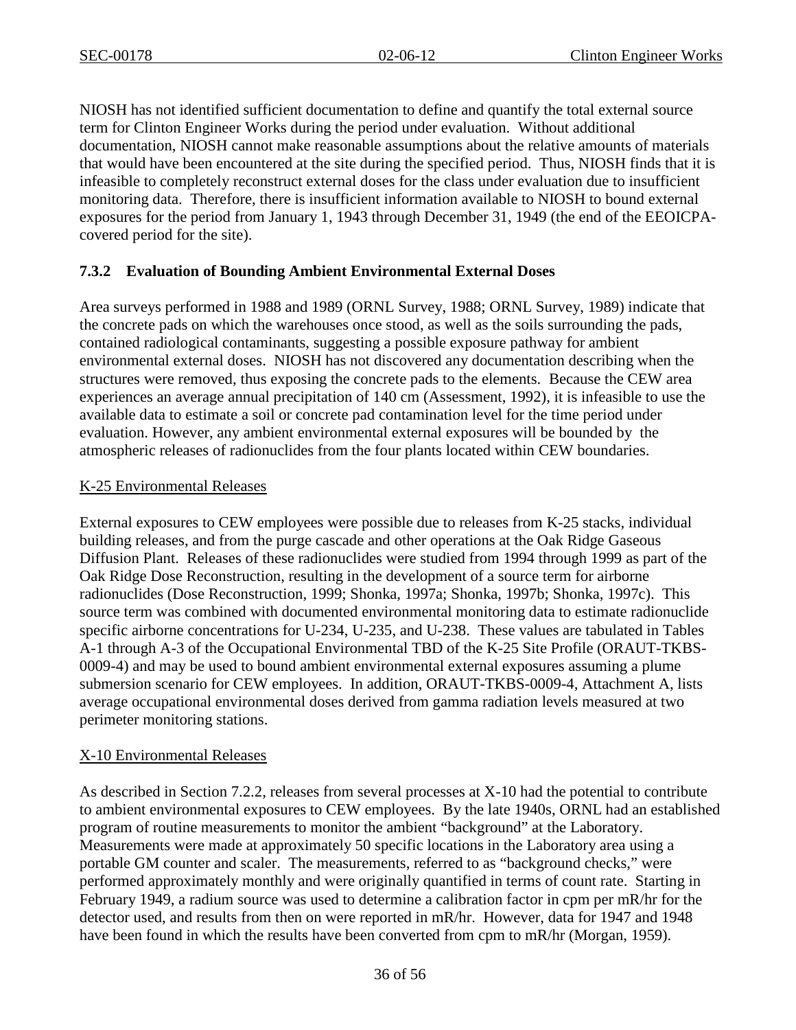NIOSH has not identified sufficient documentation to define and quantify the total external source term for Clinton Engineer Works during the period under evaluation. Without additional documentation, NIOSH cannot make reasonable assumptions about the relative amounts of materials that would have been encountered at the site during the specified period. Thus, NIOSH finds that it is infeasible to completely reconstruct external doses for the class under evaluation due to insufficient monitoring data. Therefore, there is insufficient information available to NIOSH to bound external exposures for the period from January 1, 1943 through December 31, 1949 (the end of the EEOICPA-covered period for the site).

### 7.3.2 Evaluation of Bounding Ambient Environmental External Doses

Area surveys performed in 1988 and 1989 (ORNL Survey, 1988; ORNL Survey, 1989) indicate that the concrete pads on which the warehouses once stood, as well as the soils surrounding the pads, contained radiological contaminants, suggesting a possible exposure pathway for ambient environmental external doses. NIOSH has not discovered any documentation describing when the structures were removed, thus exposing the concrete pads to the elements. Because the CEW area experiences an average annual precipitation of 140 cm (Assessment, 1992), it is infeasible to use the available data to estimate a soil or concrete pad contamination level for the time period under evaluation. However, any ambient environmental external exposures will be bounded by the atmospheric releases of radionuclides from the four plants located within CEW boundaries.

K-25 Environmental Releases

External exposures to CEW employees were possible due to releases from K-25 stacks, individual building releases, and from the purge cascade and other operations at the Oak Ridge Gaseous Diffusion Plant. Releases of these radionuclides were studied from 1994 through 1999 as part of the Oak Ridge Dose Reconstruction, resulting in the development of a source term for airborne radionuclides (Dose Reconstruction, 1999; Shonka, 1997a; Shonka, 1997b; Shonka, 1997c). This source term was combined with documented environmental monitoring data to estimate radionuclide specific airborne concentrations for U-234, U-235, and U-238. These values are tabulated in Tables A-1 through A-3 of the Occupational Environmental TBD of the K-25 Site Profile (ORAUT-TKBS-0009-4) and may be used to bound ambient environmental external exposures assuming a plume submersion scenario for CEW employees. In addition, ORAUT-TKBS-0009-4, Attachment A, lists average occupational environmental doses derived from gamma radiation levels measured at two perimeter monitoring stations.

X-10 Environmental Releases

As described in Section 7.2.2, releases from several processes at X-10 had the potential to contribute to ambient environmental exposures to CEW employees. By the late 1940s, ORNL had an established program of routine measurements to monitor the ambient "background" at the Laboratory. Measurements were made at approximately 50 specific locations in the Laboratory area using a portable GM counter and scaler. The measurements, referred to as "background checks," were performed approximately monthly and were originally quantified in terms of count rate. Starting in February 1949, a radium source was used to determine a calibration factor in cpm per mR/hr for the detector used, and results from then on were reported in mR/hr. However, data for 1947 and 1948 have been found in which the results have been converted from cpm to mR/hr (Morgan, 1959).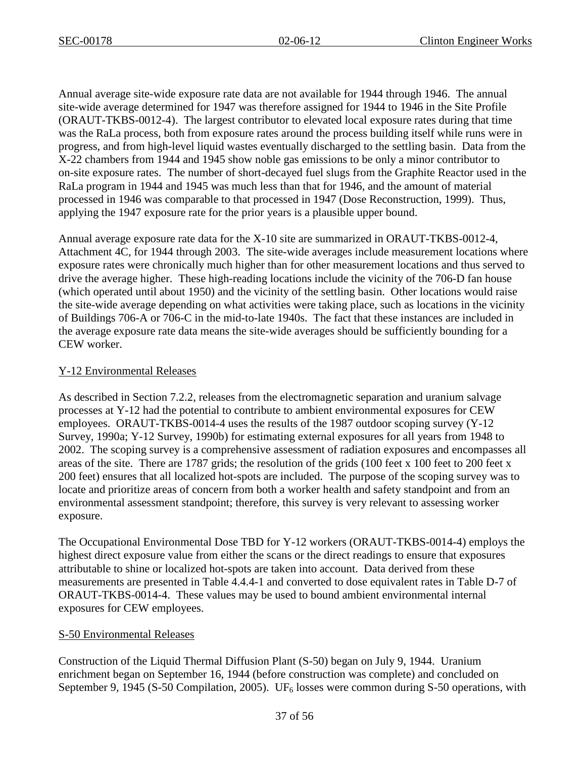Annual average site-wide exposure rate data are not available for 1944 through 1946. The annual site-wide average determined for 1947 was therefore assigned for 1944 to 1946 in the Site Profile (ORAUT-TKBS-0012-4). The largest contributor to elevated local exposure rates during that time was the RaLa process, both from exposure rates around the process building itself while runs were in progress, and from high-level liquid wastes eventually discharged to the settling basin. Data from the X-22 chambers from 1944 and 1945 show noble gas emissions to be only a minor contributor to on-site exposure rates. The number of short-decayed fuel slugs from the Graphite Reactor used in the RaLa program in 1944 and 1945 was much less than that for 1946, and the amount of material processed in 1946 was comparable to that processed in 1947 (Dose Reconstruction, 1999). Thus, applying the 1947 exposure rate for the prior years is a plausible upper bound.

Annual average exposure rate data for the X-10 site are summarized in ORAUT-TKBS-0012-4, Attachment 4C, for 1944 through 2003. The site-wide averages include measurement locations where exposure rates were chronically much higher than for other measurement locations and thus served to drive the average higher. These high-reading locations include the vicinity of the 706-D fan house (which operated until about 1950) and the vicinity of the settling basin. Other locations would raise the site-wide average depending on what activities were taking place, such as locations in the vicinity of Buildings 706-A or 706-C in the mid-to-late 1940s. The fact that these instances are included in the average exposure rate data means the site-wide averages should be sufficiently bounding for a CEW worker.

## Y-12 Environmental Releases

As described in Section 7.2.2, releases from the electromagnetic separation and uranium salvage processes at Y-12 had the potential to contribute to ambient environmental exposures for CEW employees. ORAUT-TKBS-0014-4 uses the results of the 1987 outdoor scoping survey (Y-12 Survey, 1990a; Y-12 Survey, 1990b) for estimating external exposures for all years from 1948 to 2002. The scoping survey is a comprehensive assessment of radiation exposures and encompasses all areas of the site. There are 1787 grids; the resolution of the grids (100 feet x 100 feet to 200 feet x 200 feet) ensures that all localized hot-spots are included. The purpose of the scoping survey was to locate and prioritize areas of concern from both a worker health and safety standpoint and from an environmental assessment standpoint; therefore, this survey is very relevant to assessing worker exposure.

The Occupational Environmental Dose TBD for Y-12 workers (ORAUT-TKBS-0014-4) employs the highest direct exposure value from either the scans or the direct readings to ensure that exposures attributable to shine or localized hot-spots are taken into account. Data derived from these measurements are presented in Table 4.4.4-1 and converted to dose equivalent rates in Table D-7 of ORAUT-TKBS-0014-4. These values may be used to bound ambient environmental internal exposures for CEW employees.

## S-50 Environmental Releases

Construction of the Liquid Thermal Diffusion Plant (S-50) began on July 9, 1944. Uranium enrichment began on September 16, 1944 (before construction was complete) and concluded on September 9, 1945 (S-50 Compilation, 2005). $UF_6$ losses were common during S-50 operations, with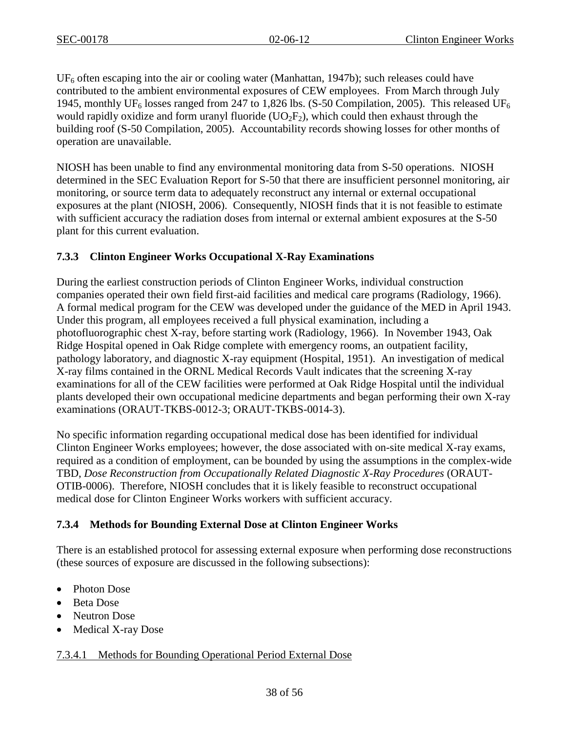$UF_6$ often escaping into the air or cooling water (Manhattan, 1947b); such releases could have contributed to the ambient environmental exposures of CEW employees. From March through July 1945, monthly $UF_6$ losses ranged from 247 to 1,826 lbs. (S-50 Compilation, 2005). This released $UF_6$ would rapidly oxidize and form uranyl fluoride ($UO_2F_2$), which could then exhaust through the building roof (S-50 Compilation, 2005). Accountability records showing losses for other months of operation are unavailable.

NIOSH has been unable to find any environmental monitoring data from S-50 operations. NIOSH determined in the SEC Evaluation Report for S-50 that there are insufficient personnel monitoring, air monitoring, or source term data to adequately reconstruct any internal or external occupational exposures at the plant (NIOSH, 2006). Consequently, NIOSH finds that it is not feasible to estimate with sufficient accuracy the radiation doses from internal or external ambient exposures at the S-50 plant for this current evaluation.

### 7.3.3 Clinton Engineer Works Occupational X-Ray Examinations

During the earliest construction periods of Clinton Engineer Works, individual construction companies operated their own field first-aid facilities and medical care programs (Radiology, 1966). A formal medical program for the CEW was developed under the guidance of the MED in April 1943. Under this program, all employees received a full physical examination, including a photofluorographic chest X-ray, before starting work (Radiology, 1966). In November 1943, Oak Ridge Hospital opened in Oak Ridge complete with emergency rooms, an outpatient facility, pathology laboratory, and diagnostic X-ray equipment (Hospital, 1951). An investigation of medical X-ray films contained in the ORNL Medical Records Vault indicates that the screening X-ray examinations for all of the CEW facilities were performed at Oak Ridge Hospital until the individual plants developed their own occupational medicine departments and began performing their own X-ray examinations (ORAUT-TKBS-0012-3; ORAUT-TKBS-0014-3).

No specific information regarding occupational medical dose has been identified for individual Clinton Engineer Works employees; however, the dose associated with on-site medical X-ray exams, required as a condition of employment, can be bounded by using the assumptions in the complex-wide TBD, *Dose Reconstruction from Occupationally Related Diagnostic X-Ray Procedures* (ORAUT-OTIB-0006). Therefore, NIOSH concludes that it is likely feasible to reconstruct occupational medical dose for Clinton Engineer Works workers with sufficient accuracy.

### 7.3.4 Methods for Bounding External Dose at Clinton Engineer Works

There is an established protocol for assessing external exposure when performing dose reconstructions (these sources of exposure are discussed in the following subsections):

- Photon Dose
- Beta Dose
- Neutron Dose
- Medical X-ray Dose

#### 7.3.4.1 Methods for Bounding Operational Period External Dose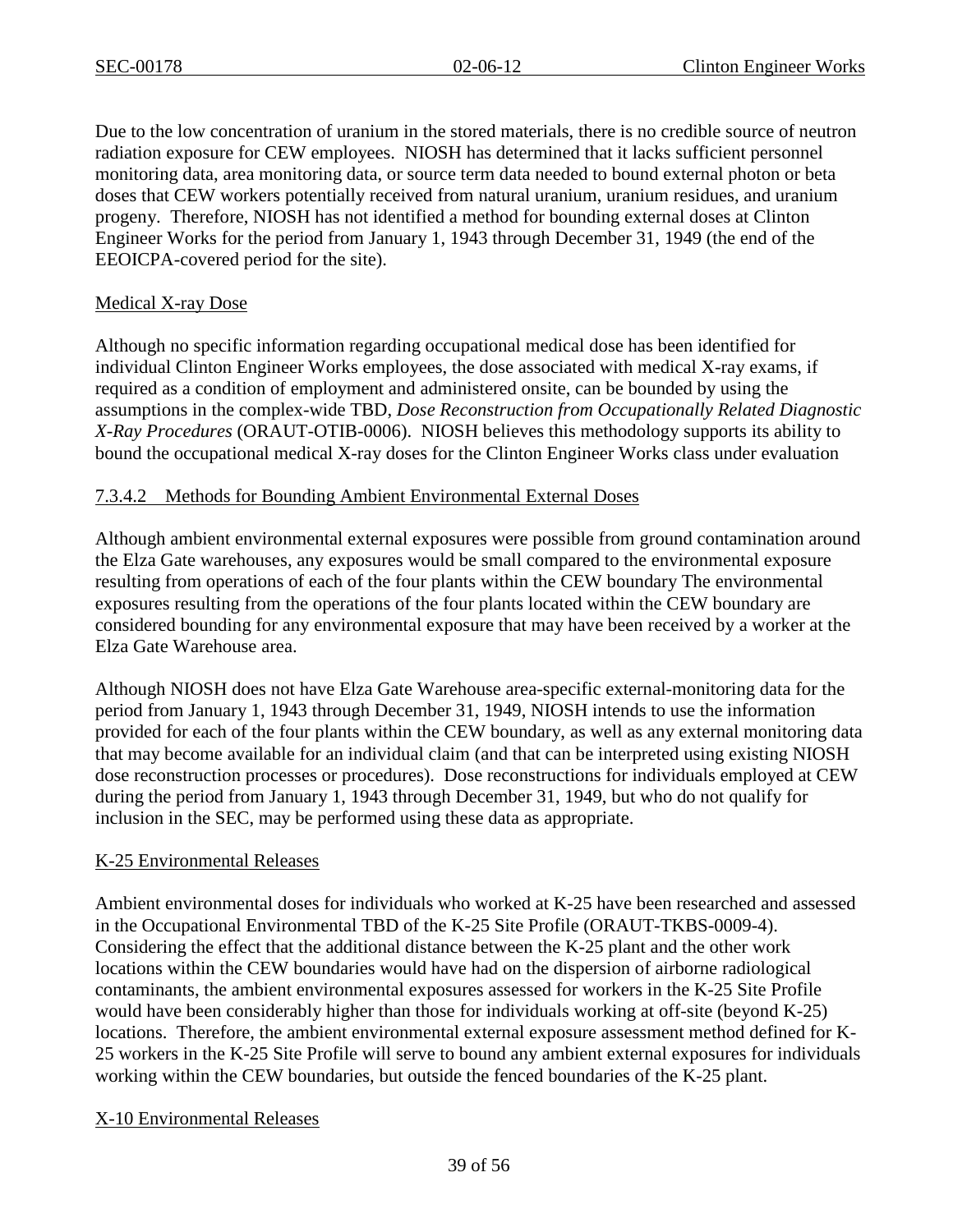Due to the low concentration of uranium in the stored materials, there is no credible source of neutron radiation exposure for CEW employees. NIOSH has determined that it lacks sufficient personnel monitoring data, area monitoring data, or source term data needed to bound external photon or beta doses that CEW workers potentially received from natural uranium, uranium residues, and uranium progeny. Therefore, NIOSH has not identified a method for bounding external doses at Clinton Engineer Works for the period from January 1, 1943 through December 31, 1949 (the end of the EEOICPA-covered period for the site).

Medical X-ray Dose

Although no specific information regarding occupational medical dose has been identified for individual Clinton Engineer Works employees, the dose associated with medical X-ray exams, if required as a condition of employment and administered onsite, can be bounded by using the assumptions in the complex-wide TBD, *Dose Reconstruction from Occupationally Related Diagnostic X-Ray Procedures* (ORAUT-OTIB-0006). NIOSH believes this methodology supports its ability to bound the occupational medical X-ray doses for the Clinton Engineer Works class under evaluation

7.3.4.2 Methods for Bounding Ambient Environmental External Doses

Although ambient environmental external exposures were possible from ground contamination around the Elza Gate warehouses, any exposures would be small compared to the environmental exposure resulting from operations of each of the four plants within the CEW boundary The environmental exposures resulting from the operations of the four plants located within the CEW boundary are considered bounding for any environmental exposure that may have been received by a worker at the Elza Gate Warehouse area.

Although NIOSH does not have Elza Gate Warehouse area-specific external-monitoring data for the period from January 1, 1943 through December 31, 1949, NIOSH intends to use the information provided for each of the four plants within the CEW boundary, as well as any external monitoring data that may become available for an individual claim (and that can be interpreted using existing NIOSH dose reconstruction processes or procedures). Dose reconstructions for individuals employed at CEW during the period from January 1, 1943 through December 31, 1949, but who do not qualify for inclusion in the SEC, may be performed using these data as appropriate.

K-25 Environmental Releases

Ambient environmental doses for individuals who worked at K-25 have been researched and assessed in the Occupational Environmental TBD of the K-25 Site Profile (ORAUT-TKBS-0009-4). Considering the effect that the additional distance between the K-25 plant and the other work locations within the CEW boundaries would have had on the dispersion of airborne radiological contaminants, the ambient environmental exposures assessed for workers in the K-25 Site Profile would have been considerably higher than those for individuals working at off-site (beyond K-25) locations. Therefore, the ambient environmental external exposure assessment method defined for K-25 workers in the K-25 Site Profile will serve to bound any ambient external exposures for individuals working within the CEW boundaries, but outside the fenced boundaries of the K-25 plant.

X-10 Environmental Releases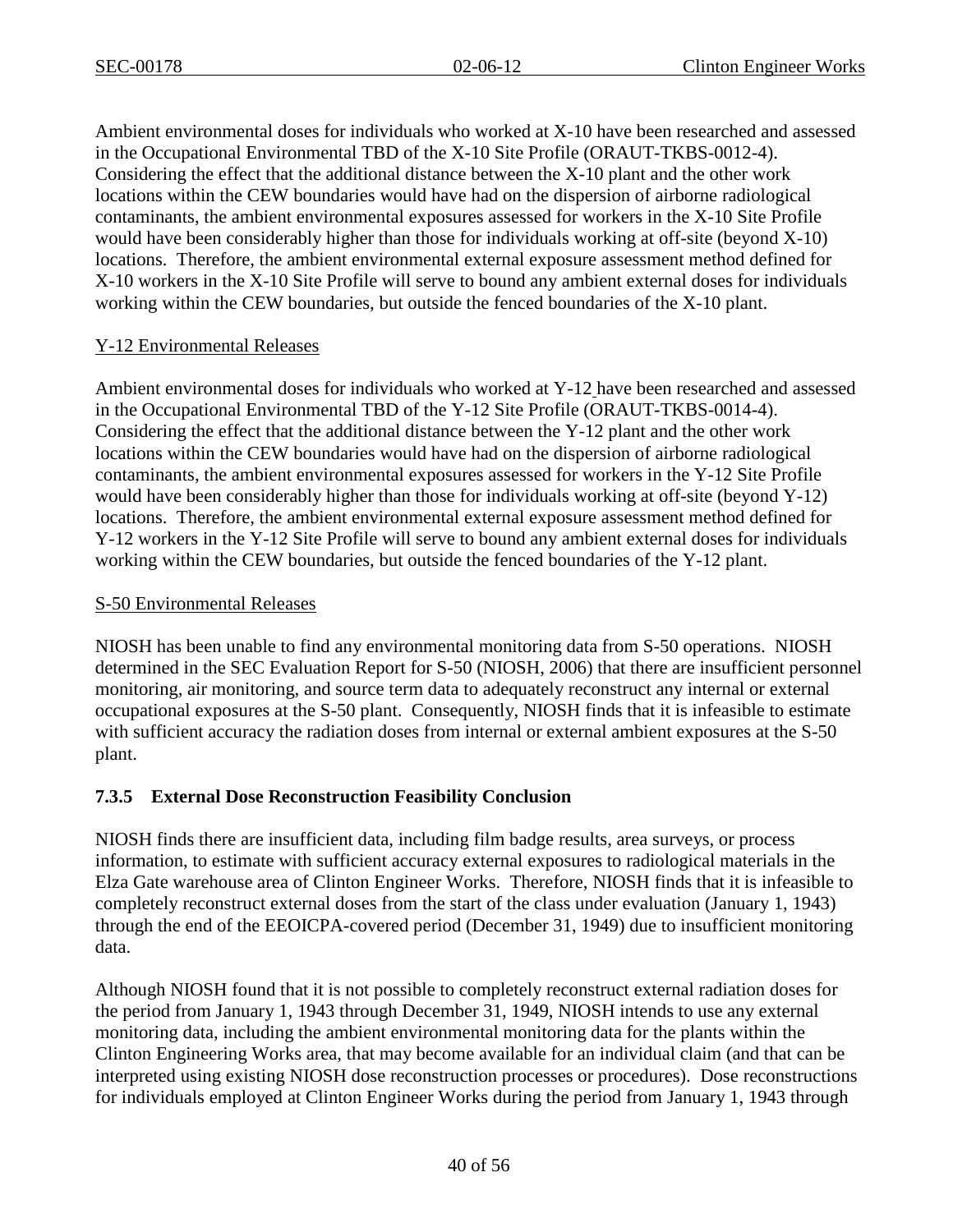Ambient environmental doses for individuals who worked at X-10 have been researched and assessed in the Occupational Environmental TBD of the X-10 Site Profile (ORAUT-TKBS-0012-4). Considering the effect that the additional distance between the X-10 plant and the other work locations within the CEW boundaries would have had on the dispersion of airborne radiological contaminants, the ambient environmental exposures assessed for workers in the X-10 Site Profile would have been considerably higher than those for individuals working at off-site (beyond X-10) locations. Therefore, the ambient environmental external exposure assessment method defined for X-10 workers in the X-10 Site Profile will serve to bound any ambient external doses for individuals working within the CEW boundaries, but outside the fenced boundaries of the X-10 plant.

Y-12 Environmental Releases

Ambient environmental doses for individuals who worked at Y-12 have been researched and assessed in the Occupational Environmental TBD of the Y-12 Site Profile (ORAUT-TKBS-0014-4). Considering the effect that the additional distance between the Y-12 plant and the other work locations within the CEW boundaries would have had on the dispersion of airborne radiological contaminants, the ambient environmental exposures assessed for workers in the Y-12 Site Profile would have been considerably higher than those for individuals working at off-site (beyond Y-12) locations. Therefore, the ambient environmental external exposure assessment method defined for Y-12 workers in the Y-12 Site Profile will serve to bound any ambient external doses for individuals working within the CEW boundaries, but outside the fenced boundaries of the Y-12 plant.

S-50 Environmental Releases

NIOSH has been unable to find any environmental monitoring data from S-50 operations. NIOSH determined in the SEC Evaluation Report for S-50 (NIOSH, 2006) that there are insufficient personnel monitoring, air monitoring, and source term data to adequately reconstruct any internal or external occupational exposures at the S-50 plant. Consequently, NIOSH finds that it is infeasible to estimate with sufficient accuracy the radiation doses from internal or external ambient exposures at the S-50 plant.

### 7.3.5 External Dose Reconstruction Feasibility Conclusion

NIOSH finds there are insufficient data, including film badge results, area surveys, or process information, to estimate with sufficient accuracy external exposures to radiological materials in the Elza Gate warehouse area of Clinton Engineer Works. Therefore, NIOSH finds that it is infeasible to completely reconstruct external doses from the start of the class under evaluation (January 1, 1943) through the end of the EEOICPA-covered period (December 31, 1949) due to insufficient monitoring data.

Although NIOSH found that it is not possible to completely reconstruct external radiation doses for the period from January 1, 1943 through December 31, 1949, NIOSH intends to use any external monitoring data, including the ambient environmental monitoring data for the plants within the Clinton Engineering Works area, that may become available for an individual claim (and that can be interpreted using existing NIOSH dose reconstruction processes or procedures). Dose reconstructions for individuals employed at Clinton Engineer Works during the period from January 1, 1943 through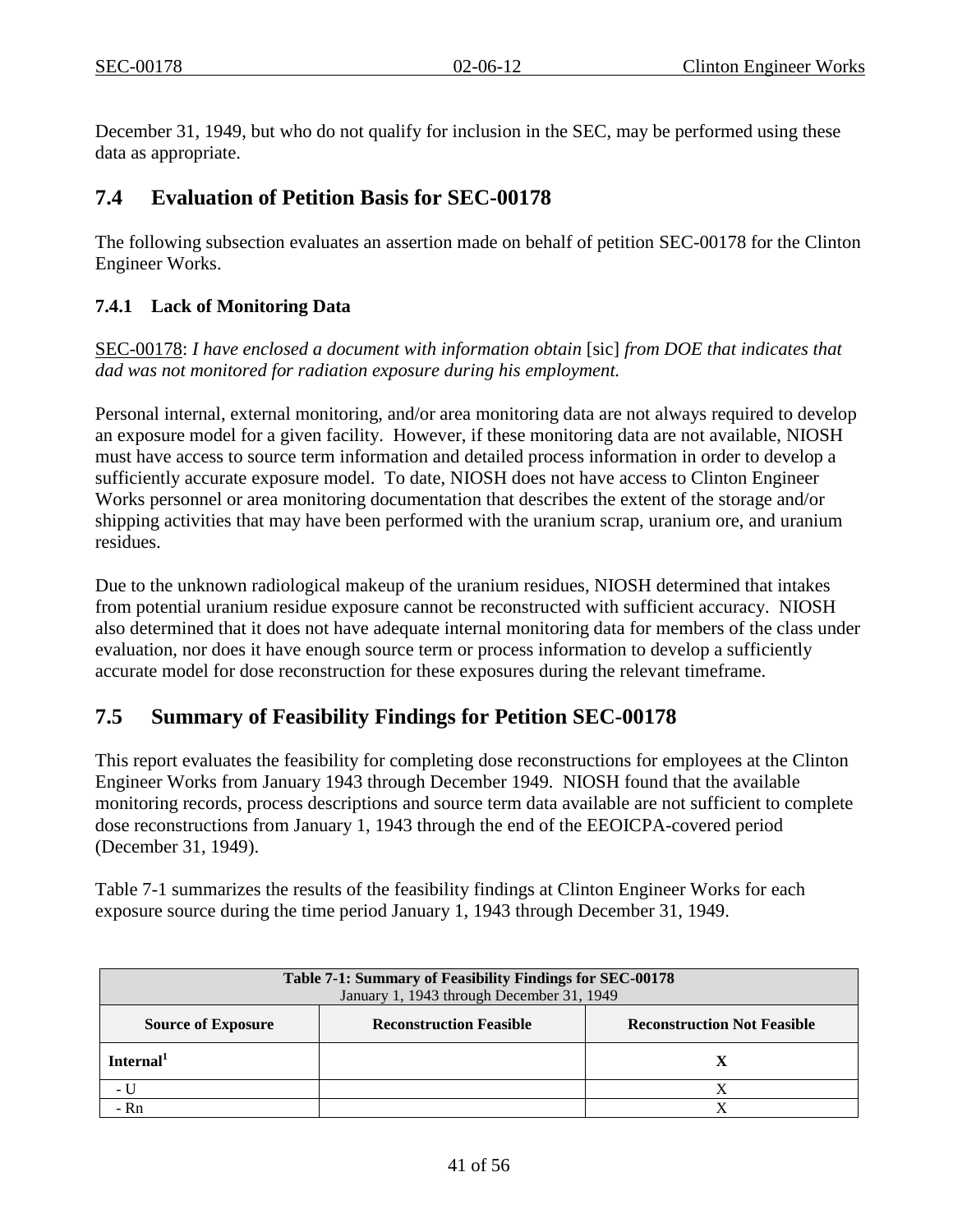December 31, 1949, but who do not qualify for inclusion in the SEC, may be performed using these data as appropriate.

## 7.4 Evaluation of Petition Basis for SEC-00178

The following subsection evaluates an assertion made on behalf of petition SEC-00178 for the Clinton Engineer Works.

### 7.4.1 Lack of Monitoring Data

SEC-00178: *I have enclosed a document with information obtain* [sic] *from DOE that indicates that dad was not monitored for radiation exposure during his employment.*

Personal internal, external monitoring, and/or area monitoring data are not always required to develop an exposure model for a given facility. However, if these monitoring data are not available, NIOSH must have access to source term information and detailed process information in order to develop a sufficiently accurate exposure model. To date, NIOSH does not have access to Clinton Engineer Works personnel or area monitoring documentation that describes the extent of the storage and/or shipping activities that may have been performed with the uranium scrap, uranium ore, and uranium residues.

Due to the unknown radiological makeup of the uranium residues, NIOSH determined that intakes from potential uranium residue exposure cannot be reconstructed with sufficient accuracy. NIOSH also determined that it does not have adequate internal monitoring data for members of the class under evaluation, nor does it have enough source term or process information to develop a sufficiently accurate model for dose reconstruction for these exposures during the relevant timeframe.

## 7.5 Summary of Feasibility Findings for Petition SEC-00178

This report evaluates the feasibility for completing dose reconstructions for employees at the Clinton Engineer Works from January 1943 through December 1949. NIOSH found that the available monitoring records, process descriptions and source term data available are not sufficient to complete dose reconstructions from January 1, 1943 through the end of the EEOICPA-covered period (December 31, 1949).

Table 7-1 summarizes the results of the feasibility findings at Clinton Engineer Works for each exposure source during the time period January 1, 1943 through December 31, 1949.

| **Table 7-1: Summary of Feasibility Findings for SEC-00178**<br>January 1, 1943 through December 31, 1949 | | |
|---|---|---|
| **Source of Exposure** | **Reconstruction Feasible** | **Reconstruction Not Feasible** |
| **Internal**[1] | | **X** |
| - U | | X |
| - Rn | | X |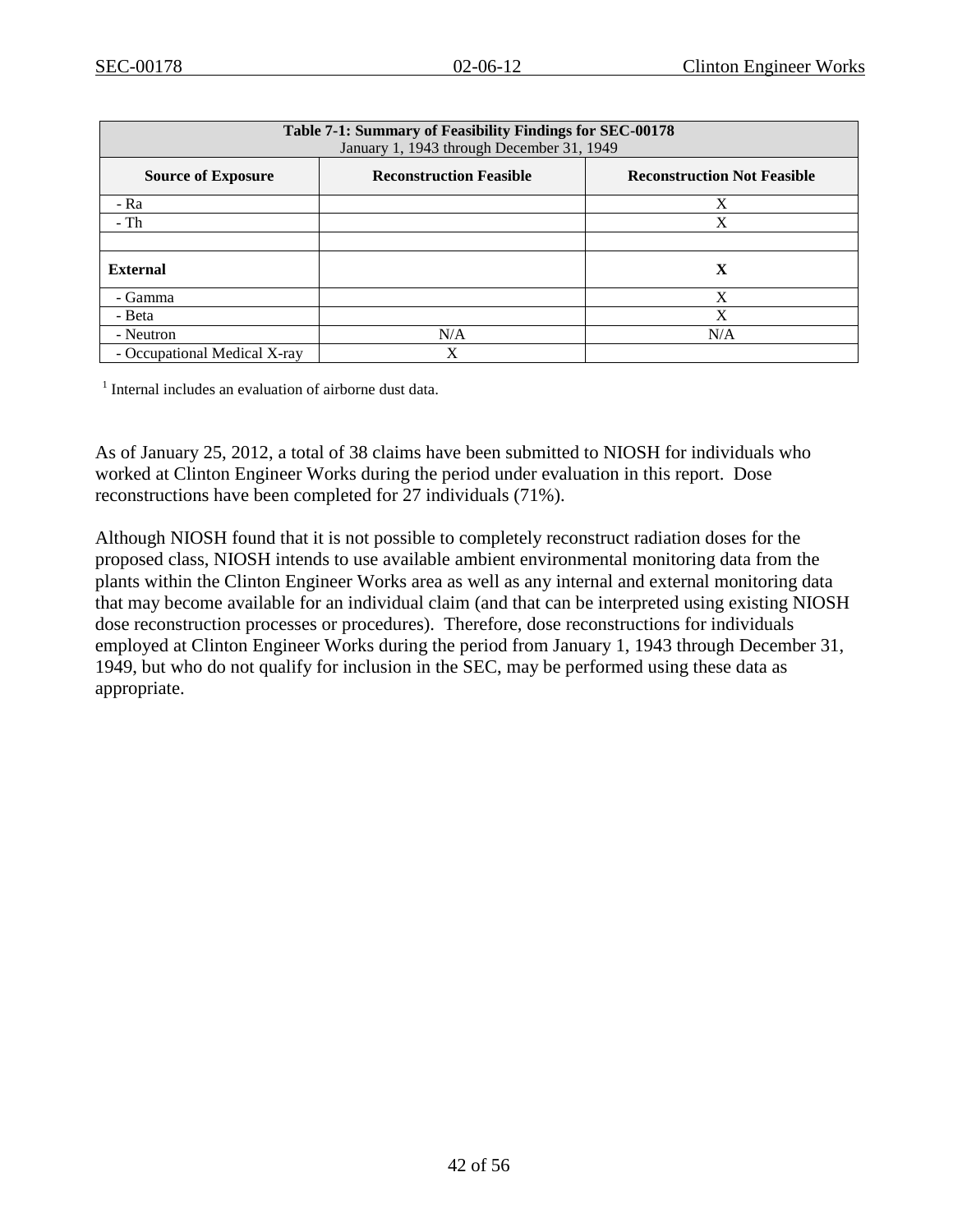| Table 7-1: Summary of Feasibility Findings for SEC-00178<br>January 1, 1943 through December 31, 1949 | | |
|---|---|---|
| **Source of Exposure** | **Reconstruction Feasible** | **Reconstruction Not Feasible** |
| - Ra | | X |
| - Th | | X |
| | | |
| **External** | | **X** |
| - Gamma | | X |
| - Beta | | X |
| - Neutron | N/A | N/A |
| - Occupational Medical X-ray | X | |

[1] Internal includes an evaluation of airborne dust data.

As of January 25, 2012, a total of 38 claims have been submitted to NIOSH for individuals who worked at Clinton Engineer Works during the period under evaluation in this report. Dose reconstructions have been completed for 27 individuals (71%).

Although NIOSH found that it is not possible to completely reconstruct radiation doses for the proposed class, NIOSH intends to use available ambient environmental monitoring data from the plants within the Clinton Engineer Works area as well as any internal and external monitoring data that may become available for an individual claim (and that can be interpreted using existing NIOSH dose reconstruction processes or procedures). Therefore, dose reconstructions for individuals employed at Clinton Engineer Works during the period from January 1, 1943 through December 31, 1949, but who do not qualify for inclusion in the SEC, may be performed using these data as appropriate.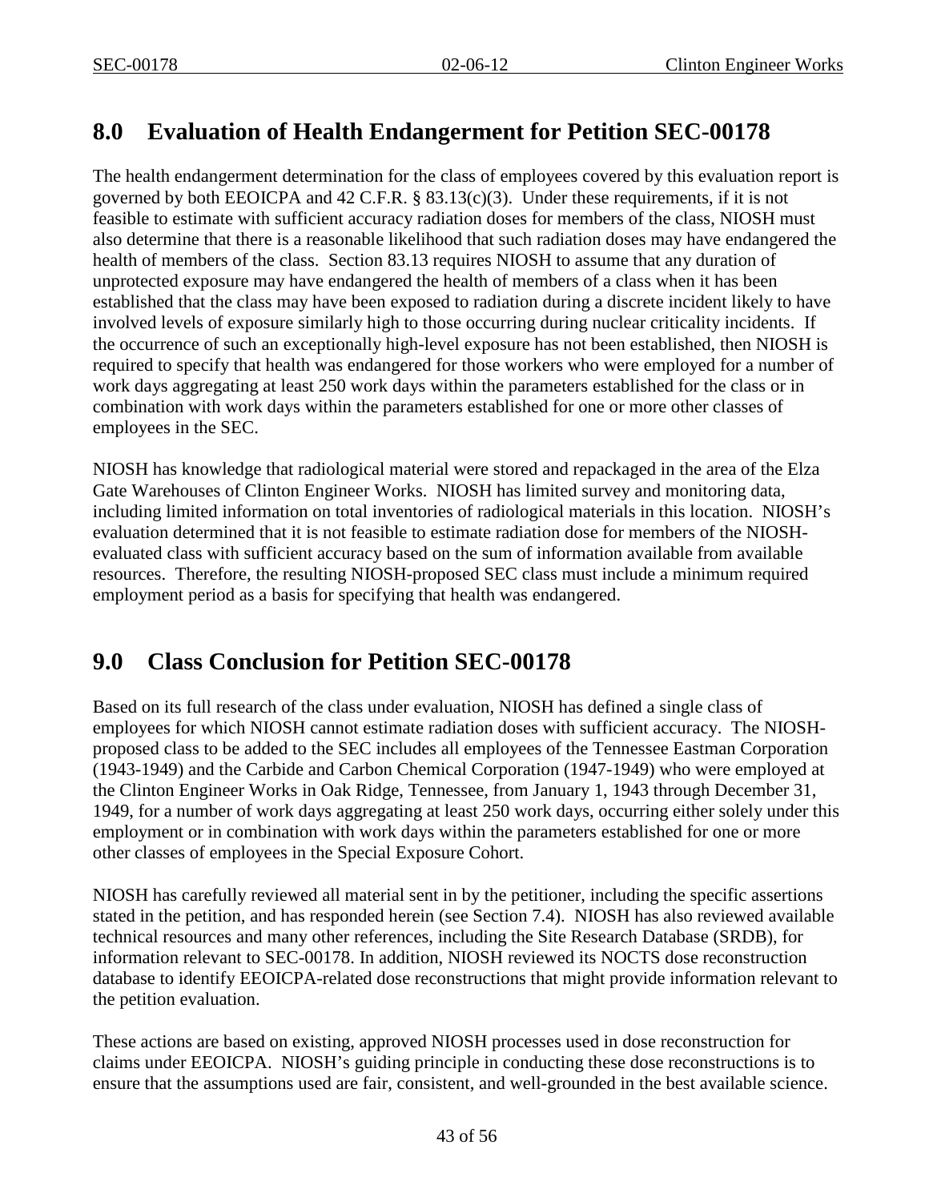## 8.0 Evaluation of Health Endangerment for Petition SEC-00178

The health endangerment determination for the class of employees covered by this evaluation report is governed by both EEOICPA and 42 C.F.R. § 83.13(c)(3). Under these requirements, if it is not feasible to estimate with sufficient accuracy radiation doses for members of the class, NIOSH must also determine that there is a reasonable likelihood that such radiation doses may have endangered the health of members of the class. Section 83.13 requires NIOSH to assume that any duration of unprotected exposure may have endangered the health of members of a class when it has been established that the class may have been exposed to radiation during a discrete incident likely to have involved levels of exposure similarly high to those occurring during nuclear criticality incidents. If the occurrence of such an exceptionally high-level exposure has not been established, then NIOSH is required to specify that health was endangered for those workers who were employed for a number of work days aggregating at least 250 work days within the parameters established for the class or in combination with work days within the parameters established for one or more other classes of employees in the SEC.

NIOSH has knowledge that radiological material were stored and repackaged in the area of the Elza Gate Warehouses of Clinton Engineer Works. NIOSH has limited survey and monitoring data, including limited information on total inventories of radiological materials in this location. NIOSH's evaluation determined that it is not feasible to estimate radiation dose for members of the NIOSH-evaluated class with sufficient accuracy based on the sum of information available from available resources. Therefore, the resulting NIOSH-proposed SEC class must include a minimum required employment period as a basis for specifying that health was endangered.

## 9.0 Class Conclusion for Petition SEC-00178

Based on its full research of the class under evaluation, NIOSH has defined a single class of employees for which NIOSH cannot estimate radiation doses with sufficient accuracy. The NIOSH-proposed class to be added to the SEC includes all employees of the Tennessee Eastman Corporation (1943-1949) and the Carbide and Carbon Chemical Corporation (1947-1949) who were employed at the Clinton Engineer Works in Oak Ridge, Tennessee, from January 1, 1943 through December 31, 1949, for a number of work days aggregating at least 250 work days, occurring either solely under this employment or in combination with work days within the parameters established for one or more other classes of employees in the Special Exposure Cohort.

NIOSH has carefully reviewed all material sent in by the petitioner, including the specific assertions stated in the petition, and has responded herein (see Section 7.4). NIOSH has also reviewed available technical resources and many other references, including the Site Research Database (SRDB), for information relevant to SEC-00178. In addition, NIOSH reviewed its NOCTS dose reconstruction database to identify EEOICPA-related dose reconstructions that might provide information relevant to the petition evaluation.

These actions are based on existing, approved NIOSH processes used in dose reconstruction for claims under EEOICPA. NIOSH's guiding principle in conducting these dose reconstructions is to ensure that the assumptions used are fair, consistent, and well-grounded in the best available science.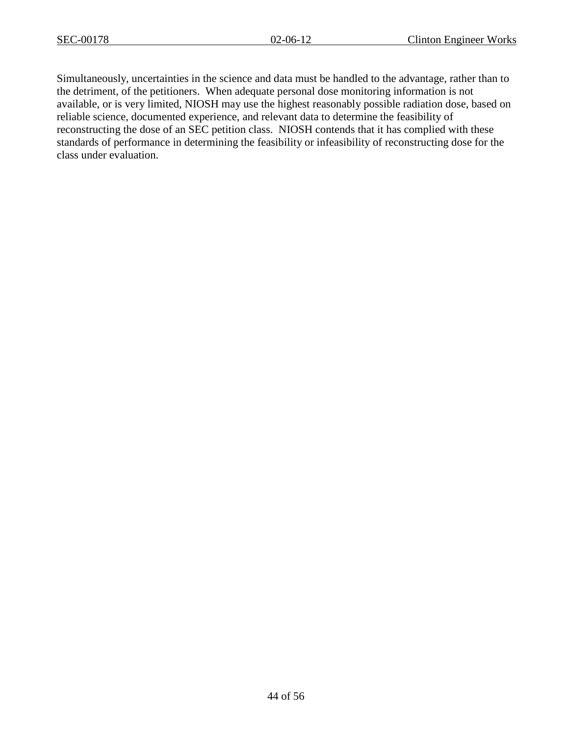Simultaneously, uncertainties in the science and data must be handled to the advantage, rather than to the detriment, of the petitioners. When adequate personal dose monitoring information is not available, or is very limited, NIOSH may use the highest reasonably possible radiation dose, based on reliable science, documented experience, and relevant data to determine the feasibility of reconstructing the dose of an SEC petition class. NIOSH contends that it has complied with these standards of performance in determining the feasibility or infeasibility of reconstructing dose for the class under evaluation.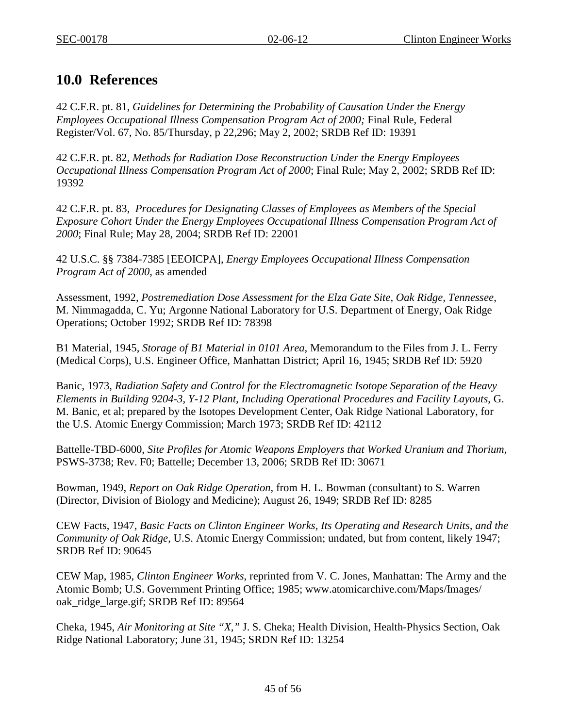## 10.0 References

42 C.F.R. pt. 81, *Guidelines for Determining the Probability of Causation Under the Energy Employees Occupational Illness Compensation Program Act of 2000;* Final Rule, Federal Register/Vol. 67, No. 85/Thursday, p 22,296; May 2, 2002; SRDB Ref ID: 19391

42 C.F.R. pt. 82, *Methods for Radiation Dose Reconstruction Under the Energy Employees Occupational Illness Compensation Program Act of 2000*; Final Rule; May 2, 2002; SRDB Ref ID: 19392

42 C.F.R. pt. 83, *Procedures for Designating Classes of Employees as Members of the Special Exposure Cohort Under the Energy Employees Occupational Illness Compensation Program Act of 2000*; Final Rule; May 28, 2004; SRDB Ref ID: 22001

42 U.S.C. §§ 7384-7385 [EEOICPA], *Energy Employees Occupational Illness Compensation Program Act of 2000*, as amended

Assessment, 1992, *Postremediation Dose Assessment for the Elza Gate Site, Oak Ridge, Tennessee*, M. Nimmagadda, C. Yu; Argonne National Laboratory for U.S. Department of Energy, Oak Ridge Operations; October 1992; SRDB Ref ID: 78398

B1 Material, 1945, *Storage of B1 Material in 0101 Area*, Memorandum to the Files from J. L. Ferry (Medical Corps), U.S. Engineer Office, Manhattan District; April 16, 1945; SRDB Ref ID: 5920

Banic, 1973, *Radiation Safety and Control for the Electromagnetic Isotope Separation of the Heavy Elements in Building 9204-3, Y-12 Plant, Including Operational Procedures and Facility Layouts*, G. M. Banic, et al; prepared by the Isotopes Development Center, Oak Ridge National Laboratory, for the U.S. Atomic Energy Commission; March 1973; SRDB Ref ID: 42112

Battelle-TBD-6000, *Site Profiles for Atomic Weapons Employers that Worked Uranium and Thorium*, PSWS-3738; Rev. F0; Battelle; December 13, 2006; SRDB Ref ID: 30671

Bowman, 1949, *Report on Oak Ridge Operation*, from H. L. Bowman (consultant) to S. Warren (Director, Division of Biology and Medicine); August 26, 1949; SRDB Ref ID: 8285

CEW Facts, 1947, *Basic Facts on Clinton Engineer Works, Its Operating and Research Units, and the Community of Oak Ridge*, U.S. Atomic Energy Commission; undated, but from content, likely 1947; SRDB Ref ID: 90645

CEW Map, 1985, *Clinton Engineer Works*, reprinted from V. C. Jones, Manhattan: The Army and the Atomic Bomb; U.S. Government Printing Office; 1985; www.atomicarchive.com/Maps/Images/oak_ridge_large.gif; SRDB Ref ID: 89564

Cheka, 1945, *Air Monitoring at Site "X,"* J. S. Cheka; Health Division, Health-Physics Section, Oak Ridge National Laboratory; June 31, 1945; SRDN Ref ID: 13254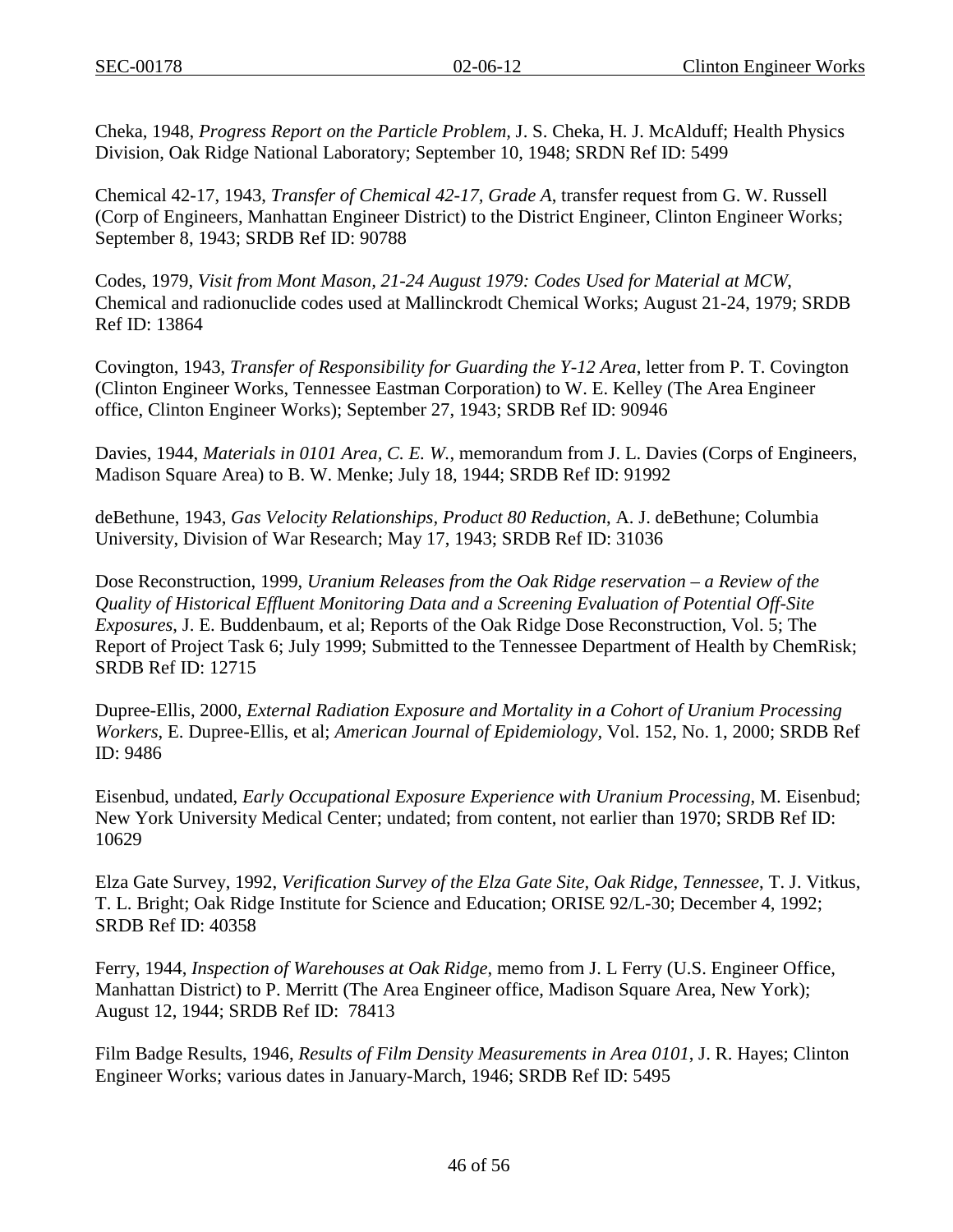Cheka, 1948, *Progress Report on the Particle Problem*, J. S. Cheka, H. J. McAlduff; Health Physics Division, Oak Ridge National Laboratory; September 10, 1948; SRDN Ref ID: 5499

Chemical 42-17, 1943, *Transfer of Chemical 42-17, Grade A*, transfer request from G. W. Russell (Corp of Engineers, Manhattan Engineer District) to the District Engineer, Clinton Engineer Works; September 8, 1943; SRDB Ref ID: 90788

Codes, 1979, *Visit from Mont Mason, 21-24 August 1979: Codes Used for Material at MCW*, Chemical and radionuclide codes used at Mallinckrodt Chemical Works; August 21-24, 1979; SRDB Ref ID: 13864

Covington, 1943, *Transfer of Responsibility for Guarding the Y-12 Area*, letter from P. T. Covington (Clinton Engineer Works, Tennessee Eastman Corporation) to W. E. Kelley (The Area Engineer office, Clinton Engineer Works); September 27, 1943; SRDB Ref ID: 90946

Davies, 1944, *Materials in 0101 Area, C. E. W.*, memorandum from J. L. Davies (Corps of Engineers, Madison Square Area) to B. W. Menke; July 18, 1944; SRDB Ref ID: 91992

deBethune, 1943, *Gas Velocity Relationships, Product 80 Reduction*, A. J. deBethune; Columbia University, Division of War Research; May 17, 1943; SRDB Ref ID: 31036

Dose Reconstruction, 1999, *Uranium Releases from the Oak Ridge reservation – a Review of the Quality of Historical Effluent Monitoring Data and a Screening Evaluation of Potential Off-Site Exposures*, J. E. Buddenbaum, et al; Reports of the Oak Ridge Dose Reconstruction, Vol. 5; The Report of Project Task 6; July 1999; Submitted to the Tennessee Department of Health by ChemRisk; SRDB Ref ID: 12715

Dupree-Ellis, 2000, *External Radiation Exposure and Mortality in a Cohort of Uranium Processing Workers*, E. Dupree-Ellis, et al; *American Journal of Epidemiology*, Vol. 152, No. 1, 2000; SRDB Ref ID: 9486

Eisenbud, undated, *Early Occupational Exposure Experience with Uranium Processing*, M. Eisenbud; New York University Medical Center; undated; from content, not earlier than 1970; SRDB Ref ID: 10629

Elza Gate Survey, 1992, *Verification Survey of the Elza Gate Site, Oak Ridge, Tennessee*, T. J. Vitkus, T. L. Bright; Oak Ridge Institute for Science and Education; ORISE 92/L-30; December 4, 1992; SRDB Ref ID: 40358

Ferry, 1944, *Inspection of Warehouses at Oak Ridge*, memo from J. L Ferry (U.S. Engineer Office, Manhattan District) to P. Merritt (The Area Engineer office, Madison Square Area, New York); August 12, 1944; SRDB Ref ID: 78413

Film Badge Results, 1946, *Results of Film Density Measurements in Area 0101*, J. R. Hayes; Clinton Engineer Works; various dates in January-March, 1946; SRDB Ref ID: 5495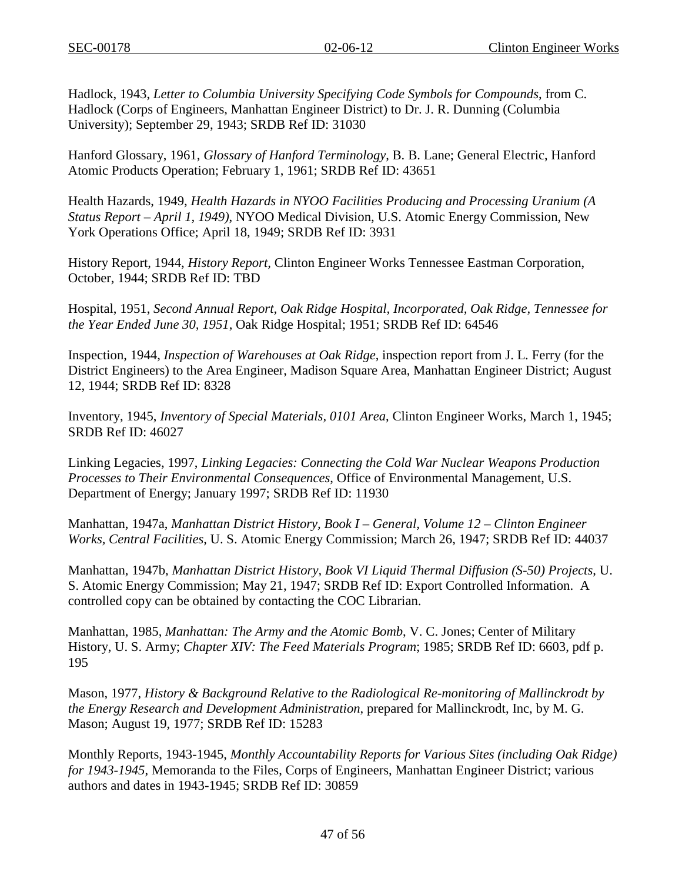Hadlock, 1943, *Letter to Columbia University Specifying Code Symbols for Compounds*, from C. Hadlock (Corps of Engineers, Manhattan Engineer District) to Dr. J. R. Dunning (Columbia University); September 29, 1943; SRDB Ref ID: 31030

Hanford Glossary, 1961, *Glossary of Hanford Terminology*, B. B. Lane; General Electric, Hanford Atomic Products Operation; February 1, 1961; SRDB Ref ID: 43651

Health Hazards, 1949, *Health Hazards in NYOO Facilities Producing and Processing Uranium (A Status Report – April 1, 1949)*, NYOO Medical Division, U.S. Atomic Energy Commission, New York Operations Office; April 18, 1949; SRDB Ref ID: 3931

History Report, 1944, *History Report*, Clinton Engineer Works Tennessee Eastman Corporation, October, 1944; SRDB Ref ID: TBD

Hospital, 1951, *Second Annual Report, Oak Ridge Hospital, Incorporated, Oak Ridge, Tennessee for the Year Ended June 30, 1951*, Oak Ridge Hospital; 1951; SRDB Ref ID: 64546

Inspection, 1944, *Inspection of Warehouses at Oak Ridge*, inspection report from J. L. Ferry (for the District Engineers) to the Area Engineer, Madison Square Area, Manhattan Engineer District; August 12, 1944; SRDB Ref ID: 8328

Inventory, 1945, *Inventory of Special Materials, 0101 Area*, Clinton Engineer Works, March 1, 1945; SRDB Ref ID: 46027

Linking Legacies, 1997, *Linking Legacies: Connecting the Cold War Nuclear Weapons Production Processes to Their Environmental Consequences*, Office of Environmental Management, U.S. Department of Energy; January 1997; SRDB Ref ID: 11930

Manhattan, 1947a, *Manhattan District History, Book I – General, Volume 12 – Clinton Engineer Works, Central Facilities*, U. S. Atomic Energy Commission; March 26, 1947; SRDB Ref ID: 44037

Manhattan, 1947b, *Manhattan District History, Book VI Liquid Thermal Diffusion (S-50) Projects*, U. S. Atomic Energy Commission; May 21, 1947; SRDB Ref ID: Export Controlled Information. A controlled copy can be obtained by contacting the COC Librarian.

Manhattan, 1985, *Manhattan: The Army and the Atomic Bomb*, V. C. Jones; Center of Military History, U. S. Army; *Chapter XIV: The Feed Materials Program*; 1985; SRDB Ref ID: 6603, pdf p. 195

Mason, 1977, *History & Background Relative to the Radiological Re-monitoring of Mallinckrodt by the Energy Research and Development Administration*, prepared for Mallinckrodt, Inc, by M. G. Mason; August 19, 1977; SRDB Ref ID: 15283

Monthly Reports, 1943-1945, *Monthly Accountability Reports for Various Sites (including Oak Ridge) for 1943-1945*, Memoranda to the Files, Corps of Engineers, Manhattan Engineer District; various authors and dates in 1943-1945; SRDB Ref ID: 30859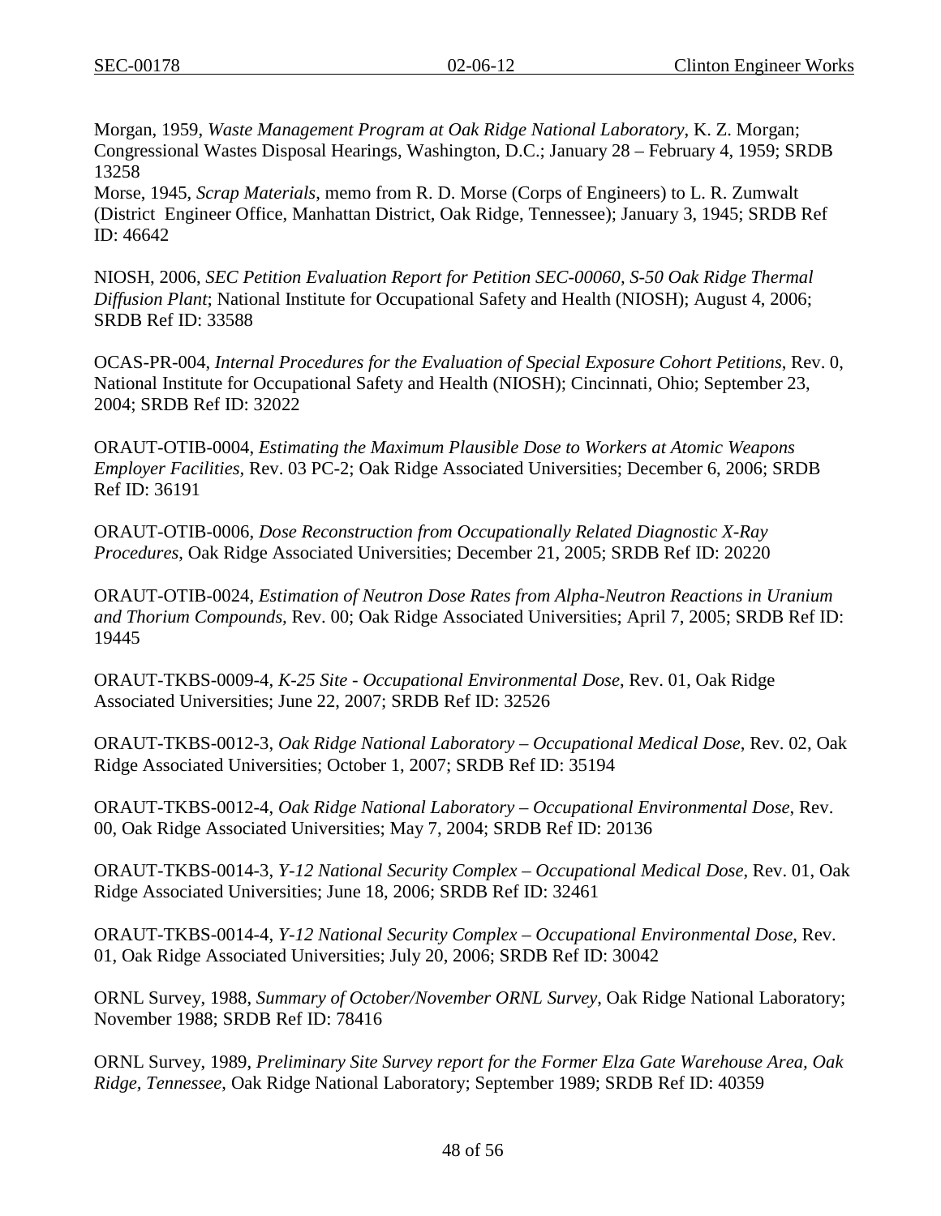Morgan, 1959, *Waste Management Program at Oak Ridge National Laboratory*, K. Z. Morgan; Congressional Wastes Disposal Hearings, Washington, D.C.; January 28 – February 4, 1959; SRDB 13258

Morse, 1945, *Scrap Materials*, memo from R. D. Morse (Corps of Engineers) to L. R. Zumwalt (District Engineer Office, Manhattan District, Oak Ridge, Tennessee); January 3, 1945; SRDB Ref ID: 46642

NIOSH, 2006, *SEC Petition Evaluation Report for Petition SEC-00060, S-50 Oak Ridge Thermal Diffusion Plant*; National Institute for Occupational Safety and Health (NIOSH); August 4, 2006; SRDB Ref ID: 33588

OCAS-PR-004, *Internal Procedures for the Evaluation of Special Exposure Cohort Petitions*, Rev. 0, National Institute for Occupational Safety and Health (NIOSH); Cincinnati, Ohio; September 23, 2004; SRDB Ref ID: 32022

ORAUT-OTIB-0004, *Estimating the Maximum Plausible Dose to Workers at Atomic Weapons Employer Facilities*, Rev. 03 PC-2; Oak Ridge Associated Universities; December 6, 2006; SRDB Ref ID: 36191

ORAUT-OTIB-0006, *Dose Reconstruction from Occupationally Related Diagnostic X-Ray Procedures*, Oak Ridge Associated Universities; December 21, 2005; SRDB Ref ID: 20220

ORAUT-OTIB-0024, *Estimation of Neutron Dose Rates from Alpha-Neutron Reactions in Uranium and Thorium Compounds*, Rev. 00; Oak Ridge Associated Universities; April 7, 2005; SRDB Ref ID: 19445

ORAUT-TKBS-0009-4, *K-25 Site - Occupational Environmental Dose*, Rev. 01, Oak Ridge Associated Universities; June 22, 2007; SRDB Ref ID: 32526

ORAUT-TKBS-0012-3, *Oak Ridge National Laboratory – Occupational Medical Dose*, Rev. 02, Oak Ridge Associated Universities; October 1, 2007; SRDB Ref ID: 35194

ORAUT-TKBS-0012-4, *Oak Ridge National Laboratory – Occupational Environmental Dose*, Rev. 00, Oak Ridge Associated Universities; May 7, 2004; SRDB Ref ID: 20136

ORAUT-TKBS-0014-3, *Y-12 National Security Complex – Occupational Medical Dose*, Rev. 01, Oak Ridge Associated Universities; June 18, 2006; SRDB Ref ID: 32461

ORAUT-TKBS-0014-4, *Y-12 National Security Complex – Occupational Environmental Dose*, Rev. 01, Oak Ridge Associated Universities; July 20, 2006; SRDB Ref ID: 30042

ORNL Survey, 1988, *Summary of October/November ORNL Survey*, Oak Ridge National Laboratory; November 1988; SRDB Ref ID: 78416

ORNL Survey, 1989, *Preliminary Site Survey report for the Former Elza Gate Warehouse Area, Oak Ridge, Tennessee*, Oak Ridge National Laboratory; September 1989; SRDB Ref ID: 40359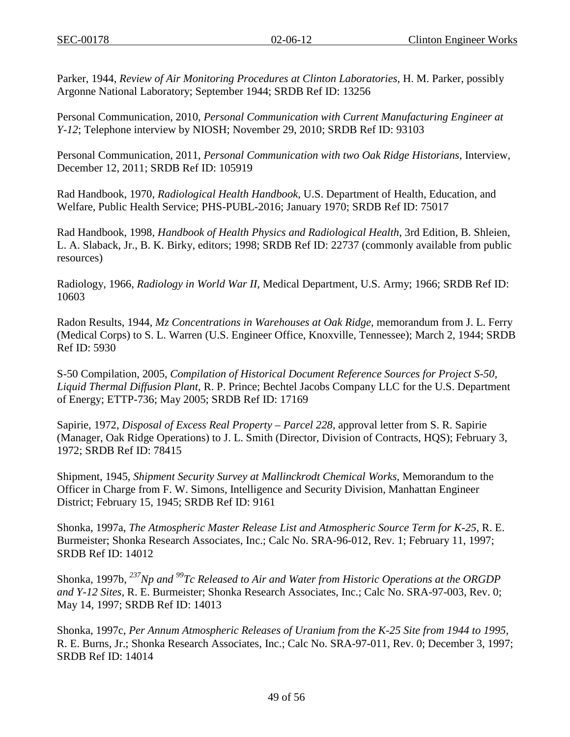Parker, 1944, *Review of Air Monitoring Procedures at Clinton Laboratories*, H. M. Parker, possibly Argonne National Laboratory; September 1944; SRDB Ref ID: 13256

Personal Communication, 2010, *Personal Communication with Current Manufacturing Engineer at Y-12*; Telephone interview by NIOSH; November 29, 2010; SRDB Ref ID: 93103

Personal Communication, 2011, *Personal Communication with two Oak Ridge Historians*, Interview, December 12, 2011; SRDB Ref ID: 105919

Rad Handbook, 1970, *Radiological Health Handbook*, U.S. Department of Health, Education, and Welfare, Public Health Service; PHS-PUBL-2016; January 1970; SRDB Ref ID: 75017

Rad Handbook, 1998, *Handbook of Health Physics and Radiological Health*, 3rd Edition, B. Shleien, L. A. Slaback, Jr., B. K. Birky, editors; 1998; SRDB Ref ID: 22737 (commonly available from public resources)

Radiology, 1966, *Radiology in World War II*, Medical Department, U.S. Army; 1966; SRDB Ref ID: 10603

Radon Results, 1944, *Mz Concentrations in Warehouses at Oak Ridge*, memorandum from J. L. Ferry (Medical Corps) to S. L. Warren (U.S. Engineer Office, Knoxville, Tennessee); March 2, 1944; SRDB Ref ID: 5930

S-50 Compilation, 2005, *Compilation of Historical Document Reference Sources for Project S-50, Liquid Thermal Diffusion Plant*, R. P. Prince; Bechtel Jacobs Company LLC for the U.S. Department of Energy; ETTP-736; May 2005; SRDB Ref ID: 17169

Sapirie, 1972, *Disposal of Excess Real Property – Parcel 228*, approval letter from S. R. Sapirie (Manager, Oak Ridge Operations) to J. L. Smith (Director, Division of Contracts, HQS); February 3, 1972; SRDB Ref ID: 78415

Shipment, 1945, *Shipment Security Survey at Mallinckrodt Chemical Works*, Memorandum to the Officer in Charge from F. W. Simons, Intelligence and Security Division, Manhattan Engineer District; February 15, 1945; SRDB Ref ID: 9161

Shonka, 1997a, *The Atmospheric Master Release List and Atmospheric Source Term for K-25*, R. E. Burmeister; Shonka Research Associates, Inc.; Calc No. SRA-96-012, Rev. 1; February 11, 1997; SRDB Ref ID: 14012

Shonka, 1997b, *$^{237}$Np and $^{99}$Tc Released to Air and Water from Historic Operations at the ORGDP and Y-12 Sites*, R. E. Burmeister; Shonka Research Associates, Inc.; Calc No. SRA-97-003, Rev. 0; May 14, 1997; SRDB Ref ID: 14013

Shonka, 1997c, *Per Annum Atmospheric Releases of Uranium from the K-25 Site from 1944 to 1995*, R. E. Burns, Jr.; Shonka Research Associates, Inc.; Calc No. SRA-97-011, Rev. 0; December 3, 1997; SRDB Ref ID: 14014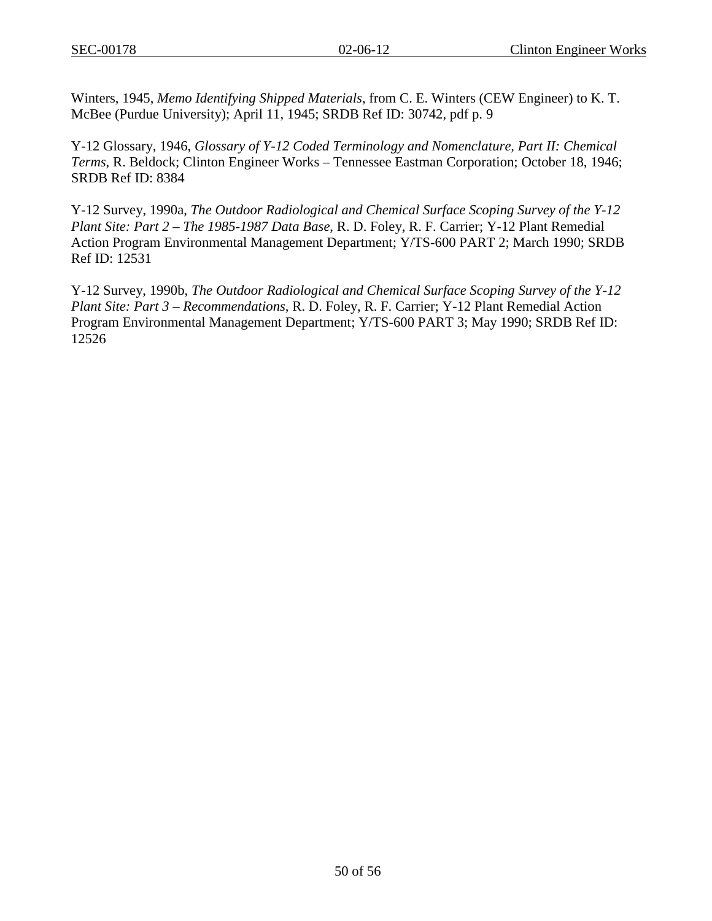Winters, 1945, *Memo Identifying Shipped Materials*, from C. E. Winters (CEW Engineer) to K. T. McBee (Purdue University); April 11, 1945; SRDB Ref ID: 30742, pdf p. 9

Y-12 Glossary, 1946, *Glossary of Y-12 Coded Terminology and Nomenclature, Part II: Chemical Terms*, R. Beldock; Clinton Engineer Works – Tennessee Eastman Corporation; October 18, 1946; SRDB Ref ID: 8384

Y-12 Survey, 1990a, *The Outdoor Radiological and Chemical Surface Scoping Survey of the Y-12 Plant Site: Part 2 – The 1985-1987 Data Base*, R. D. Foley, R. F. Carrier; Y-12 Plant Remedial Action Program Environmental Management Department; Y/TS-600 PART 2; March 1990; SRDB Ref ID: 12531

Y-12 Survey, 1990b, *The Outdoor Radiological and Chemical Surface Scoping Survey of the Y-12 Plant Site: Part 3 – Recommendations*, R. D. Foley, R. F. Carrier; Y-12 Plant Remedial Action Program Environmental Management Department; Y/TS-600 PART 3; May 1990; SRDB Ref ID: 12526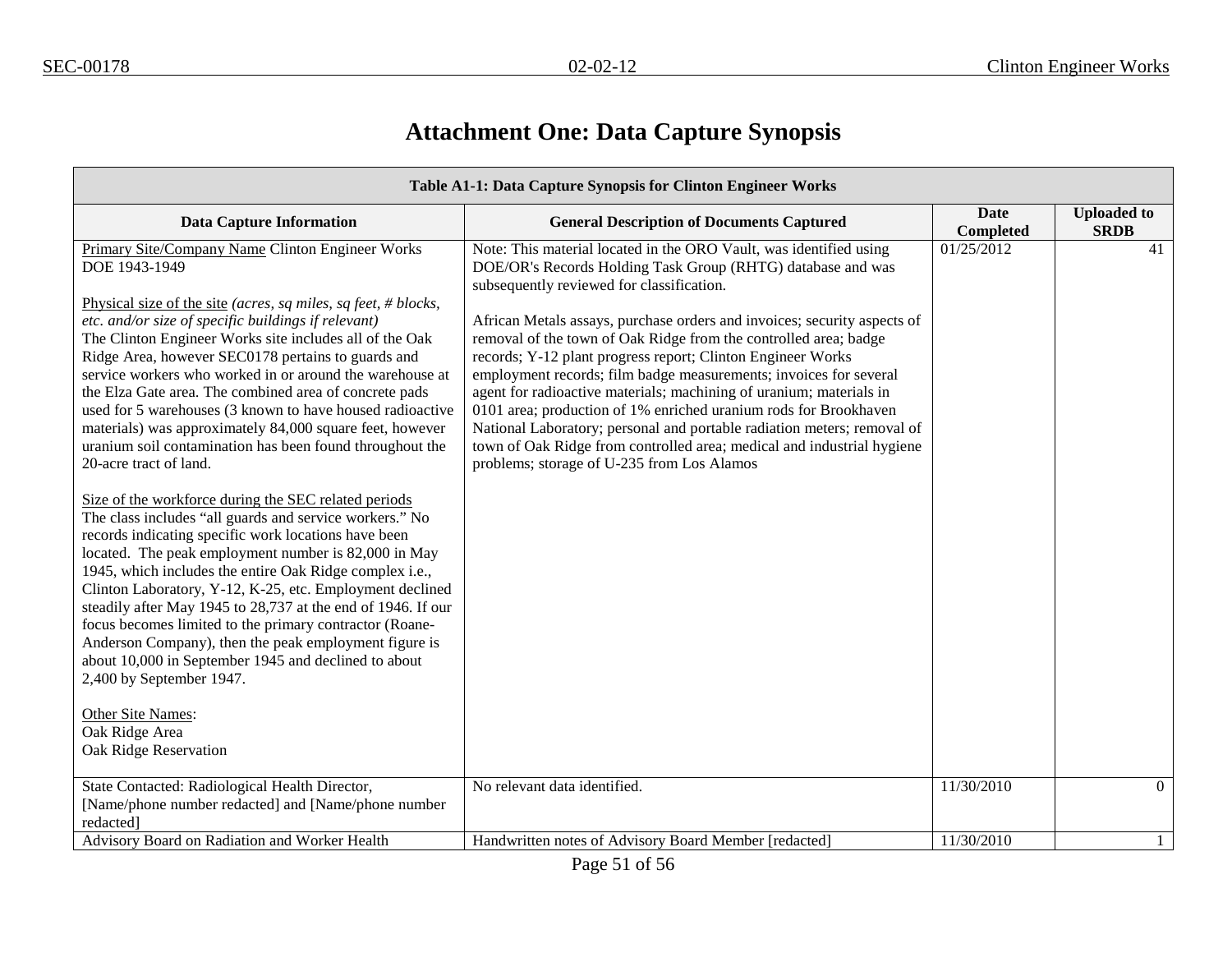# Attachment One: Data Capture Synopsis

| Table A1-1: Data Capture Synopsis for Clinton Engineer Works | | | |
|---|---|---|---|
| **Data Capture Information** | **General Description of Documents Captured** | **Date Completed** | **Uploaded to SRDB** |
| Primary Site/Company Name Clinton Engineer Works DOE 1943-1949<br><br>Physical size of the site *(acres, sq miles, sq feet, # blocks, etc. and/or size of specific buildings if relevant)*<br>The Clinton Engineer Works site includes all of the Oak Ridge Area, however SEC0178 pertains to guards and service workers who worked in or around the warehouse at the Elza Gate area. The combined area of concrete pads used for 5 warehouses (3 known to have housed radioactive materials) was approximately 84,000 square feet, however uranium soil contamination has been found throughout the 20-acre tract of land.<br><br>Size of the workforce during the SEC related periods<br>The class includes “all guards and service workers.” No records indicating specific work locations have been located. The peak employment number is 82,000 in May 1945, which includes the entire Oak Ridge complex i.e., Clinton Laboratory, Y-12, K-25, etc. Employment declined steadily after May 1945 to 28,737 at the end of 1946. If our focus becomes limited to the primary contractor (Roane-Anderson Company), then the peak employment figure is about 10,000 in September 1945 and declined to about 2,400 by September 1947.<br><br>Other Site Names:<br>Oak Ridge Area<br>Oak Ridge Reservation | Note: This material located in the ORO Vault, was identified using DOE/OR's Records Holding Task Group (RHTG) database and was subsequently reviewed for classification.<br><br>African Metals assays, purchase orders and invoices; security aspects of removal of the town of Oak Ridge from the controlled area; badge records; Y-12 plant progress report; Clinton Engineer Works employment records; film badge measurements; invoices for several agent for radioactive materials; machining of uranium; materials in 0101 area; production of 1% enriched uranium rods for Brookhaven National Laboratory; personal and portable radiation meters; removal of town of Oak Ridge from controlled area; medical and industrial hygiene problems; storage of U-235 from Los Alamos | 01/25/2012 | 41 |
| State Contacted: Radiological Health Director, [Name/phone number redacted] and [Name/phone number redacted] | No relevant data identified. | 11/30/2010 | 0 |
| Advisory Board on Radiation and Worker Health | Handwritten notes of Advisory Board Member [redacted] | 11/30/2010 | 1 |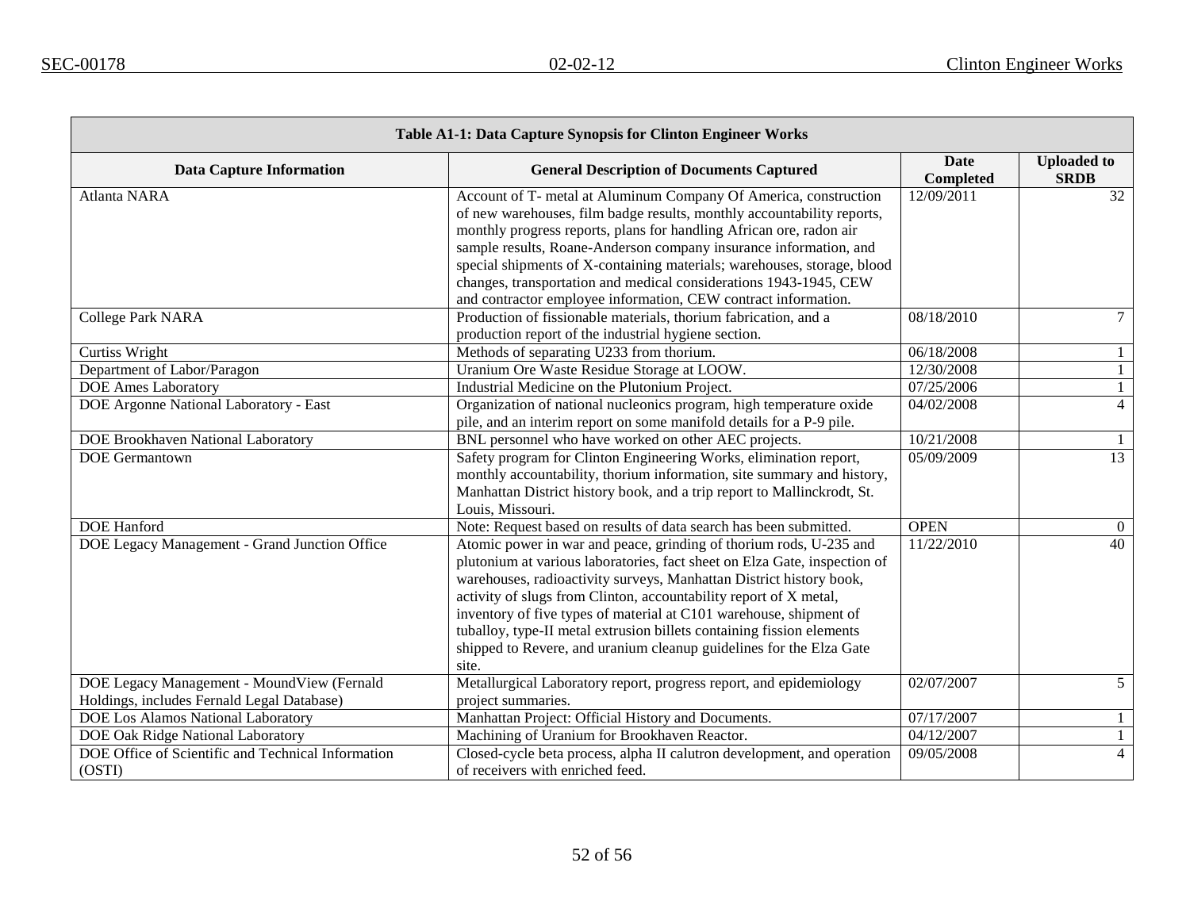| Table A1-1: Data Capture Synopsis for Clinton Engineer Works | | | |
|---|---|---|---|
| **Data Capture Information** | **General Description of Documents Captured** | **Date Completed** | **Uploaded to SRDB** |
| Atlanta NARA | Account of T- metal at Aluminum Company Of America, construction of new warehouses, film badge results, monthly accountability reports, monthly progress reports, plans for handling African ore, radon air sample results, Roane-Anderson company insurance information, and special shipments of X-containing materials; warehouses, storage, blood changes, transportation and medical considerations 1943-1945, CEW and contractor employee information, CEW contract information. | 12/09/2011 | 32 |
| College Park NARA | Production of fissionable materials, thorium fabrication, and a production report of the industrial hygiene section. | 08/18/2010 | 7 |
| Curtiss Wright | Methods of separating U233 from thorium. | 06/18/2008 | 1 |
| Department of Labor/Paragon | Uranium Ore Waste Residue Storage at LOOW. | 12/30/2008 | 1 |
| DOE Ames Laboratory | Industrial Medicine on the Plutonium Project. | 07/25/2006 | 1 |
| DOE Argonne National Laboratory - East | Organization of national nucleonics program, high temperature oxide pile, and an interim report on some manifold details for a P-9 pile. | 04/02/2008 | 4 |
| DOE Brookhaven National Laboratory | BNL personnel who have worked on other AEC projects. | 10/21/2008 | 1 |
| DOE Germantown | Safety program for Clinton Engineering Works, elimination report, monthly accountability, thorium information, site summary and history, Manhattan District history book, and a trip report to Mallinckrodt, St. Louis, Missouri. | 05/09/2009 | 13 |
| DOE Hanford | Note: Request based on results of data search has been submitted. | OPEN | 0 |
| DOE Legacy Management - Grand Junction Office | Atomic power in war and peace, grinding of thorium rods, U-235 and plutonium at various laboratories, fact sheet on Elza Gate, inspection of warehouses, radioactivity surveys, Manhattan District history book, activity of slugs from Clinton, accountability report of X metal, inventory of five types of material at C101 warehouse, shipment of tuballoy, type-II metal extrusion billets containing fission elements shipped to Revere, and uranium cleanup guidelines for the Elza Gate site. | 11/22/2010 | 40 |
| DOE Legacy Management - MoundView (Fernald Holdings, includes Fernald Legal Database) | Metallurgical Laboratory report, progress report, and epidemiology project summaries. | 02/07/2007 | 5 |
| DOE Los Alamos National Laboratory | Manhattan Project: Official History and Documents. | 07/17/2007 | 1 |
| DOE Oak Ridge National Laboratory | Machining of Uranium for Brookhaven Reactor. | 04/12/2007 | 1 |
| DOE Office of Scientific and Technical Information (OSTI) | Closed-cycle beta process, alpha II calutron development, and operation of receivers with enriched feed. | 09/05/2008 | 4 |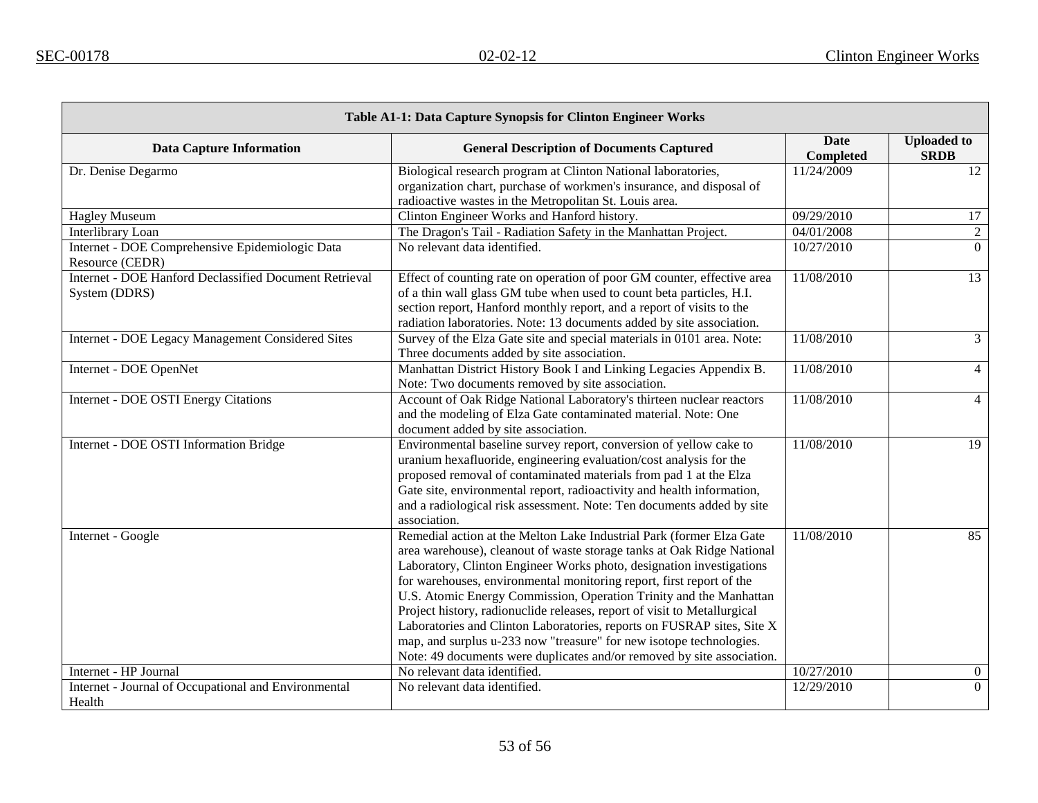**Table A1-1: Data Capture Synopsis for Clinton Engineer Works**

| Data Capture Information | General Description of Documents Captured | Date Completed | Uploaded to SRDB |
|---|---|---|---|
| Dr. Denise Degarmo | Biological research program at Clinton National laboratories, organization chart, purchase of workmen's insurance, and disposal of radioactive wastes in the Metropolitan St. Louis area. | 11/24/2009 | 12 |
| Hagley Museum | Clinton Engineer Works and Hanford history. | 09/29/2010 | 17 |
| Interlibrary Loan | The Dragon's Tail - Radiation Safety in the Manhattan Project. | 04/01/2008 | 2 |
| Internet - DOE Comprehensive Epidemiologic Data Resource (CEDR) | No relevant data identified. | 10/27/2010 | 0 |
| Internet - DOE Hanford Declassified Document Retrieval System (DDRS) | Effect of counting rate on operation of poor GM counter, effective area of a thin wall glass GM tube when used to count beta particles, H.I. section report, Hanford monthly report, and a report of visits to the radiation laboratories. Note: 13 documents added by site association. | 11/08/2010 | 13 |
| Internet - DOE Legacy Management Considered Sites | Survey of the Elza Gate site and special materials in 0101 area. Note: Three documents added by site association. | 11/08/2010 | 3 |
| Internet - DOE OpenNet | Manhattan District History Book I and Linking Legacies Appendix B. Note: Two documents removed by site association. | 11/08/2010 | 4 |
| Internet - DOE OSTI Energy Citations | Account of Oak Ridge National Laboratory's thirteen nuclear reactors and the modeling of Elza Gate contaminated material. Note: One document added by site association. | 11/08/2010 | 4 |
| Internet - DOE OSTI Information Bridge | Environmental baseline survey report, conversion of yellow cake to uranium hexafluoride, engineering evaluation/cost analysis for the proposed removal of contaminated materials from pad 1 at the Elza Gate site, environmental report, radioactivity and health information, and a radiological risk assessment. Note: Ten documents added by site association. | 11/08/2010 | 19 |
| Internet - Google | Remedial action at the Melton Lake Industrial Park (former Elza Gate area warehouse), cleanout of waste storage tanks at Oak Ridge National Laboratory, Clinton Engineer Works photo, designation investigations for warehouses, environmental monitoring report, first report of the U.S. Atomic Energy Commission, Operation Trinity and the Manhattan Project history, radionuclide releases, report of visit to Metallurgical Laboratories and Clinton Laboratories, reports on FUSRAP sites, Site X map, and surplus u-233 now "treasure" for new isotope technologies. Note: 49 documents were duplicates and/or removed by site association. | 11/08/2010 | 85 |
| Internet - HP Journal | No relevant data identified. | 10/27/2010 | 0 |
| Internet - Journal of Occupational and Environmental Health | No relevant data identified. | 12/29/2010 | 0 |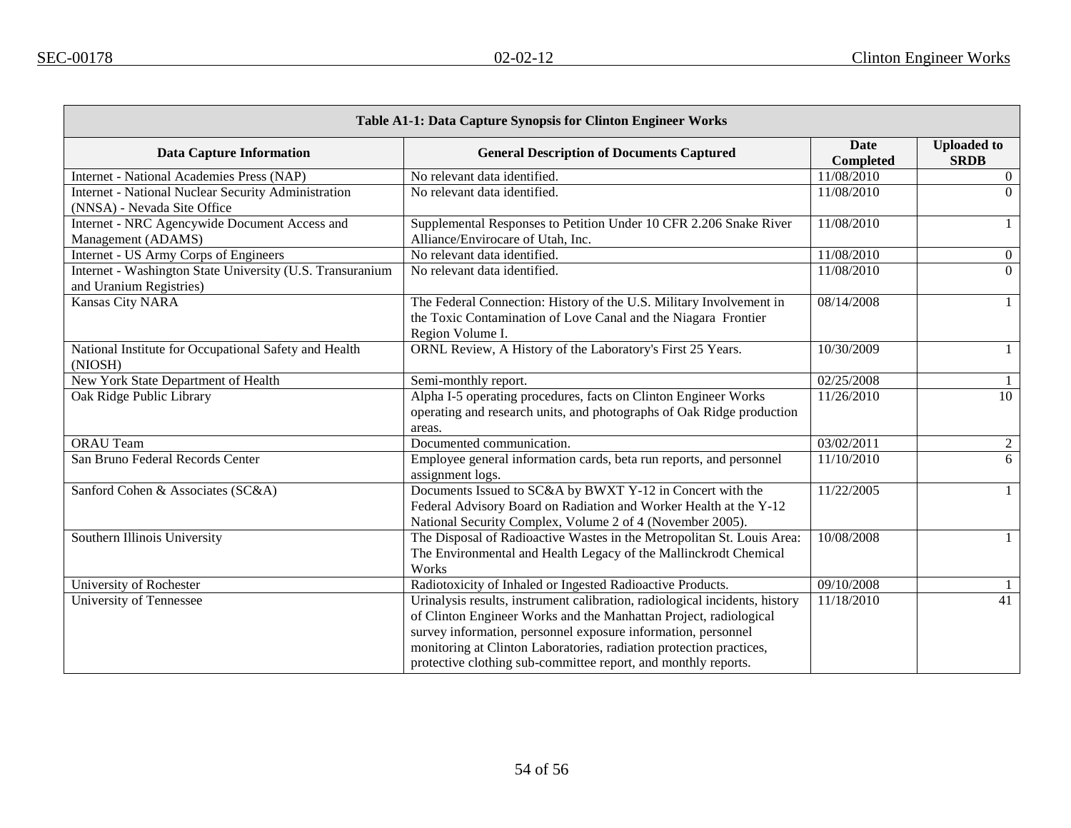| Table A1-1: Data Capture Synopsis for Clinton Engineer Works | | | |
|---|---|---|---|
| **Data Capture Information** | **General Description of Documents Captured** | **Date Completed** | **Uploaded to SRDB** |
| Internet - National Academies Press (NAP) | No relevant data identified. | 11/08/2010 | 0 |
| Internet - National Nuclear Security Administration (NNSA) - Nevada Site Office | No relevant data identified. | 11/08/2010 | 0 |
| Internet - NRC Agencywide Document Access and Management (ADAMS) | Supplemental Responses to Petition Under 10 CFR 2.206 Snake River Alliance/Envirocare of Utah, Inc. | 11/08/2010 | 1 |
| Internet - US Army Corps of Engineers | No relevant data identified. | 11/08/2010 | 0 |
| Internet - Washington State University (U.S. Transuranium and Uranium Registries) | No relevant data identified. | 11/08/2010 | 0 |
| Kansas City NARA | The Federal Connection: History of the U.S. Military Involvement in the Toxic Contamination of Love Canal and the Niagara Frontier Region Volume I. | 08/14/2008 | 1 |
| National Institute for Occupational Safety and Health (NIOSH) | ORNL Review, A History of the Laboratory's First 25 Years. | 10/30/2009 | 1 |
| New York State Department of Health | Semi-monthly report. | 02/25/2008 | 1 |
| Oak Ridge Public Library | Alpha I-5 operating procedures, facts on Clinton Engineer Works operating and research units, and photographs of Oak Ridge production areas. | 11/26/2010 | 10 |
| ORAU Team | Documented communication. | 03/02/2011 | 2 |
| San Bruno Federal Records Center | Employee general information cards, beta run reports, and personnel assignment logs. | 11/10/2010 | 6 |
| Sanford Cohen & Associates (SC&A) | Documents Issued to SC&A by BWXT Y-12 in Concert with the Federal Advisory Board on Radiation and Worker Health at the Y-12 National Security Complex, Volume 2 of 4 (November 2005). | 11/22/2005 | 1 |
| Southern Illinois University | The Disposal of Radioactive Wastes in the Metropolitan St. Louis Area: The Environmental and Health Legacy of the Mallinckrodt Chemical Works | 10/08/2008 | 1 |
| University of Rochester | Radiotoxicity of Inhaled or Ingested Radioactive Products. | 09/10/2008 | 1 |
| University of Tennessee | Urinalysis results, instrument calibration, radiological incidents, history of Clinton Engineer Works and the Manhattan Project, radiological survey information, personnel exposure information, personnel monitoring at Clinton Laboratories, radiation protection practices, protective clothing sub-committee report, and monthly reports. | 11/18/2010 | 41 |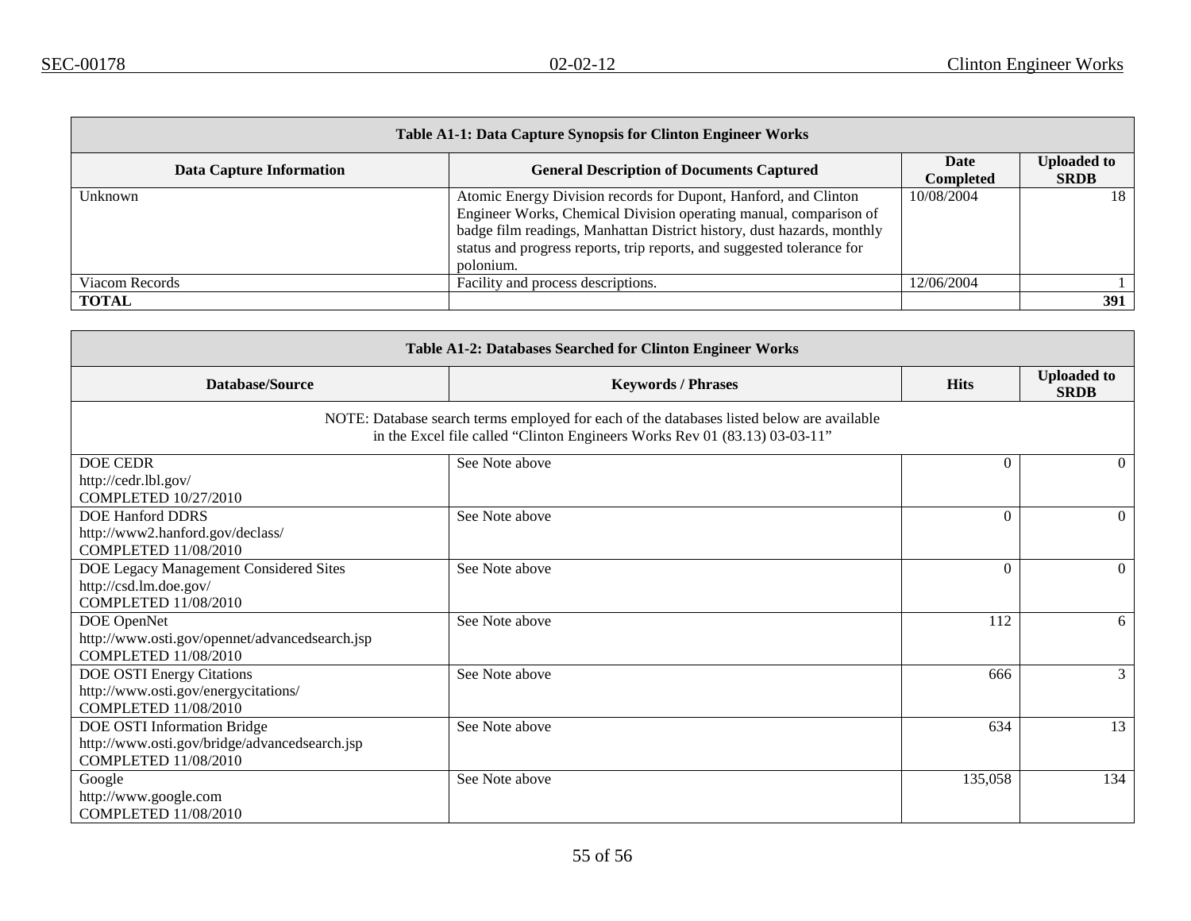| Table A1-1: Data Capture Synopsis for Clinton Engineer Works | | | |
|---|---|---|---|
| **Data Capture Information** | **General Description of Documents Captured** | **Date Completed** | **Uploaded to SRDB** |
| Unknown | Atomic Energy Division records for Dupont, Hanford, and Clinton Engineer Works, Chemical Division operating manual, comparison of badge film readings, Manhattan District history, dust hazards, monthly status and progress reports, trip reports, and suggested tolerance for polonium. | 10/08/2004 | 18 |
| Viacom Records | Facility and process descriptions. | 12/06/2004 | 1 |
| **TOTAL** | | | **391** |

| Table A1-2: Databases Searched for Clinton Engineer Works | | | |
|---|---|---|---|
| **Database/Source** | **Keywords / Phrases** | **Hits** | **Uploaded to SRDB** |
| NOTE: Database search terms employed for each of the databases listed below are available in the Excel file called "Clinton Engineers Works Rev 01 (83.13) 03-03-11" | | | |
| DOE CEDR<br>http://cedr.lbl.gov/<br>COMPLETED 10/27/2010 | See Note above | 0 | 0 |
| DOE Hanford DDRS<br>http://www2.hanford.gov/declass/<br>COMPLETED 11/08/2010 | See Note above | 0 | 0 |
| DOE Legacy Management Considered Sites<br>http://csd.lm.doe.gov/<br>COMPLETED 11/08/2010 | See Note above | 0 | 0 |
| DOE OpenNet<br>http://www.osti.gov/opennet/advancedsearch.jsp<br>COMPLETED 11/08/2010 | See Note above | 112 | 6 |
| DOE OSTI Energy Citations<br>http://www.osti.gov/energycitations/<br>COMPLETED 11/08/2010 | See Note above | 666 | 3 |
| DOE OSTI Information Bridge<br>http://www.osti.gov/bridge/advancedsearch.jsp<br>COMPLETED 11/08/2010 | See Note above | 634 | 13 |
| Google<br>http://www.google.com<br>COMPLETED 11/08/2010 | See Note above | 135,058 | 134 |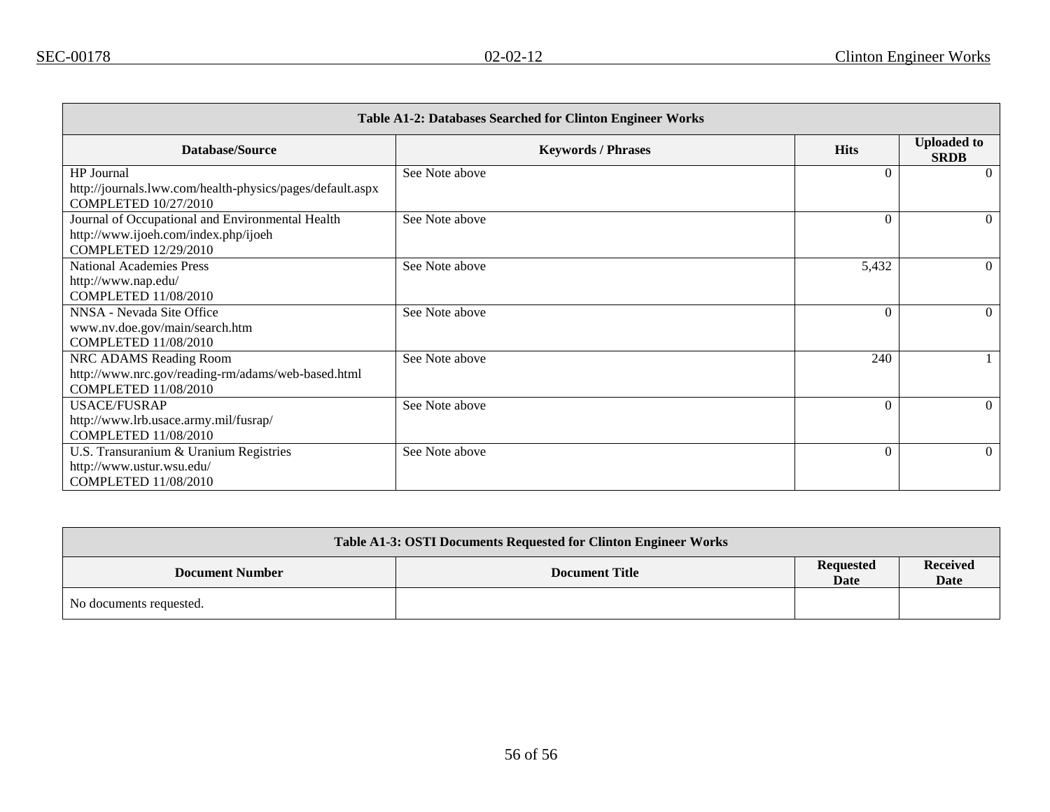**Table A1-2: Databases Searched for Clinton Engineer Works**

| Database/Source | Keywords / Phrases | Hits | Uploaded to SRDB |
|---|---|---|---|
| HP Journal<br>http://journals.lww.com/health-physics/pages/default.aspx<br>COMPLETED 10/27/2010 | See Note above | 0 | 0 |
| Journal of Occupational and Environmental Health<br>http://www.ijoeh.com/index.php/ijoeh<br>COMPLETED 12/29/2010 | See Note above | 0 | 0 |
| National Academies Press<br>http://www.nap.edu/<br>COMPLETED 11/08/2010 | See Note above | 5,432 | 0 |
| NNSA - Nevada Site Office<br>www.nv.doe.gov/main/search.htm<br>COMPLETED 11/08/2010 | See Note above | 0 | 0 |
| NRC ADAMS Reading Room<br>http://www.nrc.gov/reading-rm/adams/web-based.html<br>COMPLETED 11/08/2010 | See Note above | 240 | 1 |
| USACE/FUSRAP<br>http://www.lrb.usace.army.mil/fusrap/<br>COMPLETED 11/08/2010 | See Note above | 0 | 0 |
| U.S. Transuranium & Uranium Registries<br>http://www.ustur.wsu.edu/<br>COMPLETED 11/08/2010 | See Note above | 0 | 0 |

**Table A1-3: OSTI Documents Requested for Clinton Engineer Works**

| Document Number | Document Title | Requested Date | Received Date |
|---|---|---|---|
| No documents requested. | | | |